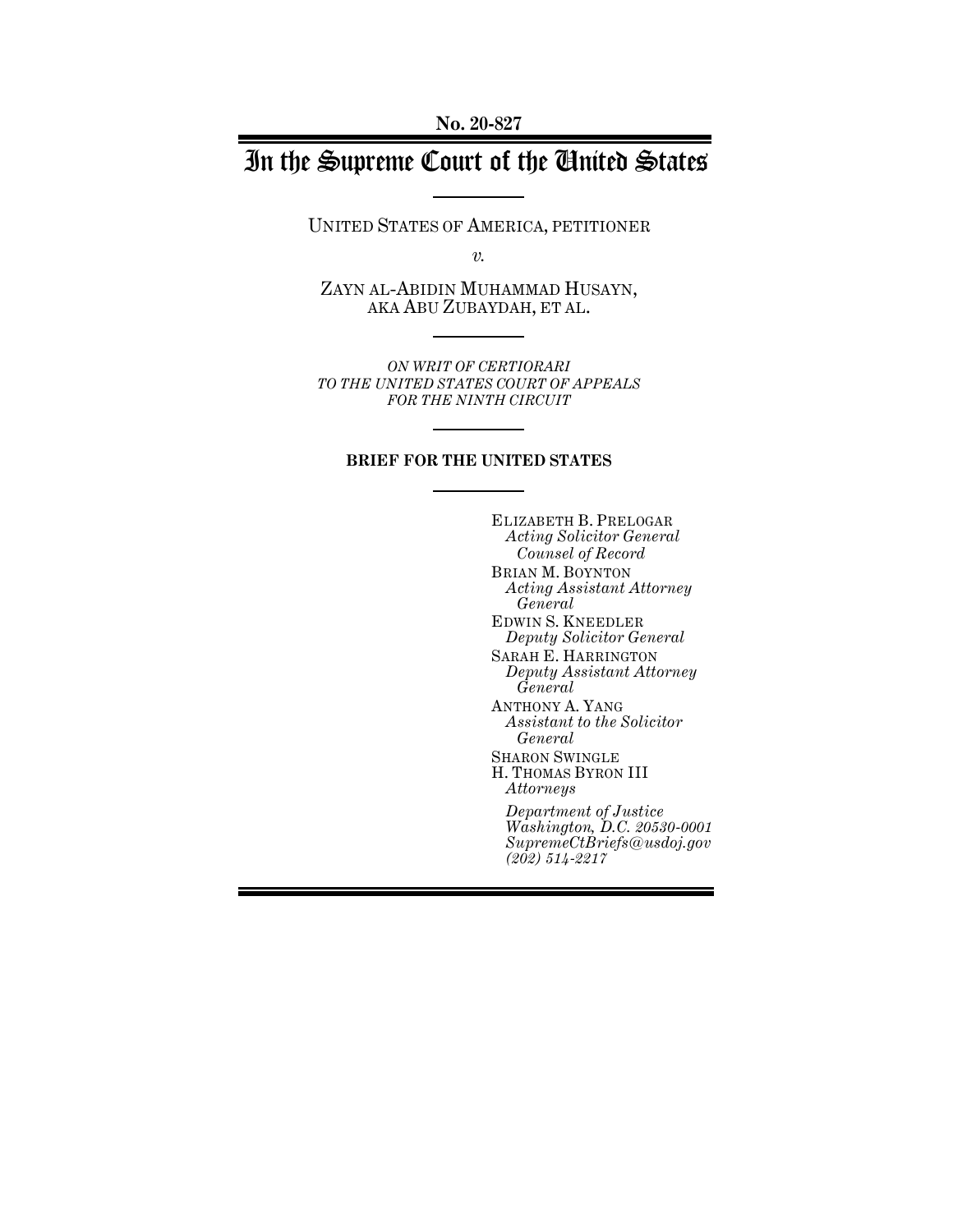**No. 20-827**

# In the Supreme Court of the United States

UNITED STATES OF AMERICA, PETITIONER

*v.*

ZAYN AL-ABIDIN MUHAMMAD HUSAYN,
AKA ABU ZUBAYDAH, ET AL.

*ON WRIT OF CERTIORARI
TO THE UNITED STATES COURT OF APPEALS
FOR THE NINTH CIRCUIT*

**BRIEF FOR THE UNITED STATES**

ELIZABETH B. PRELOGAR
*Acting Solicitor General*
*Counsel of Record*

BRIAN M. BOYNTON
*Acting Assistant Attorney General*

EDWIN S. KNEEDLER
*Deputy Solicitor General*

SARAH E. HARRINGTON
*Deputy Assistant Attorney General*

ANTHONY A. YANG
*Assistant to the Solicitor General*

SHARON SWINGLE
H. THOMAS BYRON III
*Attorneys*

*Department of Justice*
*Washington, D.C. 20530-0001*
*SupremeCtBriefs@usdoj.gov*
*(202) 514-2217*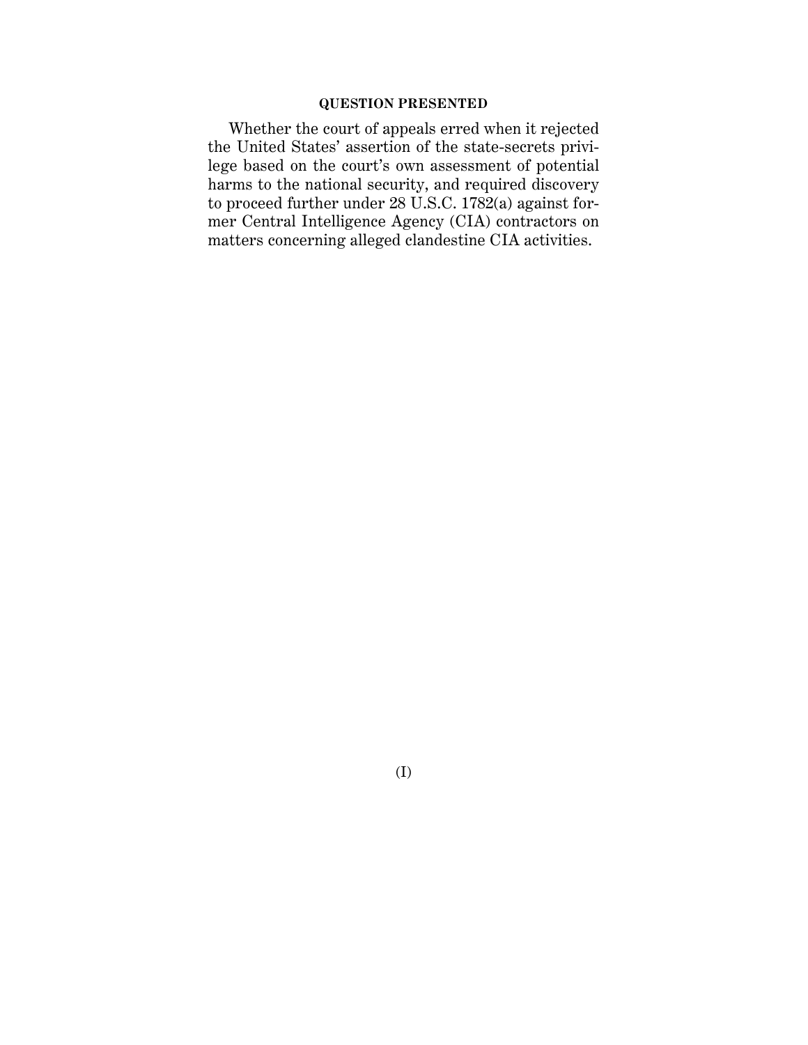## QUESTION PRESENTED

Whether the court of appeals erred when it rejected the United States' assertion of the state-secrets privilege based on the court's own assessment of potential harms to the national security, and required discovery to proceed further under 28 U.S.C. 1782(a) against former Central Intelligence Agency (CIA) contractors on matters concerning alleged clandestine CIA activities.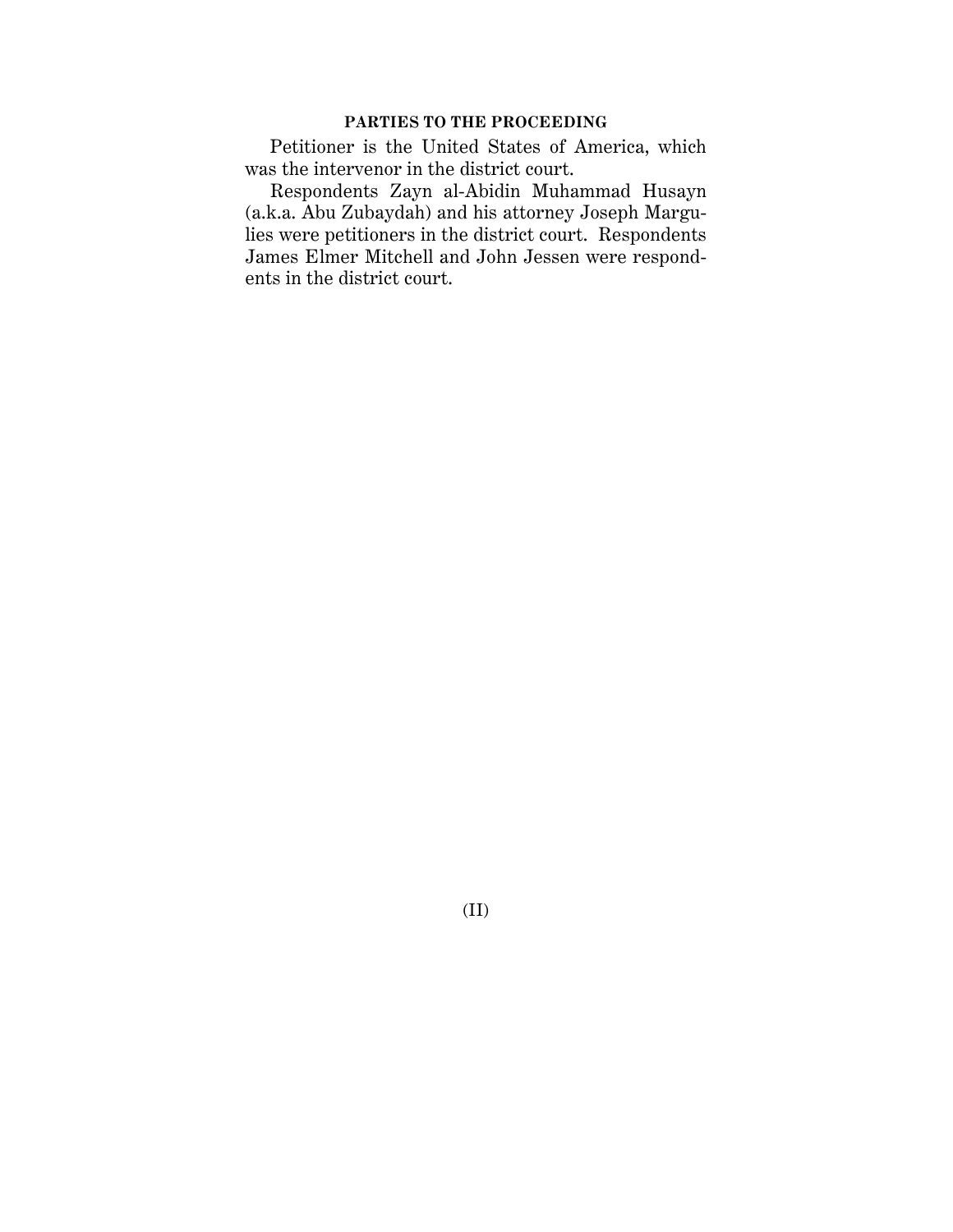## PARTIES TO THE PROCEEDING

Petitioner is the United States of America, which was the intervenor in the district court.

Respondents Zayn al-Abidin Muhammad Husayn (a.k.a. Abu Zubaydah) and his attorney Joseph Margulies were petitioners in the district court. Respondents James Elmer Mitchell and John Jessen were respondents in the district court.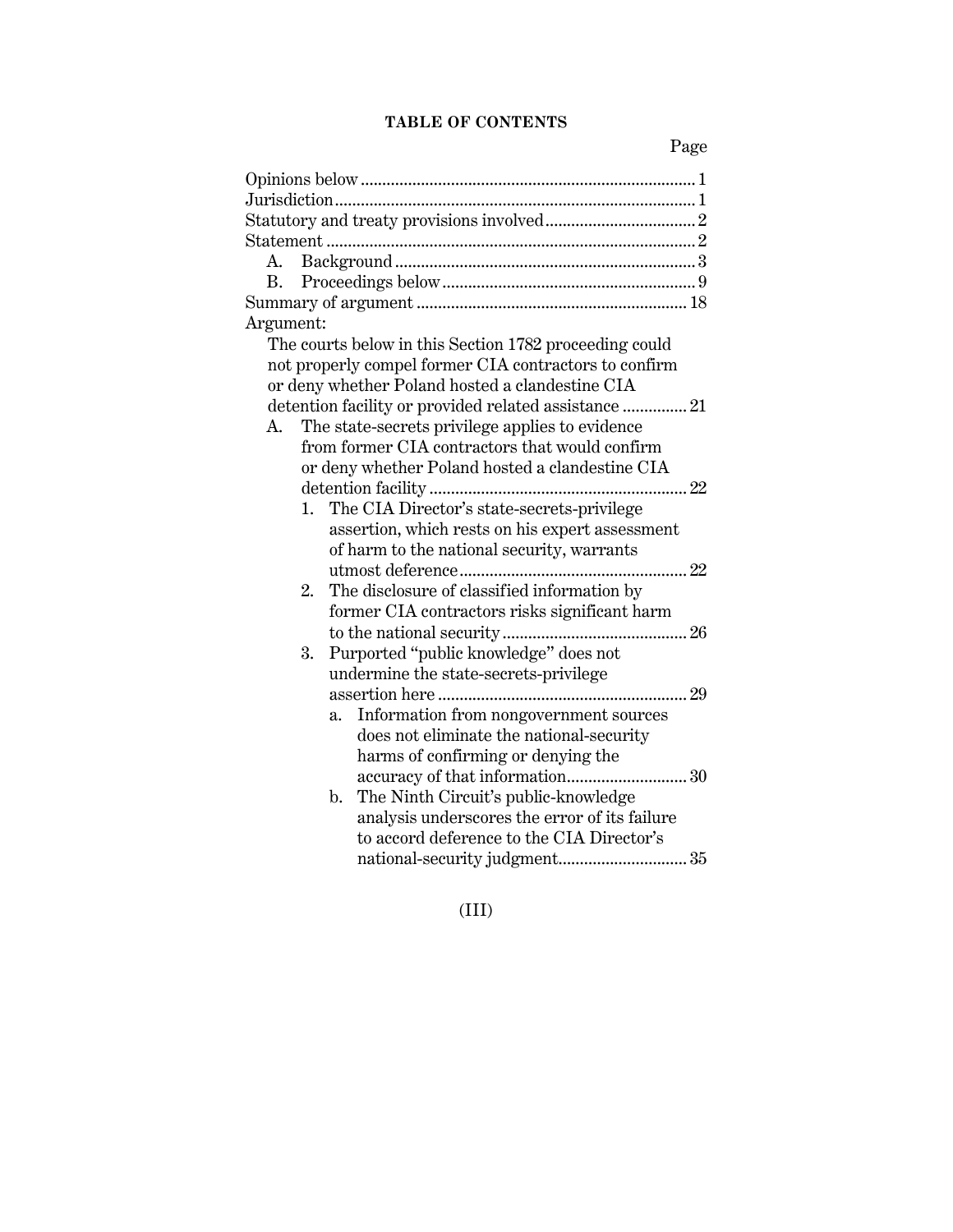**TABLE OF CONTENTS**

| | Page |
|---|---|
| Opinions below | 1 |
| Jurisdiction | 1 |
| Statutory and treaty provisions involved | 2 |
| Statement | 2 |
| A. Background | 3 |
| B. Proceedings below | 9 |
| Summary of argument | 18 |
| Argument: | |
| The courts below in this Section 1782 proceeding could not properly compel former CIA contractors to confirm or deny whether Poland hosted a clandestine CIA detention facility or provided related assistance | 21 |
| A. The state-secrets privilege applies to evidence from former CIA contractors that would confirm or deny whether Poland hosted a clandestine CIA detention facility | 22 |
| 1. The CIA Director's state-secrets-privilege assertion, which rests on his expert assessment of harm to the national security, warrants utmost deference | 22 |
| 2. The disclosure of classified information by former CIA contractors risks significant harm to the national security | 26 |
| 3. Purported "public knowledge" does not undermine the state-secrets-privilege assertion here | 29 |
| a. Information from nongovernment sources does not eliminate the national-security harms of confirming or denying the accuracy of that information | 30 |
| b. The Ninth Circuit's public-knowledge analysis underscores the error of its failure to accord deference to the CIA Director's national-security judgment | 35 |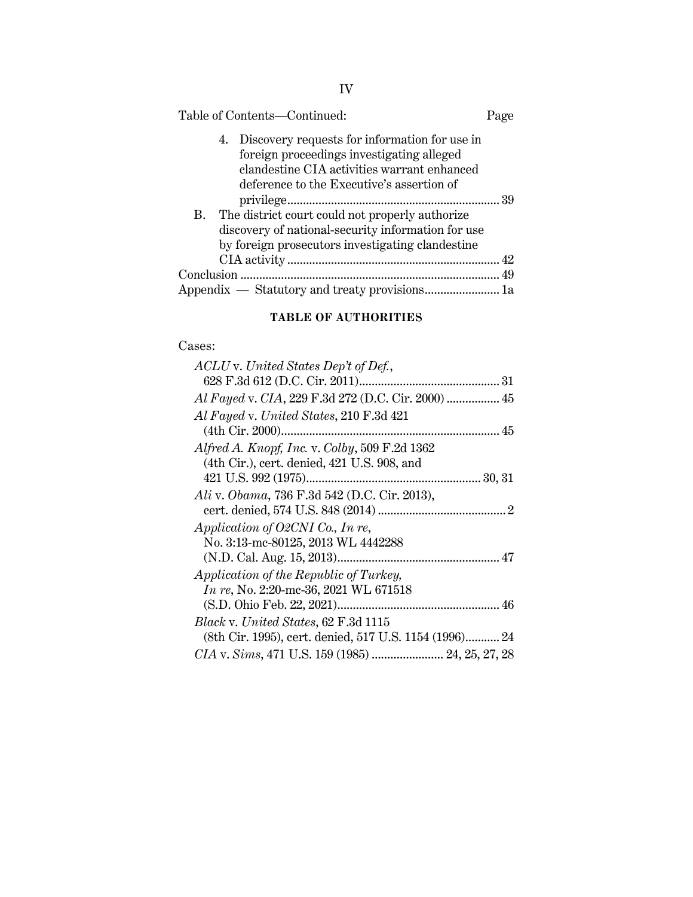Table of Contents—Continued: Page

4. Discovery requests for information for use in foreign proceedings investigating alleged clandestine CIA activities warrant enhanced deference to the Executive's assertion of privilege .................................................................. 39

B. The district court could not properly authorize discovery of national-security information for use by foreign prosecutors investigating clandestine CIA activity .................................................................. 42

Conclusion .................................................................................. 49

Appendix — Statutory and treaty provisions........................ 1a

**TABLE OF AUTHORITIES**

Cases:

*ACLU* v. *United States Dep't of Def.*, 628 F.3d 612 (D.C. Cir. 2011)............................................ 31

*Al Fayed* v. *CIA*, 229 F.3d 272 (D.C. Cir. 2000) ................. 45

*Al Fayed* v. *United States*, 210 F.3d 421 (4th Cir. 2000)...................................................................... 45

*Alfred A. Knopf, Inc.* v. *Colby*, 509 F.2d 1362 (4th Cir.), cert. denied, 421 U.S. 908, and 421 U.S. 992 (1975)....................................................... 30, 31

*Ali* v. *Obama*, 736 F.3d 542 (D.C. Cir. 2013), cert. denied, 574 U.S. 848 (2014) ......................................... 2

*Application of O2CNI Co., In re*, No. 3:13-mc-80125, 2013 WL 4442288 (N.D. Cal. Aug. 15, 2013).................................................... 47

*Application of the Republic of Turkey, In re*, No. 2:20-mc-36, 2021 WL 671518 (S.D. Ohio Feb. 22, 2021).................................................... 46

*Black* v. *United States*, 62 F.3d 1115 (8th Cir. 1995), cert. denied, 517 U.S. 1154 (1996)........... 24

*CIA* v. *Sims*, 471 U.S. 159 (1985) ....................... 24, 25, 27, 28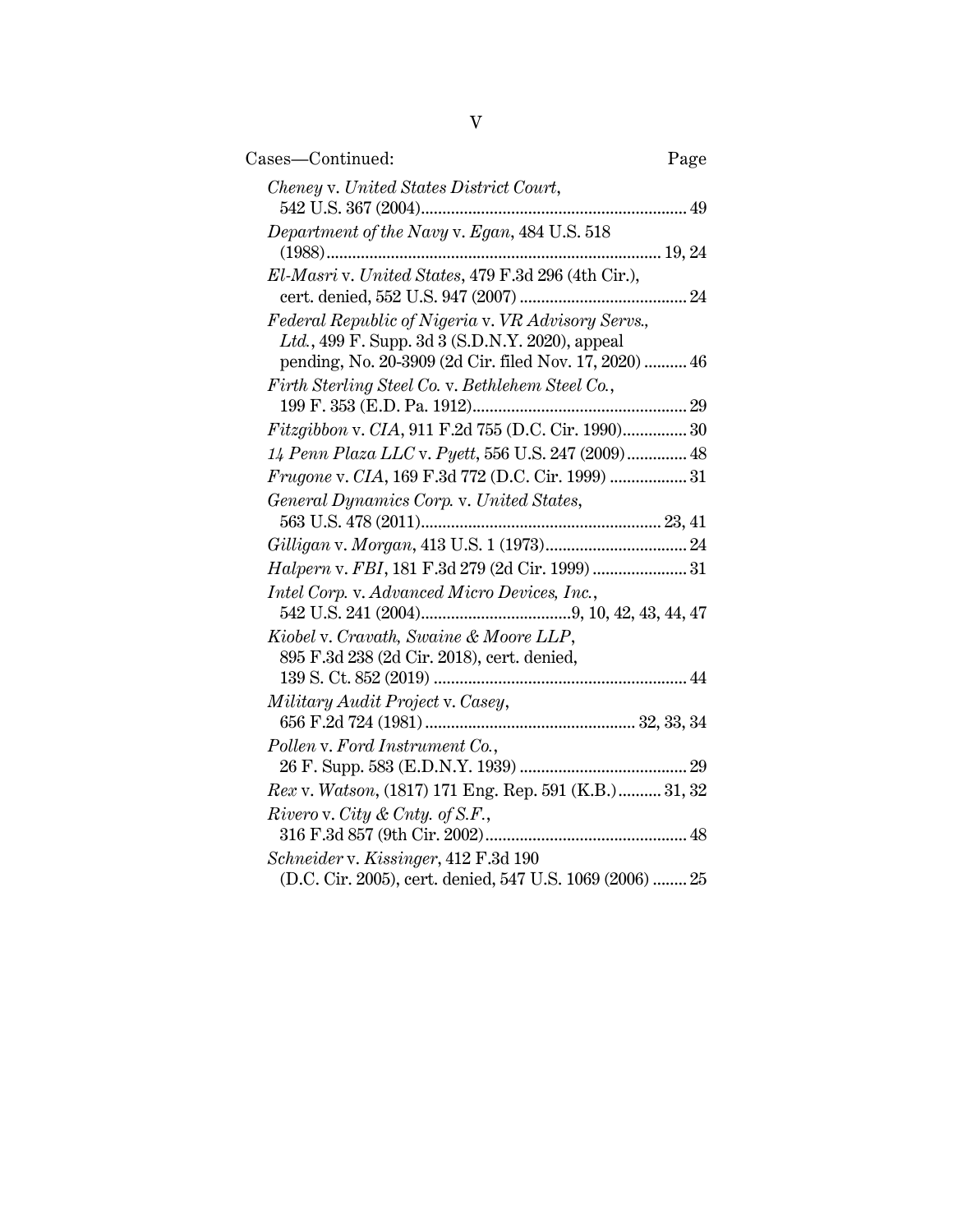Cases—Continued: Page

*Cheney* v. *United States District Court*, 542 U.S. 367 (2004) ........ 49

*Department of the Navy* v. *Egan*, 484 U.S. 518 (1988) ........ 19, 24

*El-Masri* v. *United States*, 479 F.3d 296 (4th Cir.), cert. denied, 552 U.S. 947 (2007) ........ 24

*Federal Republic of Nigeria* v. *VR Advisory Servs., Ltd.*, 499 F. Supp. 3d 3 (S.D.N.Y. 2020), appeal pending, No. 20-3909 (2d Cir. filed Nov. 17, 2020) ........ 46

*Firth Sterling Steel Co.* v. *Bethlehem Steel Co.*, 199 F. 353 (E.D. Pa. 1912) ........ 29

*Fitzgibbon* v. *CIA*, 911 F.2d 755 (D.C. Cir. 1990) ........ 30

*14 Penn Plaza LLC* v. *Pyett*, 556 U.S. 247 (2009) ........ 48

*Frugone* v. *CIA*, 169 F.3d 772 (D.C. Cir. 1999) ........ 31

*General Dynamics Corp.* v. *United States*, 563 U.S. 478 (2011) ........ 23, 41

*Gilligan* v. *Morgan*, 413 U.S. 1 (1973) ........ 24

*Halpern* v. *FBI*, 181 F.3d 279 (2d Cir. 1999) ........ 31

*Intel Corp.* v. *Advanced Micro Devices, Inc.*, 542 U.S. 241 (2004) ........ 9, 10, 42, 43, 44, 47

*Kiobel* v. *Cravath, Swaine & Moore LLP*, 895 F.3d 238 (2d Cir. 2018), cert. denied, 139 S. Ct. 852 (2019) ........ 44

*Military Audit Project* v. *Casey*, 656 F.2d 724 (1981) ........ 32, 33, 34

*Pollen* v. *Ford Instrument Co.*, 26 F. Supp. 583 (E.D.N.Y. 1939) ........ 29

*Rex* v. *Watson*, (1817) 171 Eng. Rep. 591 (K.B.) ........ 31, 32

*Rivero* v. *City & Cnty. of S.F.*, 316 F.3d 857 (9th Cir. 2002) ........ 48

*Schneider* v. *Kissinger*, 412 F.3d 190 (D.C. Cir. 2005), cert. denied, 547 U.S. 1069 (2006) ........ 25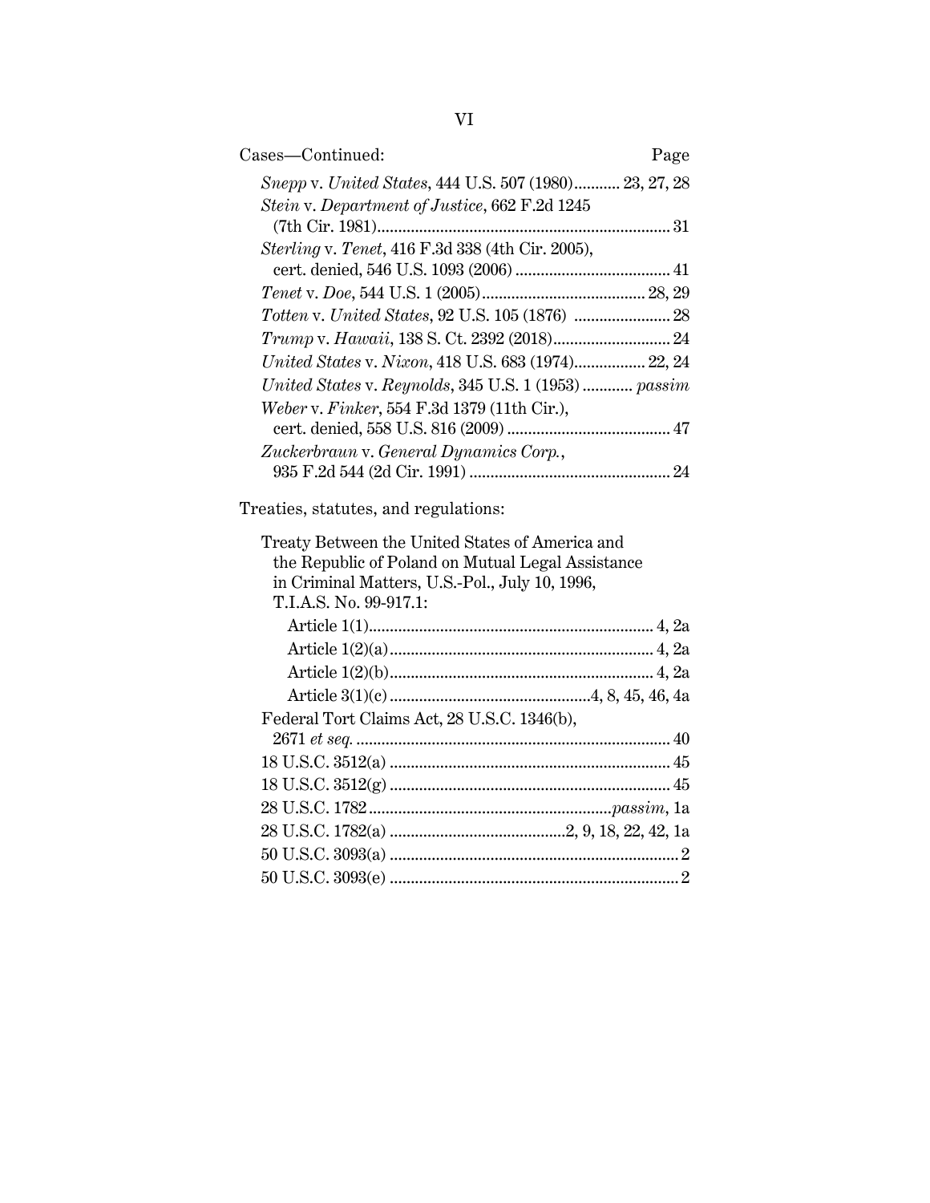Cases—Continued: Page

*Snepp* v. *United States*, 444 U.S. 507 (1980) .......... 23, 27, 28

*Stein* v. *Department of Justice*, 662 F.2d 1245 (7th Cir. 1981) .......... 31

*Sterling* v. *Tenet*, 416 F.3d 338 (4th Cir. 2005), cert. denied, 546 U.S. 1093 (2006) .......... 41

*Tenet* v. *Doe*, 544 U.S. 1 (2005) .......... 28, 29

*Totten* v. *United States*, 92 U.S. 105 (1876) .......... 28

*Trump* v. *Hawaii*, 138 S. Ct. 2392 (2018) .......... 24

*United States* v. *Nixon*, 418 U.S. 683 (1974) .......... 22, 24

*United States* v. *Reynolds*, 345 U.S. 1 (1953) .......... *passim*

*Weber* v. *Finker*, 554 F.3d 1379 (11th Cir.), cert. denied, 558 U.S. 816 (2009) .......... 47

*Zuckerbraun* v. *General Dynamics Corp.*, 935 F.2d 544 (2d Cir. 1991) .......... 24

Treaties, statutes, and regulations:

Treaty Between the United States of America and the Republic of Poland on Mutual Legal Assistance in Criminal Matters, U.S.-Pol., July 10, 1996, T.I.A.S. No. 99-917.1:

- Article 1(1) .......... 4, 2a
- Article 1(2)(a) .......... 4, 2a
- Article 1(2)(b) .......... 4, 2a
- Article 3(1)(c) .......... 4, 8, 45, 46, 4a

Federal Tort Claims Act, 28 U.S.C. 1346(b), 2671 *et seq.* .......... 40

18 U.S.C. 3512(a) .......... 45

18 U.S.C. 3512(g) .......... 45

28 U.S.C. 1782 .......... *passim*, 1a

28 U.S.C. 1782(a) .......... 2, 9, 18, 22, 42, 1a

50 U.S.C. 3093(a) .......... 2

50 U.S.C. 3093(e) .......... 2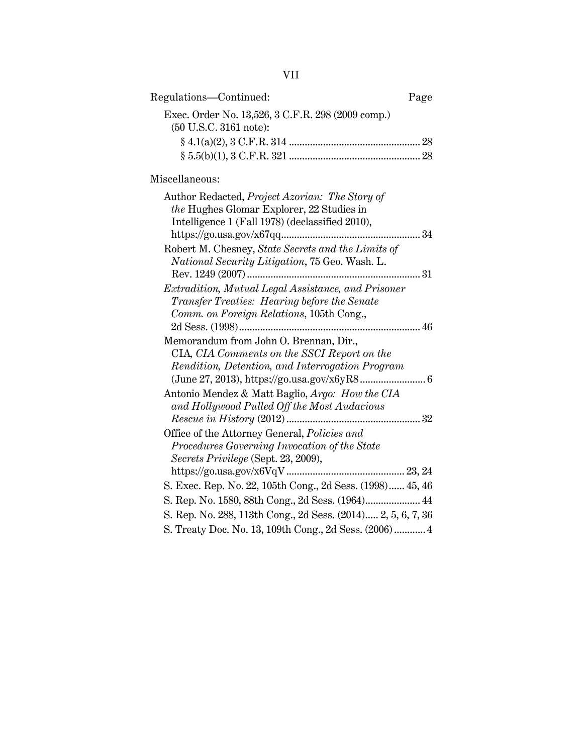Regulations—Continued: Page

Exec. Order No. 13,526, 3 C.F.R. 298 (2009 comp.) (50 U.S.C. 3161 note):

§ 4.1(a)(2), 3 C.F.R. 314 .................................................. 28

§ 5.5(b)(1), 3 C.F.R. 321 .................................................. 28

Miscellaneous:

Author Redacted, *Project Azorian: The Story of the* Hughes Glomar Explorer, 22 Studies in Intelligence 1 (Fall 1978) (declassified 2010), https://go.usa.gov/x67qq..................................................... 34

Robert M. Chesney, *State Secrets and the Limits of National Security Litigation*, 75 Geo. Wash. L. Rev. 1249 (2007)................................................................. 31

*Extradition, Mutual Legal Assistance, and Prisoner Transfer Treaties: Hearing before the Senate Comm. on Foreign Relations*, 105th Cong., 2d Sess. (1998)..................................................................... 46

Memorandum from John O. Brennan, Dir., CIA, *CIA Comments on the SSCI Report on the Rendition, Detention, and Interrogation Program* (June 27, 2013), https://go.usa.gov/x6yR8......................... 6

Antonio Mendez & Matt Baglio, *Argo: How the CIA and Hollywood Pulled Off the Most Audacious Rescue in History* (2012)................................................... 32

Office of the Attorney General, *Policies and Procedures Governing Invocation of the State Secrets Privilege* (Sept. 23, 2009), https://go.usa.gov/x6VqV............................................. 23, 24

S. Exec. Rep. No. 22, 105th Cong., 2d Sess. (1998)...... 45, 46

S. Rep. No. 1580, 88th Cong., 2d Sess. (1964)..................... 44

S. Rep. No. 288, 113th Cong., 2d Sess. (2014)..... 2, 5, 6, 7, 36

S. Treaty Doc. No. 13, 109th Cong., 2d Sess. (2006)............ 4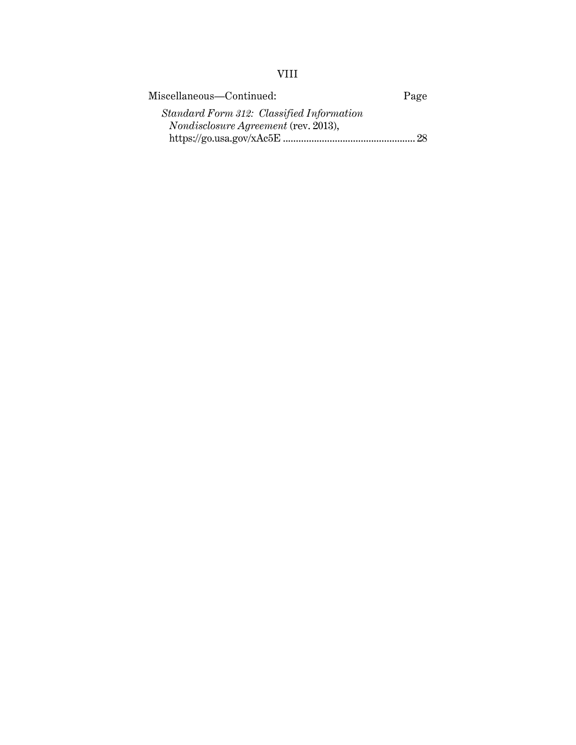Miscellaneous—Continued: Page

*Standard Form 312: Classified Information Nondisclosure Agreement* (rev. 2013), https://go.usa.gov/xAc5E .................................................. 28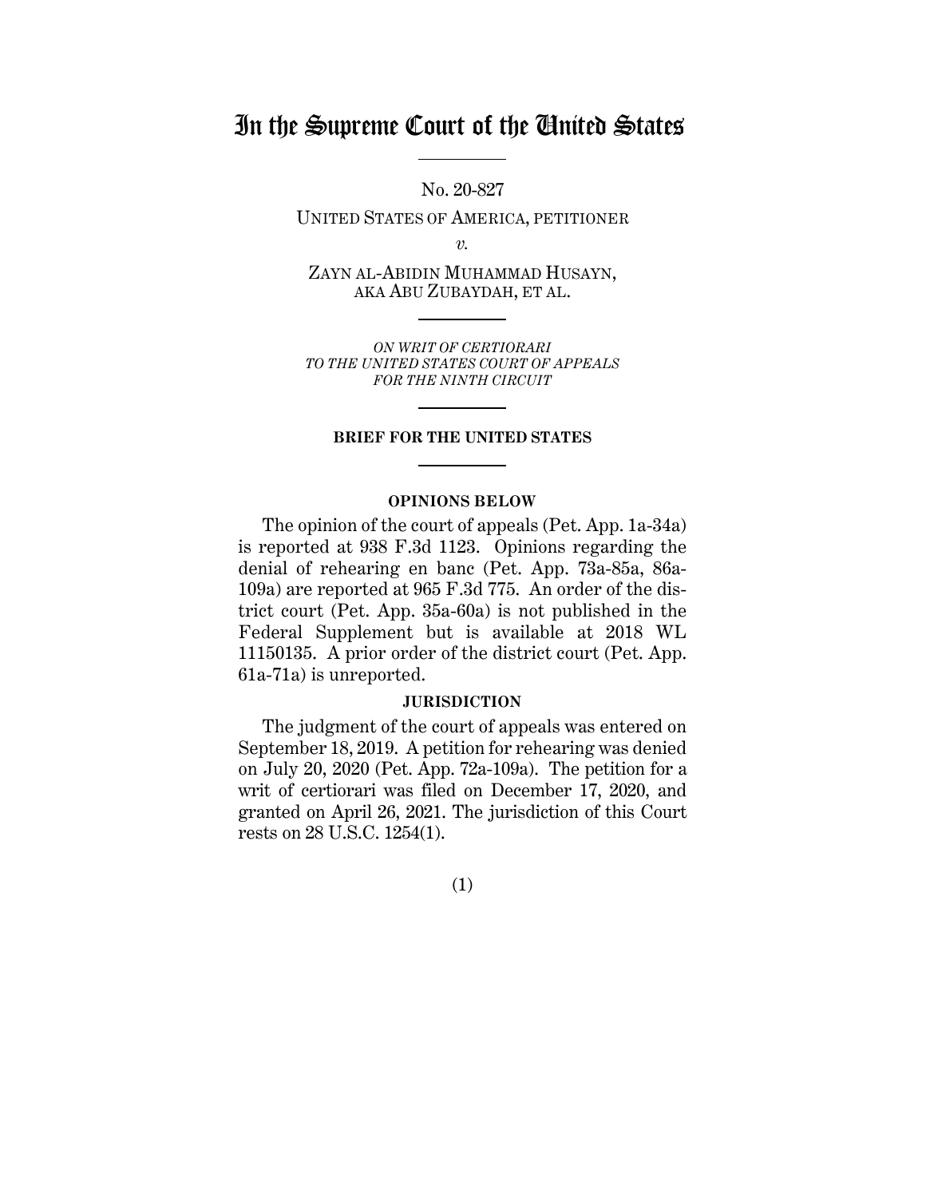# In the Supreme Court of the United States

No. 20-827

UNITED STATES OF AMERICA, PETITIONER

*v.*

ZAYN AL-ABIDIN MUHAMMAD HUSAYN,
AKA ABU ZUBAYDAH, ET AL.

*ON WRIT OF CERTIORARI
TO THE UNITED STATES COURT OF APPEALS
FOR THE NINTH CIRCUIT*

**BRIEF FOR THE UNITED STATES**

**OPINIONS BELOW**

The opinion of the court of appeals (Pet. App. 1a-34a) is reported at 938 F.3d 1123. Opinions regarding the denial of rehearing en banc (Pet. App. 73a-85a, 86a-109a) are reported at 965 F.3d 775. An order of the district court (Pet. App. 35a-60a) is not published in the Federal Supplement but is available at 2018 WL 11150135. A prior order of the district court (Pet. App. 61a-71a) is unreported.

**JURISDICTION**

The judgment of the court of appeals was entered on September 18, 2019. A petition for rehearing was denied on July 20, 2020 (Pet. App. 72a-109a). The petition for a writ of certiorari was filed on December 17, 2020, and granted on April 26, 2021. The jurisdiction of this Court rests on 28 U.S.C. 1254(1).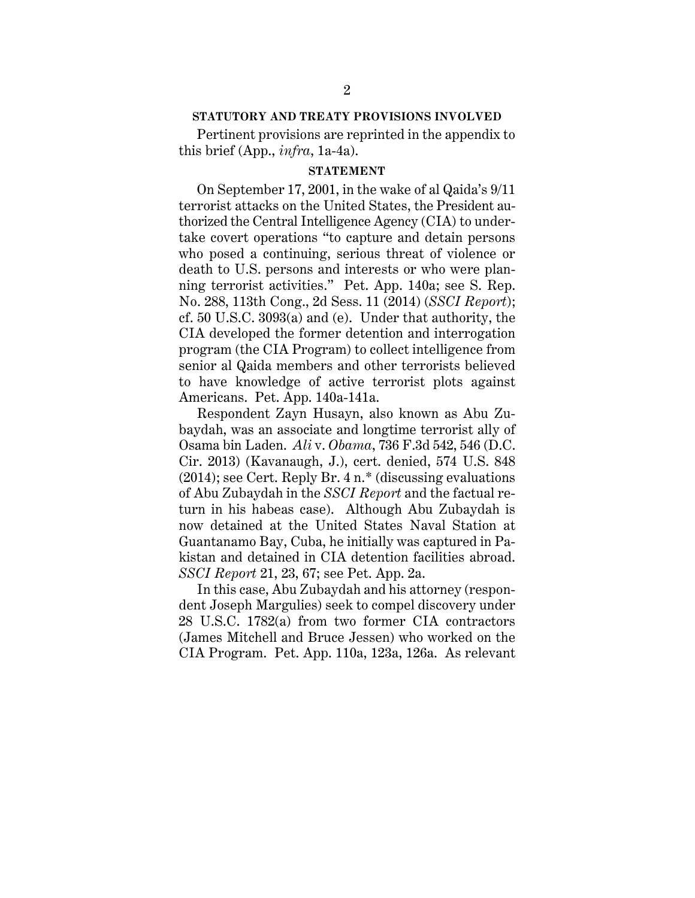## STATUTORY AND TREATY PROVISIONS INVOLVED

Pertinent provisions are reprinted in the appendix to this brief (App., *infra*, 1a-4a).

## STATEMENT

On September 17, 2001, in the wake of al Qaida's 9/11 terrorist attacks on the United States, the President authorized the Central Intelligence Agency (CIA) to undertake covert operations "to capture and detain persons who posed a continuing, serious threat of violence or death to U.S. persons and interests or who were planning terrorist activities." Pet. App. 140a; see S. Rep. No. 288, 113th Cong., 2d Sess. 11 (2014) (*SSCI Report*); cf. 50 U.S.C. 3093(a) and (e). Under that authority, the CIA developed the former detention and interrogation program (the CIA Program) to collect intelligence from senior al Qaida members and other terrorists believed to have knowledge of active terrorist plots against Americans. Pet. App. 140a-141a.

Respondent Zayn Husayn, also known as Abu Zubaydah, was an associate and longtime terrorist ally of Osama bin Laden. *Ali* v. *Obama*, 736 F.3d 542, 546 (D.C. Cir. 2013) (Kavanaugh, J.), cert. denied, 574 U.S. 848 (2014); see Cert. Reply Br. 4 n.* (discussing evaluations of Abu Zubaydah in the *SSCI Report* and the factual return in his habeas case). Although Abu Zubaydah is now detained at the United States Naval Station at Guantanamo Bay, Cuba, he initially was captured in Pakistan and detained in CIA detention facilities abroad. *SSCI Report* 21, 23, 67; see Pet. App. 2a.

In this case, Abu Zubaydah and his attorney (respondent Joseph Margulies) seek to compel discovery under 28 U.S.C. 1782(a) from two former CIA contractors (James Mitchell and Bruce Jessen) who worked on the CIA Program. Pet. App. 110a, 123a, 126a. As relevant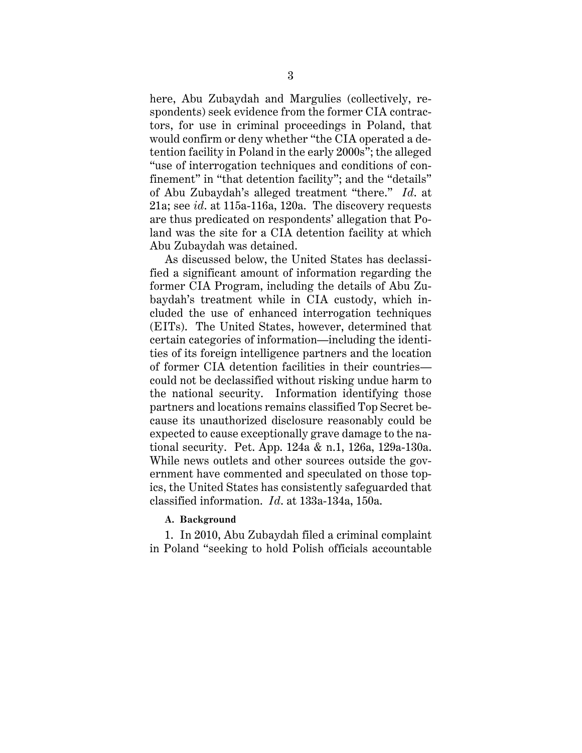here, Abu Zubaydah and Margulies (collectively, respondents) seek evidence from the former CIA contractors, for use in criminal proceedings in Poland, that would confirm or deny whether "the CIA operated a detention facility in Poland in the early 2000s"; the alleged "use of interrogation techniques and conditions of confinement" in "that detention facility"; and the "details" of Abu Zubaydah's alleged treatment "there." *Id.* at 21a; see *id.* at 115a-116a, 120a. The discovery requests are thus predicated on respondents' allegation that Poland was the site for a CIA detention facility at which Abu Zubaydah was detained.

As discussed below, the United States has declassified a significant amount of information regarding the former CIA Program, including the details of Abu Zubaydah's treatment while in CIA custody, which included the use of enhanced interrogation techniques (EITs). The United States, however, determined that certain categories of information—including the identities of its foreign intelligence partners and the location of former CIA detention facilities in their countries—could not be declassified without risking undue harm to the national security. Information identifying those partners and locations remains classified Top Secret because its unauthorized disclosure reasonably could be expected to cause exceptionally grave damage to the national security. Pet. App. 124a & n.1, 126a, 129a-130a. While news outlets and other sources outside the government have commented and speculated on those topics, the United States has consistently safeguarded that classified information. *Id.* at 133a-134a, 150a.

**A. Background**

1. In 2010, Abu Zubaydah filed a criminal complaint in Poland "seeking to hold Polish officials accountable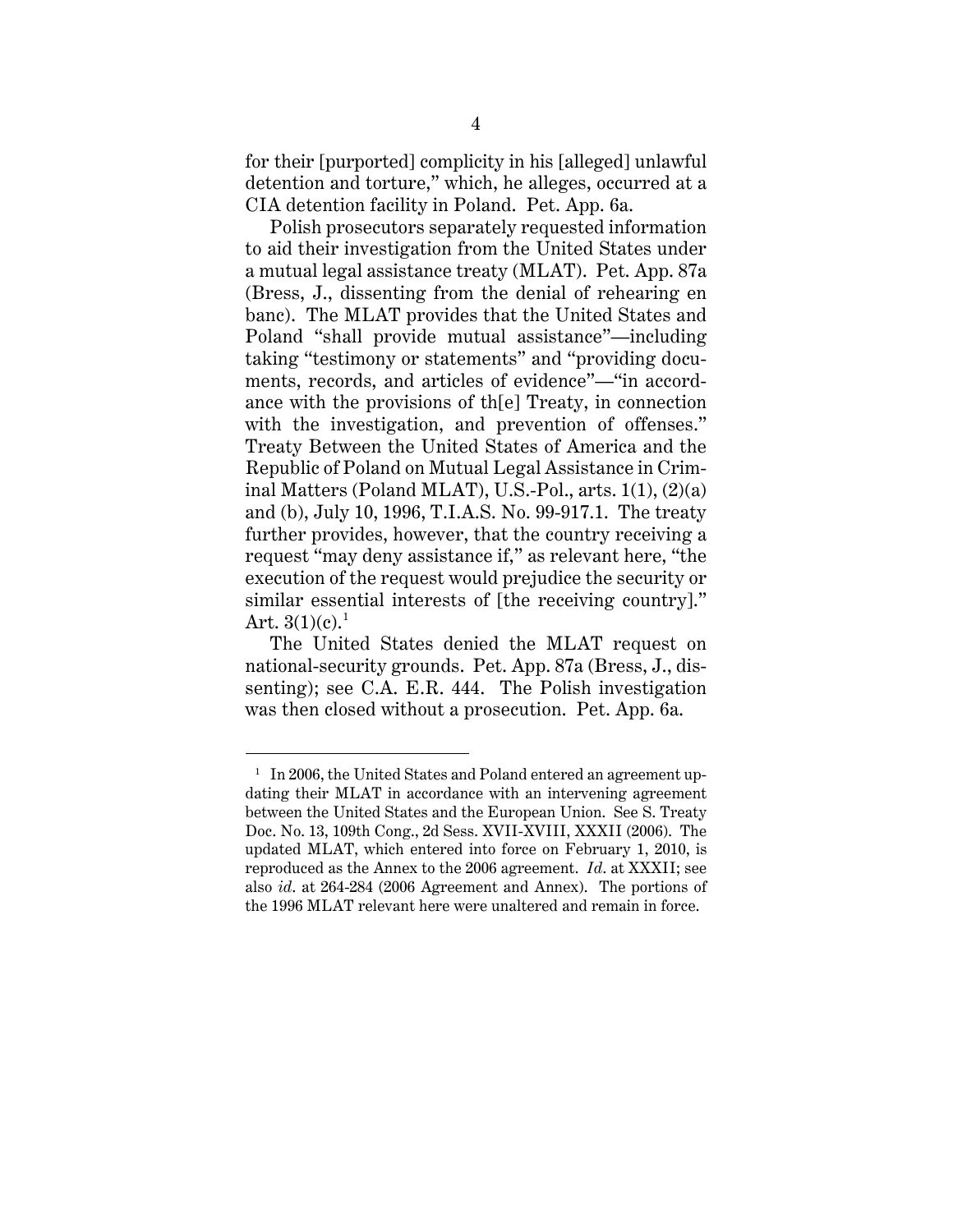for their [purported] complicity in his [alleged] unlawful detention and torture," which, he alleges, occurred at a CIA detention facility in Poland. Pet. App. 6a.

Polish prosecutors separately requested information to aid their investigation from the United States under a mutual legal assistance treaty (MLAT). Pet. App. 87a (Bress, J., dissenting from the denial of rehearing en banc). The MLAT provides that the United States and Poland "shall provide mutual assistance"—including taking "testimony or statements" and "providing documents, records, and articles of evidence"—"in accordance with the provisions of th[e] Treaty, in connection with the investigation, and prevention of offenses." Treaty Between the United States of America and the Republic of Poland on Mutual Legal Assistance in Criminal Matters (Poland MLAT), U.S.-Pol., arts. 1(1), (2)(a) and (b), July 10, 1996, T.I.A.S. No. 99-917.1. The treaty further provides, however, that the country receiving a request "may deny assistance if," as relevant here, "the execution of the request would prejudice the security or similar essential interests of [the receiving country]." Art. 3(1)(c).[1]

The United States denied the MLAT request on national-security grounds. Pet. App. 87a (Bress, J., dissenting); see C.A. E.R. 444. The Polish investigation was then closed without a prosecution. Pet. App. 6a.

[1] In 2006, the United States and Poland entered an agreement updating their MLAT in accordance with an intervening agreement between the United States and the European Union. See S. Treaty Doc. No. 13, 109th Cong., 2d Sess. XVII-XVIII, XXXII (2006). The updated MLAT, which entered into force on February 1, 2010, is reproduced as the Annex to the 2006 agreement. *Id.* at XXXII; see also *id.* at 264-284 (2006 Agreement and Annex). The portions of the 1996 MLAT relevant here were unaltered and remain in force.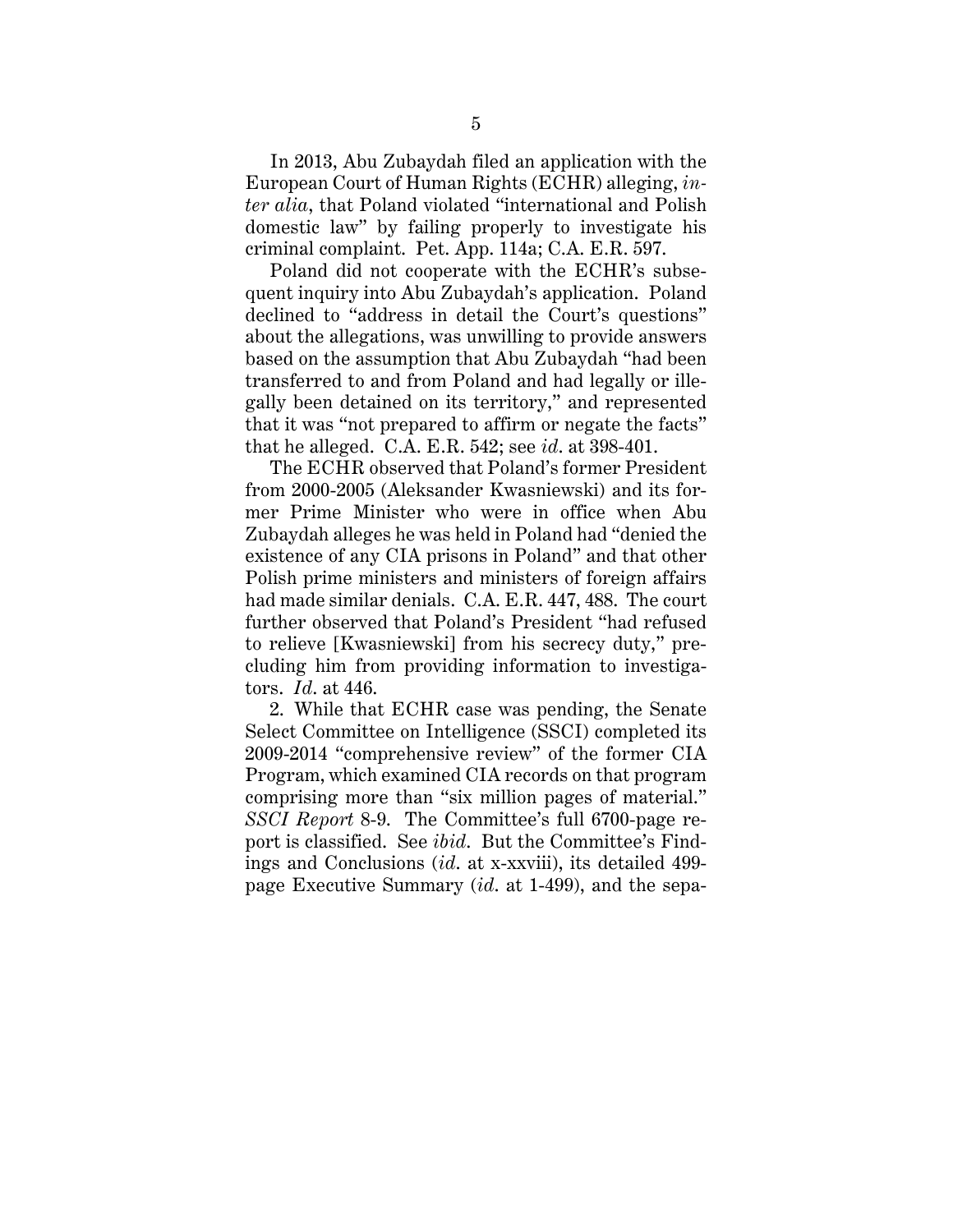In 2013, Abu Zubaydah filed an application with the European Court of Human Rights (ECHR) alleging, *inter alia*, that Poland violated "international and Polish domestic law" by failing properly to investigate his criminal complaint. Pet. App. 114a; C.A. E.R. 597.

Poland did not cooperate with the ECHR's subsequent inquiry into Abu Zubaydah's application. Poland declined to "address in detail the Court's questions" about the allegations, was unwilling to provide answers based on the assumption that Abu Zubaydah "had been transferred to and from Poland and had legally or illegally been detained on its territory," and represented that it was "not prepared to affirm or negate the facts" that he alleged. C.A. E.R. 542; see *id*. at 398-401.

The ECHR observed that Poland's former President from 2000-2005 (Aleksander Kwasniewski) and its former Prime Minister who were in office when Abu Zubaydah alleges he was held in Poland had "denied the existence of any CIA prisons in Poland" and that other Polish prime ministers and ministers of foreign affairs had made similar denials. C.A. E.R. 447, 488. The court further observed that Poland's President "had refused to relieve [Kwasniewski] from his secrecy duty," precluding him from providing information to investigators. *Id*. at 446.

2. While that ECHR case was pending, the Senate Select Committee on Intelligence (SSCI) completed its 2009-2014 "comprehensive review" of the former CIA Program, which examined CIA records on that program comprising more than "six million pages of material." *SSCI Report* 8-9. The Committee's full 6700-page report is classified. See *ibid*. But the Committee's Findings and Conclusions (*id*. at x-xxviii), its detailed 499-page Executive Summary (*id*. at 1-499), and the sepa-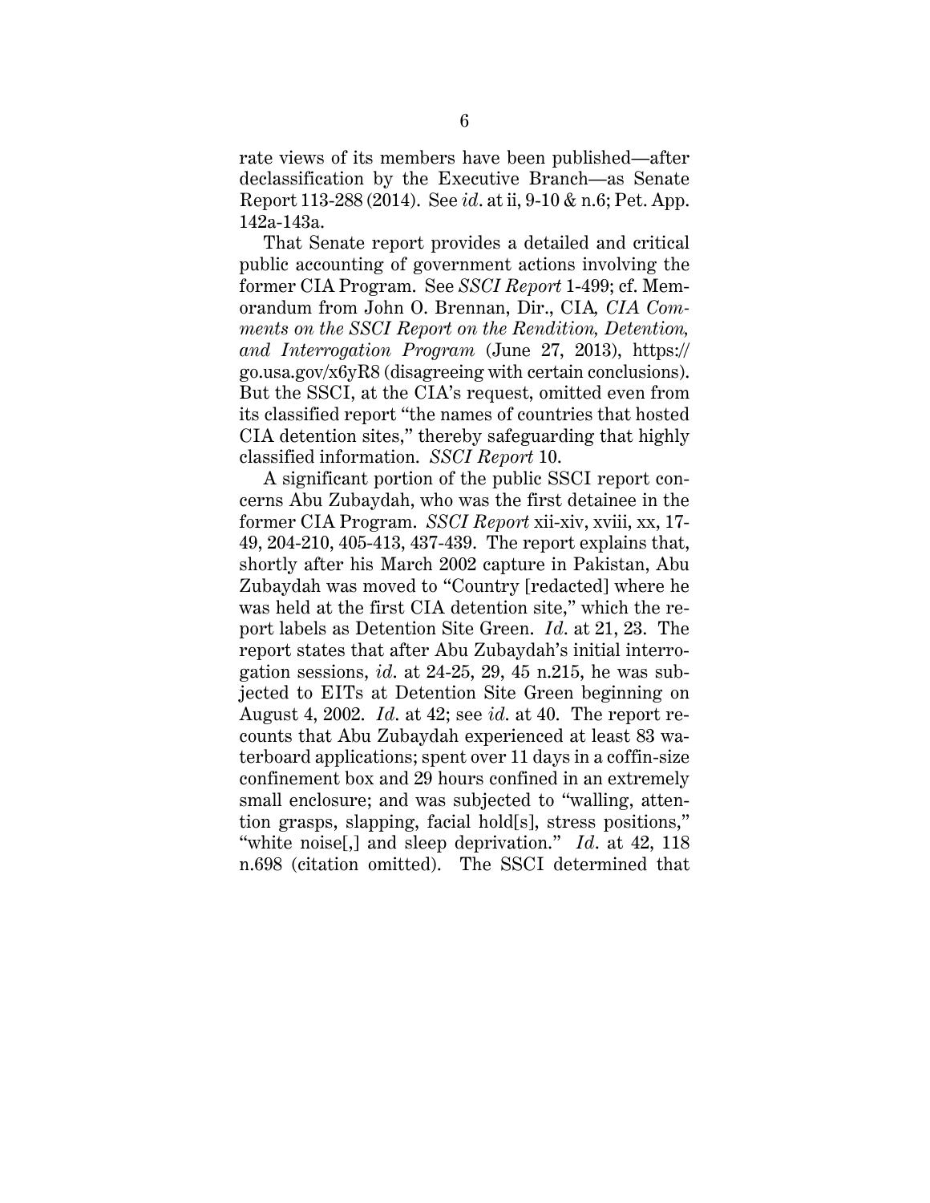rate views of its members have been published—after declassification by the Executive Branch—as Senate Report 113-288 (2014). See *id*. at ii, 9-10 & n.6; Pet. App. 142a-143a.

That Senate report provides a detailed and critical public accounting of government actions involving the former CIA Program. See *SSCI Report* 1-499; cf. Memorandum from John O. Brennan, Dir., CIA, *CIA Comments on the SSCI Report on the Rendition, Detention, and Interrogation Program* (June 27, 2013), https://go.usa.gov/x6yR8 (disagreeing with certain conclusions). But the SSCI, at the CIA's request, omitted even from its classified report "the names of countries that hosted CIA detention sites," thereby safeguarding that highly classified information. *SSCI Report* 10.

A significant portion of the public SSCI report concerns Abu Zubaydah, who was the first detainee in the former CIA Program. *SSCI Report* xii-xiv, xviii, xx, 17-49, 204-210, 405-413, 437-439. The report explains that, shortly after his March 2002 capture in Pakistan, Abu Zubaydah was moved to "Country [redacted] where he was held at the first CIA detention site," which the report labels as Detention Site Green. *Id*. at 21, 23. The report states that after Abu Zubaydah's initial interrogation sessions, *id*. at 24-25, 29, 45 n.215, he was subjected to EITs at Detention Site Green beginning on August 4, 2002. *Id*. at 42; see *id*. at 40. The report recounts that Abu Zubaydah experienced at least 83 waterboard applications; spent over 11 days in a coffin-size confinement box and 29 hours confined in an extremely small enclosure; and was subjected to "walling, attention grasps, slapping, facial hold[s], stress positions," "white noise[,] and sleep deprivation." *Id*. at 42, 118 n.698 (citation omitted). The SSCI determined that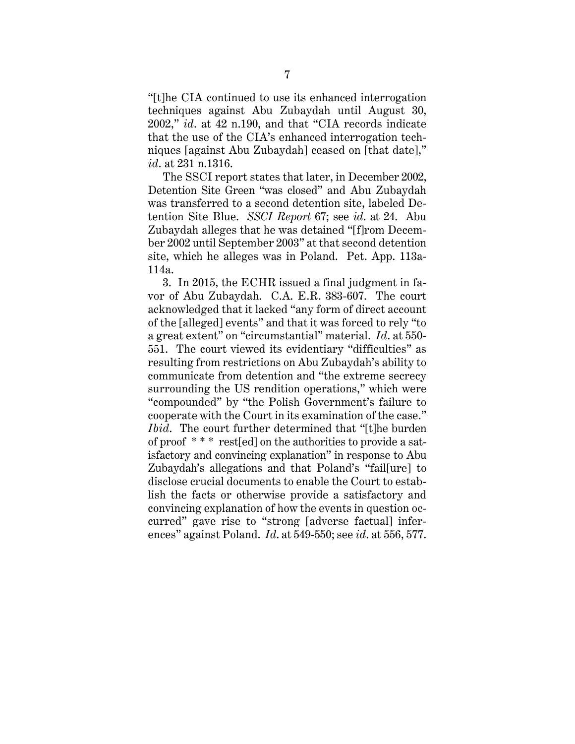"[t]he CIA continued to use its enhanced interrogation techniques against Abu Zubaydah until August 30, 2002," *id.* at 42 n.190, and that "CIA records indicate that the use of the CIA's enhanced interrogation techniques [against Abu Zubaydah] ceased on [that date]," *id.* at 231 n.1316.

The SSCI report states that later, in December 2002, Detention Site Green "was closed" and Abu Zubaydah was transferred to a second detention site, labeled Detention Site Blue. *SSCI Report* 67; see *id.* at 24. Abu Zubaydah alleges that he was detained "[f]rom December 2002 until September 2003" at that second detention site, which he alleges was in Poland. Pet. App. 113a-114a.

3. In 2015, the ECHR issued a final judgment in favor of Abu Zubaydah. C.A. E.R. 383-607. The court acknowledged that it lacked "any form of direct account of the [alleged] events" and that it was forced to rely "to a great extent" on "circumstantial" material. *Id.* at 550-551. The court viewed its evidentiary "difficulties" as resulting from restrictions on Abu Zubaydah's ability to communicate from detention and "the extreme secrecy surrounding the US rendition operations," which were "compounded" by "the Polish Government's failure to cooperate with the Court in its examination of the case." *Ibid.* The court further determined that "[t]he burden of proof * * * rest[ed] on the authorities to provide a satisfactory and convincing explanation" in response to Abu Zubaydah's allegations and that Poland's "fail[ure] to disclose crucial documents to enable the Court to establish the facts or otherwise provide a satisfactory and convincing explanation of how the events in question occurred" gave rise to "strong [adverse factual] inferences" against Poland. *Id.* at 549-550; see *id.* at 556, 577.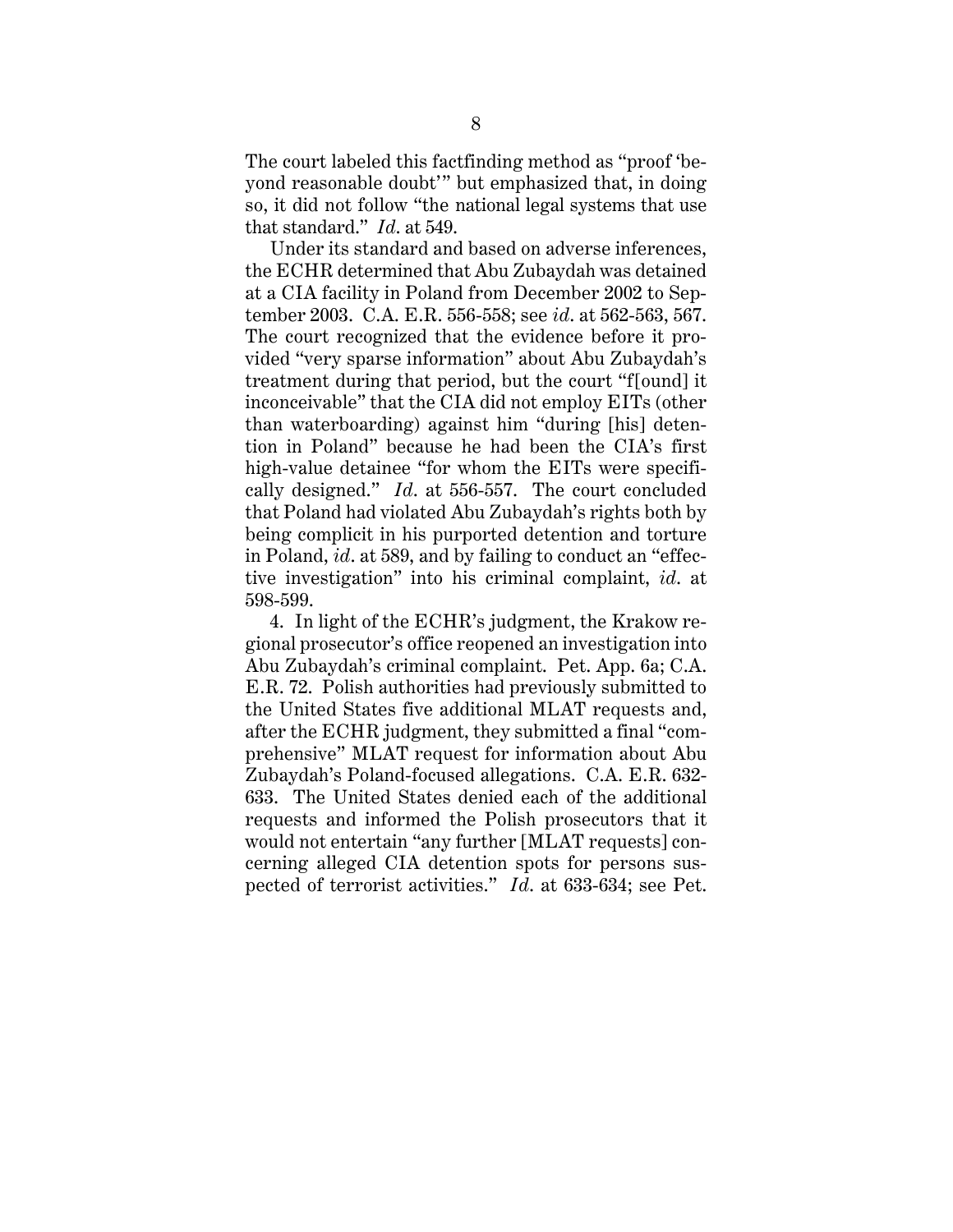The court labeled this factfinding method as "proof 'beyond reasonable doubt'" but emphasized that, in doing so, it did not follow "the national legal systems that use that standard." *Id*. at 549.

Under its standard and based on adverse inferences, the ECHR determined that Abu Zubaydah was detained at a CIA facility in Poland from December 2002 to September 2003. C.A. E.R. 556-558; see *id*. at 562-563, 567. The court recognized that the evidence before it provided "very sparse information" about Abu Zubaydah's treatment during that period, but the court "f[ound] it inconceivable" that the CIA did not employ EITs (other than waterboarding) against him "during [his] detention in Poland" because he had been the CIA's first high-value detainee "for whom the EITs were specifically designed." *Id*. at 556-557. The court concluded that Poland had violated Abu Zubaydah's rights both by being complicit in his purported detention and torture in Poland, *id*. at 589, and by failing to conduct an "effective investigation" into his criminal complaint, *id*. at 598-599.

4. In light of the ECHR's judgment, the Krakow regional prosecutor's office reopened an investigation into Abu Zubaydah's criminal complaint. Pet. App. 6a; C.A. E.R. 72. Polish authorities had previously submitted to the United States five additional MLAT requests and, after the ECHR judgment, they submitted a final "comprehensive" MLAT request for information about Abu Zubaydah's Poland-focused allegations. C.A. E.R. 632-633. The United States denied each of the additional requests and informed the Polish prosecutors that it would not entertain "any further [MLAT requests] concerning alleged CIA detention spots for persons suspected of terrorist activities." *Id*. at 633-634; see Pet.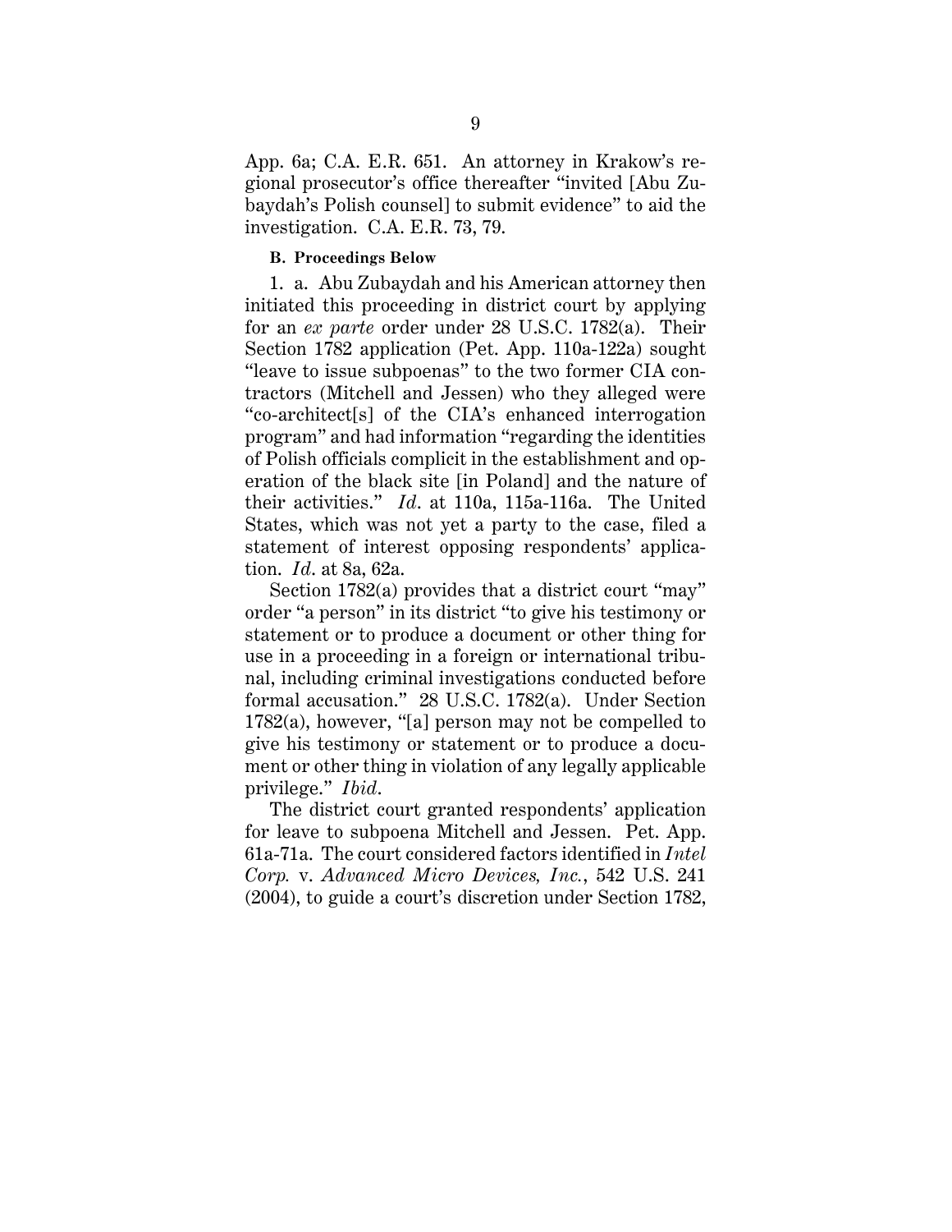App. 6a; C.A. E.R. 651. An attorney in Krakow's regional prosecutor's office thereafter "invited [Abu Zubaydah's Polish counsel] to submit evidence" to aid the investigation. C.A. E.R. 73, 79.

**B. Proceedings Below**

1. a. Abu Zubaydah and his American attorney then initiated this proceeding in district court by applying for an *ex parte* order under 28 U.S.C. 1782(a). Their Section 1782 application (Pet. App. 110a-122a) sought "leave to issue subpoenas" to the two former CIA contractors (Mitchell and Jessen) who they alleged were "co-architect[s] of the CIA's enhanced interrogation program" and had information "regarding the identities of Polish officials complicit in the establishment and operation of the black site [in Poland] and the nature of their activities." *Id.* at 110a, 115a-116a. The United States, which was not yet a party to the case, filed a statement of interest opposing respondents' application. *Id.* at 8a, 62a.

Section 1782(a) provides that a district court "may" order "a person" in its district "to give his testimony or statement or to produce a document or other thing for use in a proceeding in a foreign or international tribunal, including criminal investigations conducted before formal accusation." 28 U.S.C. 1782(a). Under Section 1782(a), however, "[a] person may not be compelled to give his testimony or statement or to produce a document or other thing in violation of any legally applicable privilege." *Ibid.*

The district court granted respondents' application for leave to subpoena Mitchell and Jessen. Pet. App. 61a-71a. The court considered factors identified in *Intel Corp.* v. *Advanced Micro Devices, Inc.*, 542 U.S. 241 (2004), to guide a court's discretion under Section 1782,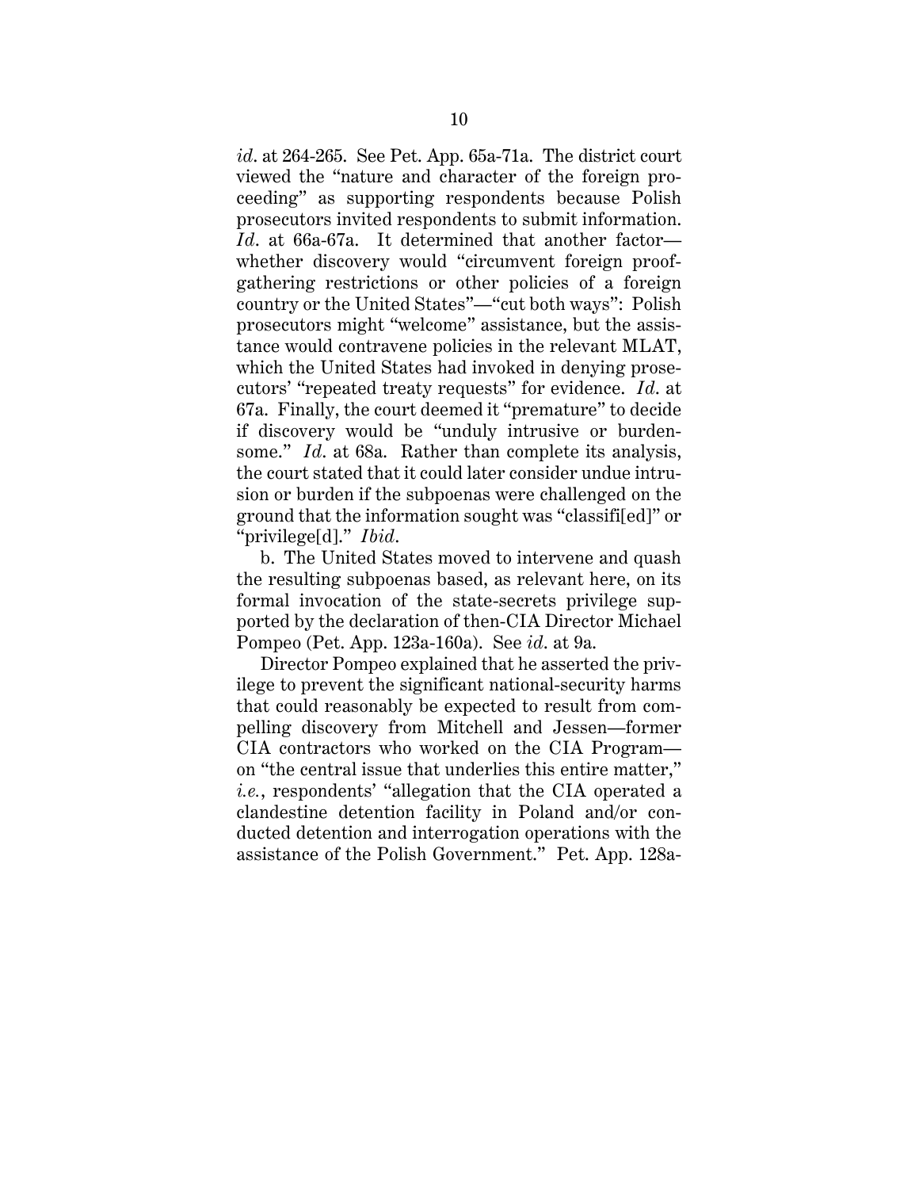*id.* at 264-265. See Pet. App. 65a-71a. The district court viewed the "nature and character of the foreign proceeding" as supporting respondents because Polish prosecutors invited respondents to submit information. *Id.* at 66a-67a. It determined that another factor—whether discovery would "circumvent foreign proof-gathering restrictions or other policies of a foreign country or the United States"—"cut both ways": Polish prosecutors might "welcome" assistance, but the assistance would contravene policies in the relevant MLAT, which the United States had invoked in denying prosecutors' "repeated treaty requests" for evidence. *Id.* at 67a. Finally, the court deemed it "premature" to decide if discovery would be "unduly intrusive or burdensome." *Id.* at 68a. Rather than complete its analysis, the court stated that it could later consider undue intrusion or burden if the subpoenas were challenged on the ground that the information sought was "classifi[ed]" or "privilege[d]." *Ibid.*

b. The United States moved to intervene and quash the resulting subpoenas based, as relevant here, on its formal invocation of the state-secrets privilege supported by the declaration of then-CIA Director Michael Pompeo (Pet. App. 123a-160a). See *id.* at 9a.

Director Pompeo explained that he asserted the privilege to prevent the significant national-security harms that could reasonably be expected to result from compelling discovery from Mitchell and Jessen—former CIA contractors who worked on the CIA Program—on "the central issue that underlies this entire matter," *i.e.*, respondents' "allegation that the CIA operated a clandestine detention facility in Poland and/or conducted detention and interrogation operations with the assistance of the Polish Government." Pet. App. 128a-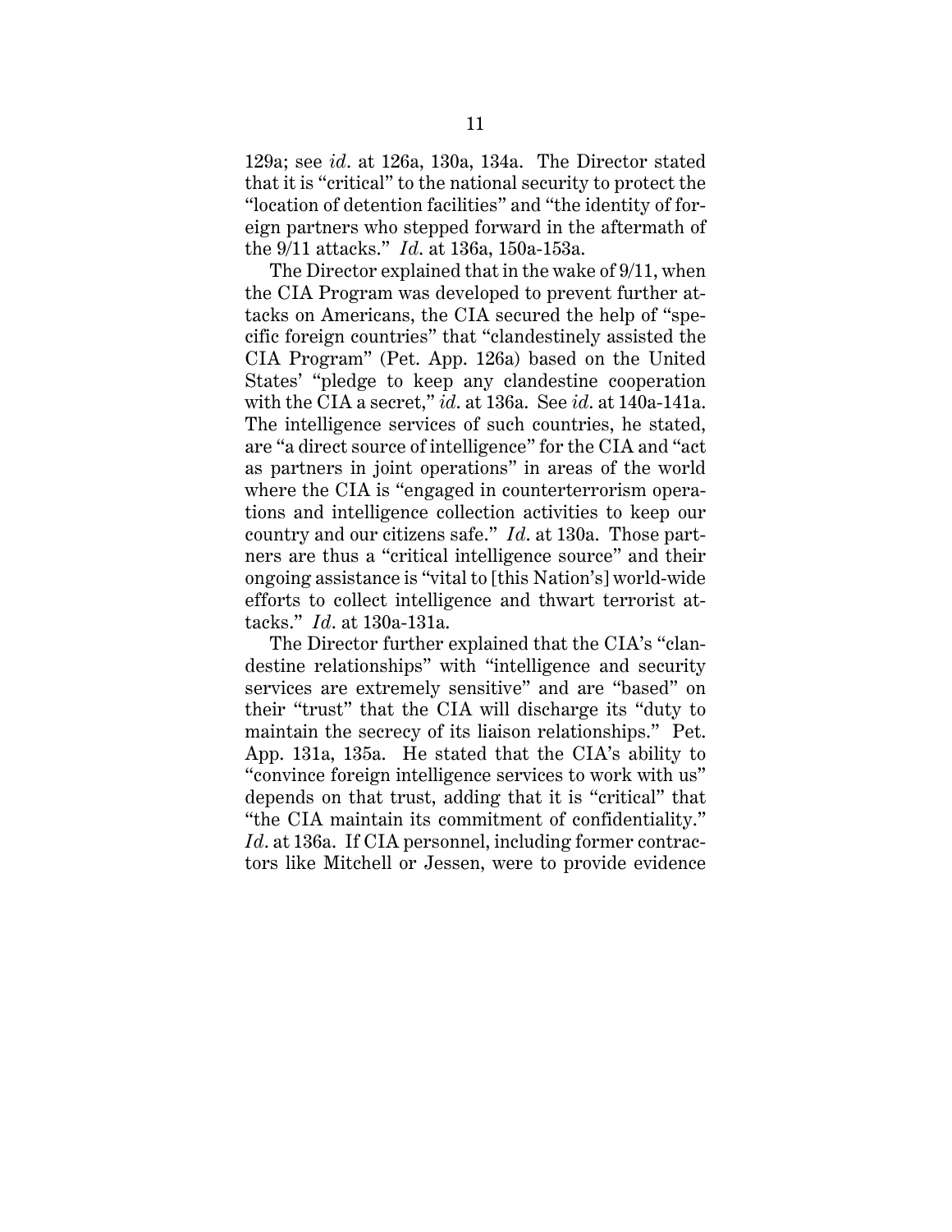129a; see *id*. at 126a, 130a, 134a. The Director stated that it is "critical" to the national security to protect the "location of detention facilities" and "the identity of foreign partners who stepped forward in the aftermath of the 9/11 attacks." *Id*. at 136a, 150a-153a.

The Director explained that in the wake of 9/11, when the CIA Program was developed to prevent further attacks on Americans, the CIA secured the help of "specific foreign countries" that "clandestinely assisted the CIA Program" (Pet. App. 126a) based on the United States' "pledge to keep any clandestine cooperation with the CIA a secret," *id*. at 136a. See *id*. at 140a-141a. The intelligence services of such countries, he stated, are "a direct source of intelligence" for the CIA and "act as partners in joint operations" in areas of the world where the CIA is "engaged in counterterrorism operations and intelligence collection activities to keep our country and our citizens safe." *Id*. at 130a. Those partners are thus a "critical intelligence source" and their ongoing assistance is "vital to [this Nation's] world-wide efforts to collect intelligence and thwart terrorist attacks." *Id*. at 130a-131a.

The Director further explained that the CIA's "clandestine relationships" with "intelligence and security services are extremely sensitive" and are "based" on their "trust" that the CIA will discharge its "duty to maintain the secrecy of its liaison relationships." Pet. App. 131a, 135a. He stated that the CIA's ability to "convince foreign intelligence services to work with us" depends on that trust, adding that it is "critical" that "the CIA maintain its commitment of confidentiality." *Id*. at 136a. If CIA personnel, including former contractors like Mitchell or Jessen, were to provide evidence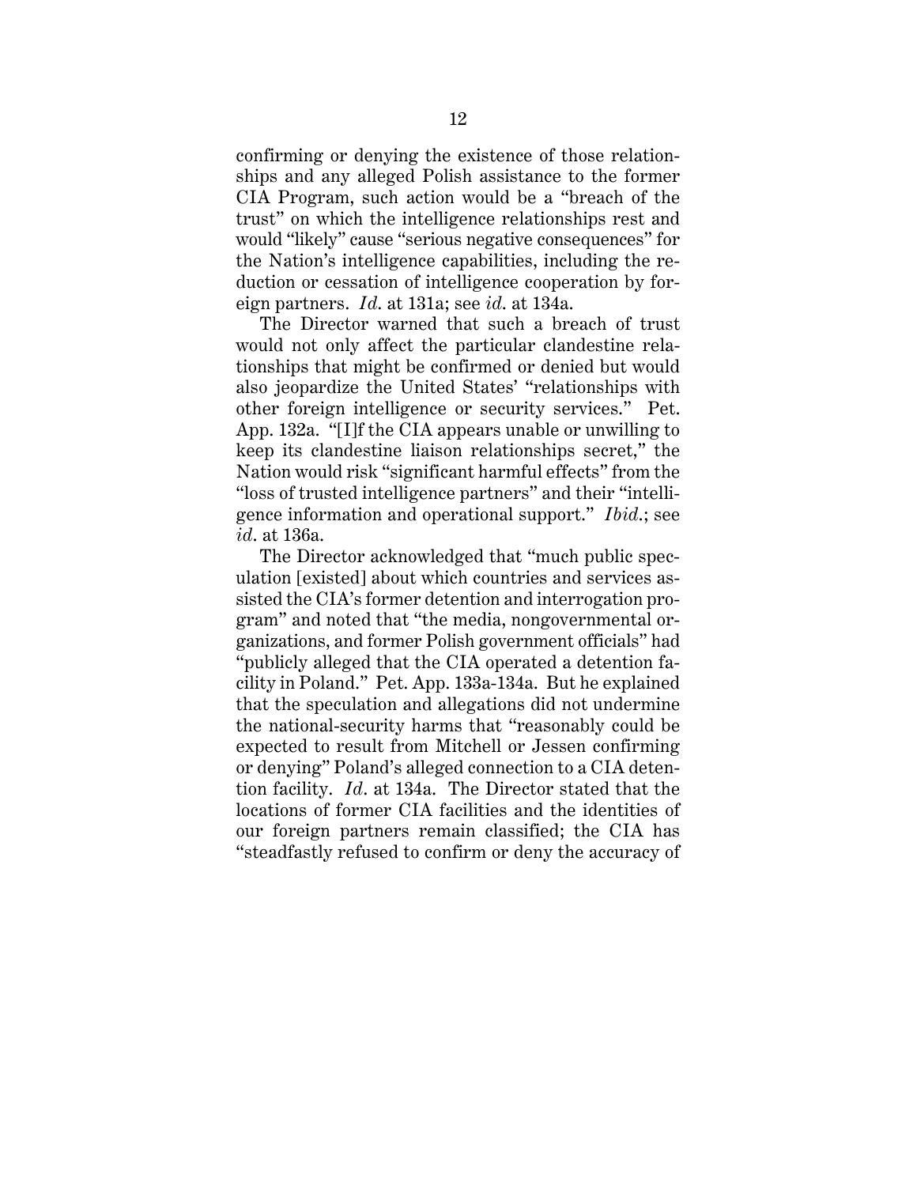confirming or denying the existence of those relationships and any alleged Polish assistance to the former CIA Program, such action would be a "breach of the trust" on which the intelligence relationships rest and would "likely" cause "serious negative consequences" for the Nation's intelligence capabilities, including the reduction or cessation of intelligence cooperation by foreign partners. *Id.* at 131a; see *id.* at 134a.

The Director warned that such a breach of trust would not only affect the particular clandestine relationships that might be confirmed or denied but would also jeopardize the United States' "relationships with other foreign intelligence or security services." Pet. App. 132a. "[I]f the CIA appears unable or unwilling to keep its clandestine liaison relationships secret," the Nation would risk "significant harmful effects" from the "loss of trusted intelligence partners" and their "intelligence information and operational support." *Ibid.*; see *id.* at 136a.

The Director acknowledged that "much public speculation [existed] about which countries and services assisted the CIA's former detention and interrogation program" and noted that "the media, nongovernmental organizations, and former Polish government officials" had "publicly alleged that the CIA operated a detention facility in Poland." Pet. App. 133a-134a. But he explained that the speculation and allegations did not undermine the national-security harms that "reasonably could be expected to result from Mitchell or Jessen confirming or denying" Poland's alleged connection to a CIA detention facility. *Id.* at 134a. The Director stated that the locations of former CIA facilities and the identities of our foreign partners remain classified; the CIA has "steadfastly refused to confirm or deny the accuracy of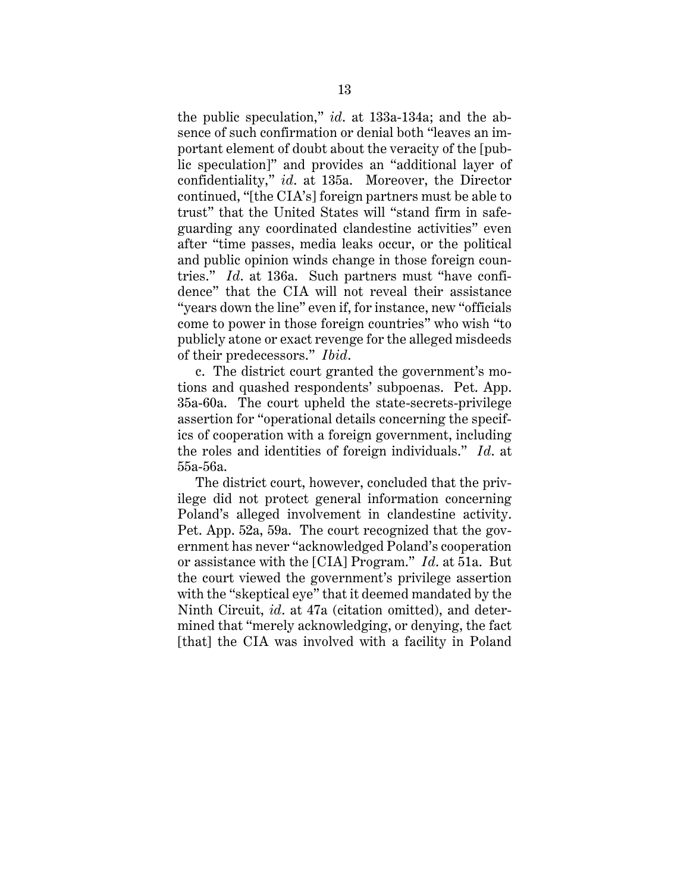the public speculation," *id*. at 133a-134a; and the absence of such confirmation or denial both "leaves an important element of doubt about the veracity of the [public speculation]" and provides an "additional layer of confidentiality," *id*. at 135a. Moreover, the Director continued, "[the CIA's] foreign partners must be able to trust" that the United States will "stand firm in safeguarding any coordinated clandestine activities" even after "time passes, media leaks occur, or the political and public opinion winds change in those foreign countries." *Id*. at 136a. Such partners must "have confidence" that the CIA will not reveal their assistance "years down the line" even if, for instance, new "officials come to power in those foreign countries" who wish "to publicly atone or exact revenge for the alleged misdeeds of their predecessors." *Ibid*.

c. The district court granted the government's motions and quashed respondents' subpoenas. Pet. App. 35a-60a. The court upheld the state-secrets-privilege assertion for "operational details concerning the specifics of cooperation with a foreign government, including the roles and identities of foreign individuals." *Id*. at 55a-56a.

The district court, however, concluded that the privilege did not protect general information concerning Poland's alleged involvement in clandestine activity. Pet. App. 52a, 59a. The court recognized that the government has never "acknowledged Poland's cooperation or assistance with the [CIA] Program." *Id*. at 51a. But the court viewed the government's privilege assertion with the "skeptical eye" that it deemed mandated by the Ninth Circuit, *id*. at 47a (citation omitted), and determined that "merely acknowledging, or denying, the fact [that] the CIA was involved with a facility in Poland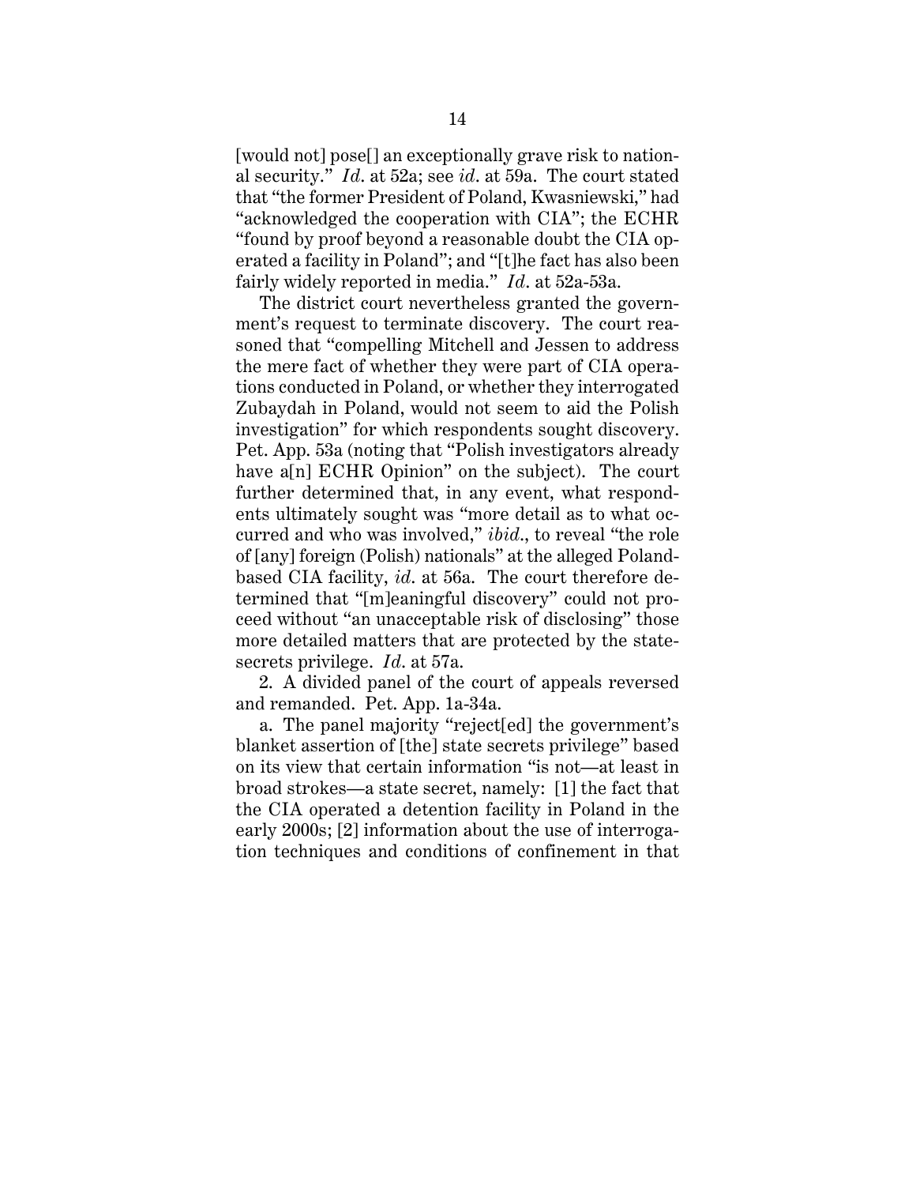[would not] pose[] an exceptionally grave risk to national security." *Id*. at 52a; see *id*. at 59a. The court stated that "the former President of Poland, Kwasniewski," had "acknowledged the cooperation with CIA"; the ECHR "found by proof beyond a reasonable doubt the CIA operated a facility in Poland"; and "[t]he fact has also been fairly widely reported in media." *Id*. at 52a-53a.

The district court nevertheless granted the government's request to terminate discovery. The court reasoned that "compelling Mitchell and Jessen to address the mere fact of whether they were part of CIA operations conducted in Poland, or whether they interrogated Zubaydah in Poland, would not seem to aid the Polish investigation" for which respondents sought discovery. Pet. App. 53a (noting that "Polish investigators already have a[n] ECHR Opinion" on the subject). The court further determined that, in any event, what respondents ultimately sought was "more detail as to what occurred and who was involved," *ibid*., to reveal "the role of [any] foreign (Polish) nationals" at the alleged Poland-based CIA facility, *id*. at 56a. The court therefore determined that "[m]eaningful discovery" could not proceed without "an unacceptable risk of disclosing" those more detailed matters that are protected by the state-secrets privilege. *Id*. at 57a.

2. A divided panel of the court of appeals reversed and remanded. Pet. App. 1a-34a.

a. The panel majority "reject[ed] the government's blanket assertion of [the] state secrets privilege" based on its view that certain information "is not—at least in broad strokes—a state secret, namely: [1] the fact that the CIA operated a detention facility in Poland in the early 2000s; [2] information about the use of interrogation techniques and conditions of confinement in that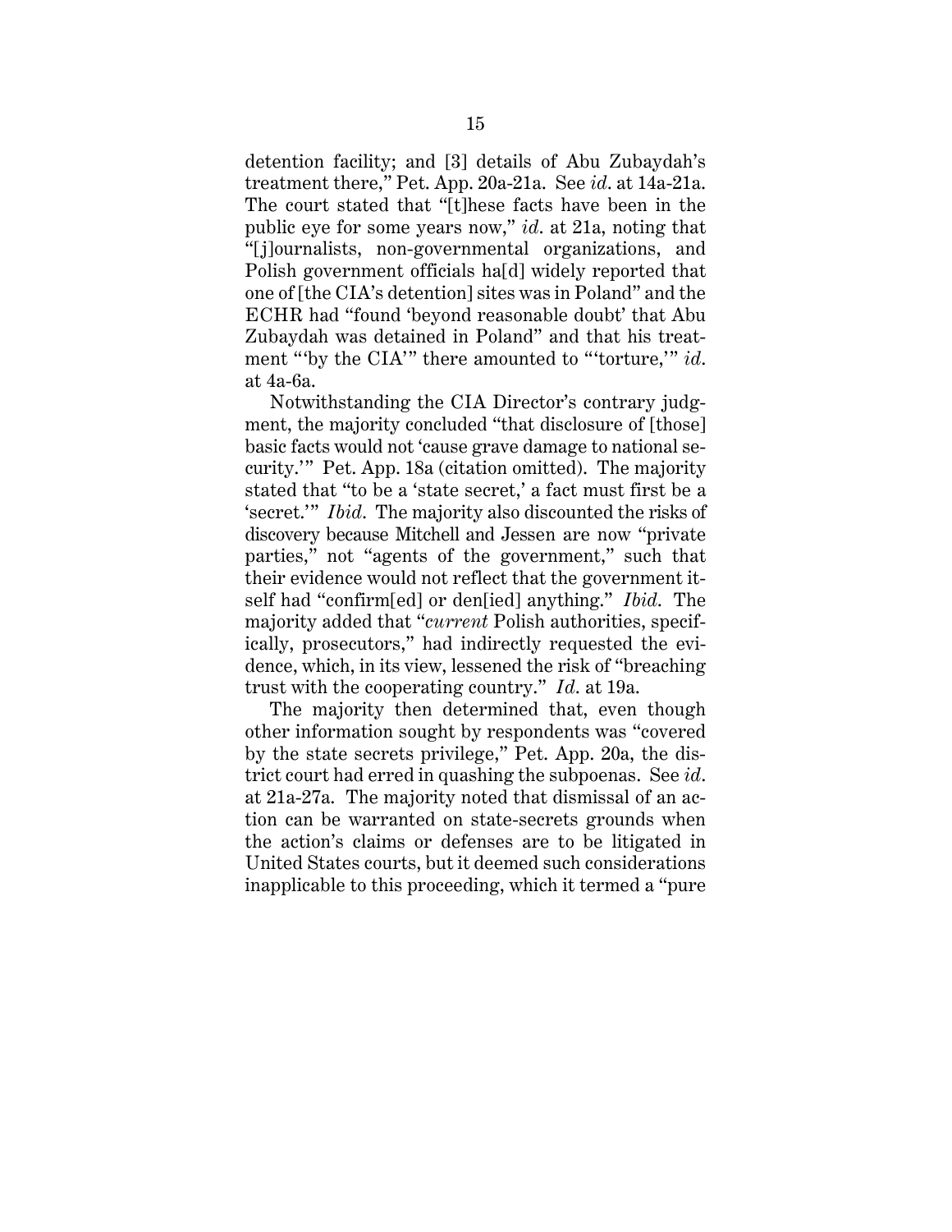detention facility; and [3] details of Abu Zubaydah's treatment there," Pet. App. 20a-21a. See *id.* at 14a-21a. The court stated that "[t]hese facts have been in the public eye for some years now," *id.* at 21a, noting that "[j]ournalists, non-governmental organizations, and Polish government officials ha[d] widely reported that one of [the CIA's detention] sites was in Poland" and the ECHR had "found 'beyond reasonable doubt' that Abu Zubaydah was detained in Poland" and that his treatment "'by the CIA'" there amounted to "'torture,'" *id.* at 4a-6a.

Notwithstanding the CIA Director's contrary judgment, the majority concluded "that disclosure of [those] basic facts would not 'cause grave damage to national security.'" Pet. App. 18a (citation omitted). The majority stated that "to be a 'state secret,' a fact must first be a 'secret.'" *Ibid.* The majority also discounted the risks of discovery because Mitchell and Jessen are now "private parties," not "agents of the government," such that their evidence would not reflect that the government itself had "confirm[ed] or den[ied] anything." *Ibid.* The majority added that "*current* Polish authorities, specifically, prosecutors," had indirectly requested the evidence, which, in its view, lessened the risk of "breaching trust with the cooperating country." *Id.* at 19a.

The majority then determined that, even though other information sought by respondents was "covered by the state secrets privilege," Pet. App. 20a, the district court had erred in quashing the subpoenas. See *id.* at 21a-27a. The majority noted that dismissal of an action can be warranted on state-secrets grounds when the action's claims or defenses are to be litigated in United States courts, but it deemed such considerations inapplicable to this proceeding, which it termed a "pure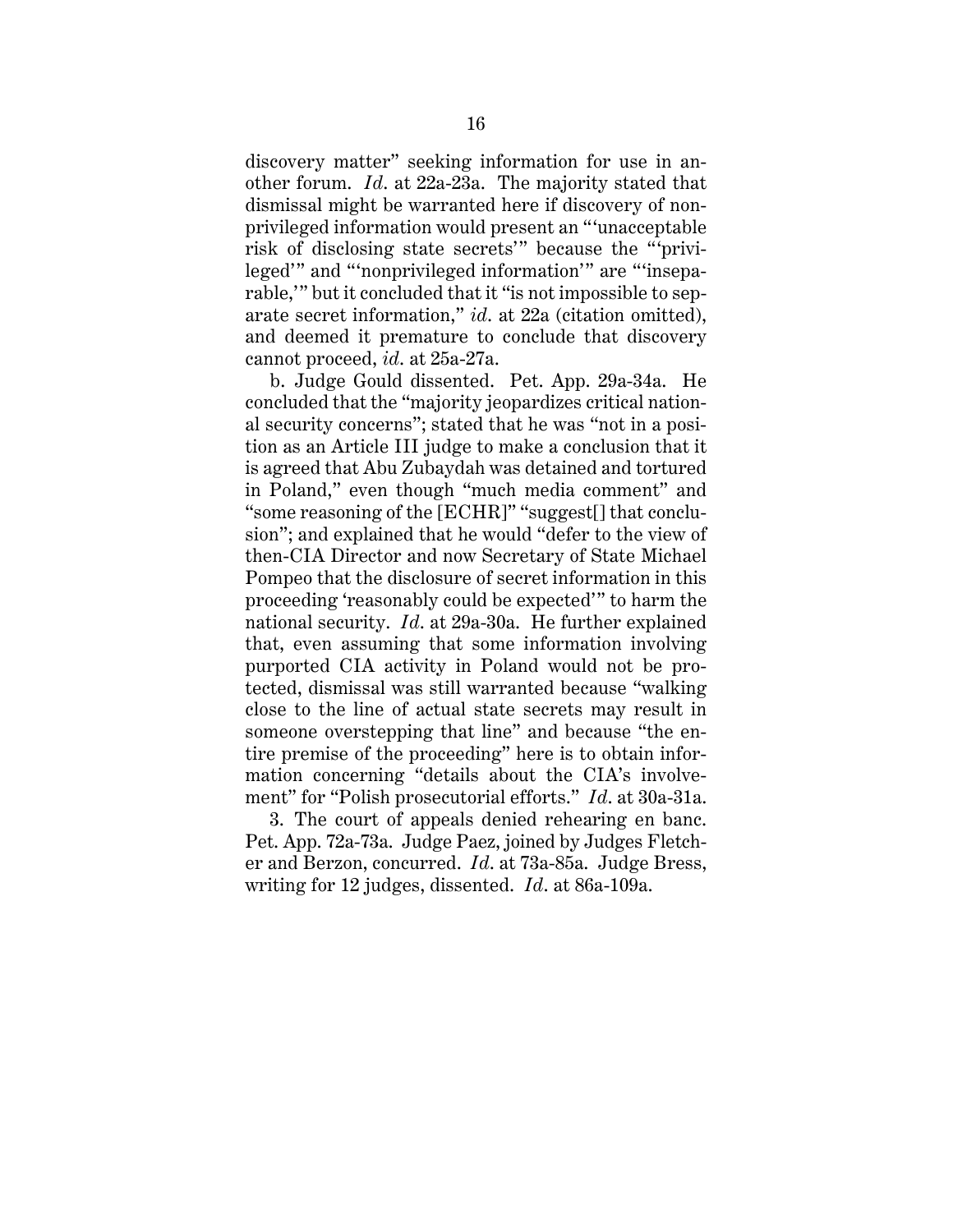discovery matter" seeking information for use in another forum. *Id.* at 22a-23a. The majority stated that dismissal might be warranted here if discovery of nonprivileged information would present an "'unacceptable risk of disclosing state secrets'" because the "'privileged'" and "'nonprivileged information'" are "'inseparable,'" but it concluded that it "is not impossible to separate secret information," *id.* at 22a (citation omitted), and deemed it premature to conclude that discovery cannot proceed, *id.* at 25a-27a.

b. Judge Gould dissented. Pet. App. 29a-34a. He concluded that the "majority jeopardizes critical national security concerns"; stated that he was "not in a position as an Article III judge to make a conclusion that it is agreed that Abu Zubaydah was detained and tortured in Poland," even though "much media comment" and "some reasoning of the [ECHR]" "suggest[] that conclusion"; and explained that he would "defer to the view of then-CIA Director and now Secretary of State Michael Pompeo that the disclosure of secret information in this proceeding 'reasonably could be expected'" to harm the national security. *Id.* at 29a-30a. He further explained that, even assuming that some information involving purported CIA activity in Poland would not be protected, dismissal was still warranted because "walking close to the line of actual state secrets may result in someone overstepping that line" and because "the entire premise of the proceeding" here is to obtain information concerning "details about the CIA's involvement" for "Polish prosecutorial efforts." *Id.* at 30a-31a.

3. The court of appeals denied rehearing en banc. Pet. App. 72a-73a. Judge Paez, joined by Judges Fletcher and Berzon, concurred. *Id.* at 73a-85a. Judge Bress, writing for 12 judges, dissented. *Id.* at 86a-109a.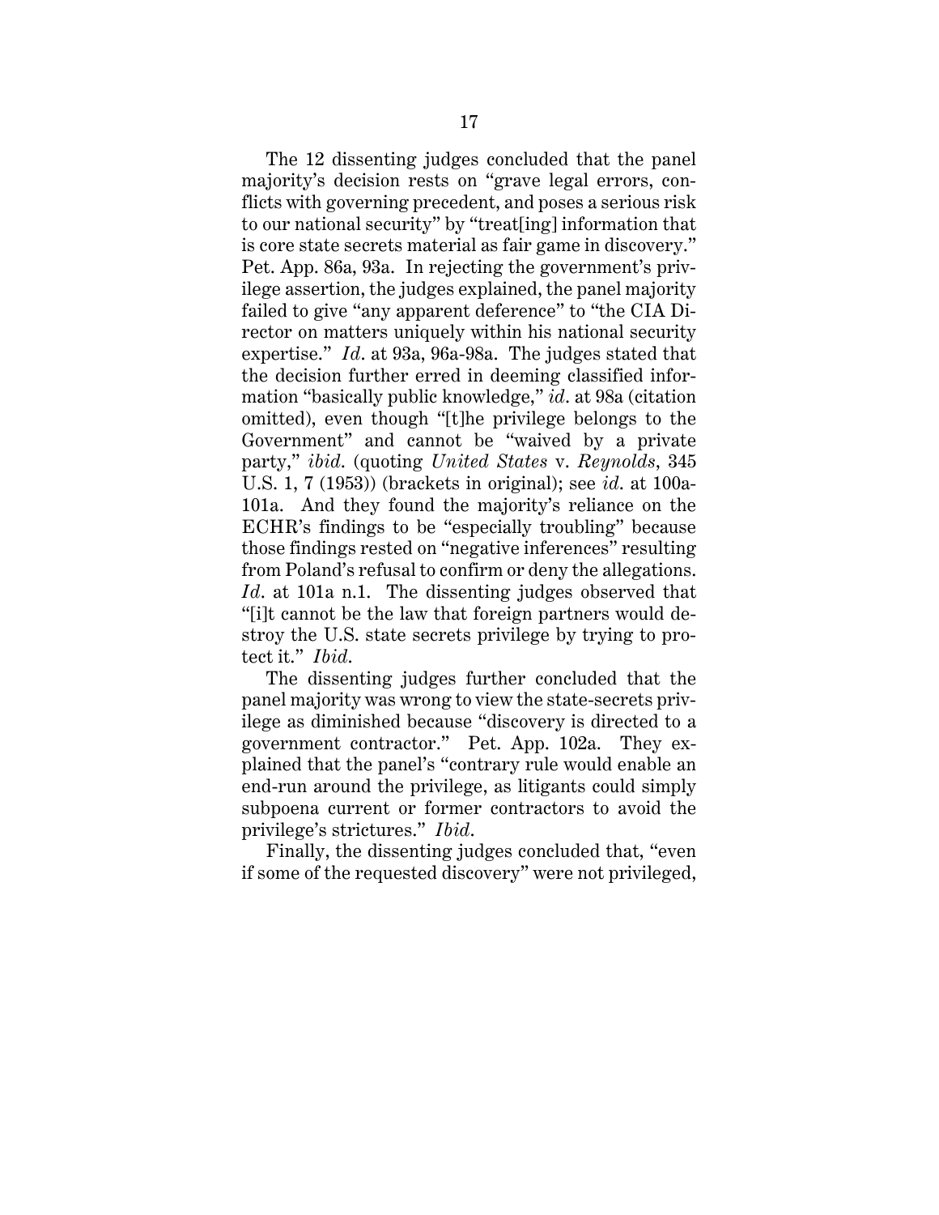The 12 dissenting judges concluded that the panel majority's decision rests on "grave legal errors, conflicts with governing precedent, and poses a serious risk to our national security" by "treat[ing] information that is core state secrets material as fair game in discovery." Pet. App. 86a, 93a. In rejecting the government's privilege assertion, the judges explained, the panel majority failed to give "any apparent deference" to "the CIA Director on matters uniquely within his national security expertise." *Id*. at 93a, 96a-98a. The judges stated that the decision further erred in deeming classified information "basically public knowledge," *id*. at 98a (citation omitted), even though "[t]he privilege belongs to the Government" and cannot be "waived by a private party," *ibid*. (quoting *United States* v. *Reynolds*, 345 U.S. 1, 7 (1953)) (brackets in original); see *id*. at 100a-101a. And they found the majority's reliance on the ECHR's findings to be "especially troubling" because those findings rested on "negative inferences" resulting from Poland's refusal to confirm or deny the allegations. *Id*. at 101a n.1. The dissenting judges observed that "[i]t cannot be the law that foreign partners would destroy the U.S. state secrets privilege by trying to protect it." *Ibid*.

The dissenting judges further concluded that the panel majority was wrong to view the state-secrets privilege as diminished because "discovery is directed to a government contractor." Pet. App. 102a. They explained that the panel's "contrary rule would enable an end-run around the privilege, as litigants could simply subpoena current or former contractors to avoid the privilege's strictures." *Ibid*.

Finally, the dissenting judges concluded that, "even if some of the requested discovery" were not privileged,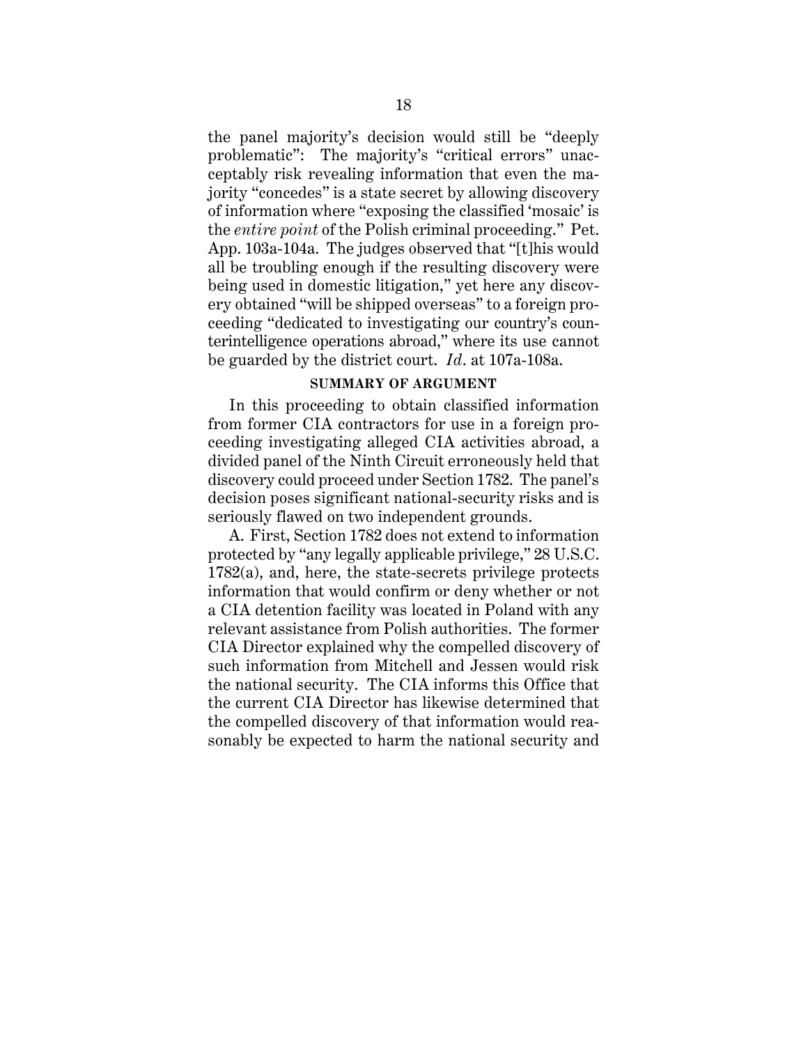the panel majority's decision would still be "deeply problematic": The majority's "critical errors" unacceptably risk revealing information that even the majority "concedes" is a state secret by allowing discovery of information where "exposing the classified 'mosaic' is the *entire point* of the Polish criminal proceeding." Pet. App. 103a-104a. The judges observed that "[t]his would all be troubling enough if the resulting discovery were being used in domestic litigation," yet here any discovery obtained "will be shipped overseas" to a foreign proceeding "dedicated to investigating our country's counterintelligence operations abroad," where its use cannot be guarded by the district court. *Id*. at 107a-108a.

## SUMMARY OF ARGUMENT

In this proceeding to obtain classified information from former CIA contractors for use in a foreign proceeding investigating alleged CIA activities abroad, a divided panel of the Ninth Circuit erroneously held that discovery could proceed under Section 1782. The panel's decision poses significant national-security risks and is seriously flawed on two independent grounds.

A. First, Section 1782 does not extend to information protected by "any legally applicable privilege," 28 U.S.C. 1782(a), and, here, the state-secrets privilege protects information that would confirm or deny whether or not a CIA detention facility was located in Poland with any relevant assistance from Polish authorities. The former CIA Director explained why the compelled discovery of such information from Mitchell and Jessen would risk the national security. The CIA informs this Office that the current CIA Director has likewise determined that the compelled discovery of that information would reasonably be expected to harm the national security and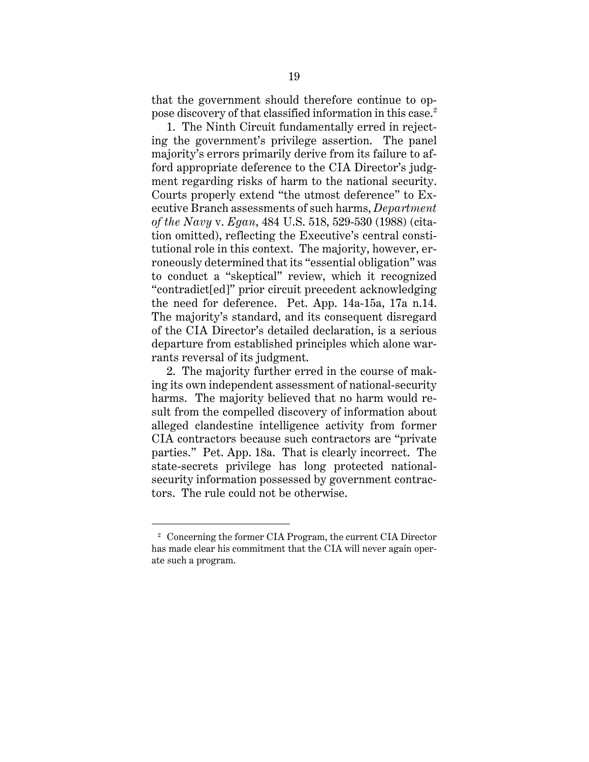that the government should therefore continue to oppose discovery of that classified information in this case.[2]

1. The Ninth Circuit fundamentally erred in rejecting the government's privilege assertion. The panel majority's errors primarily derive from its failure to afford appropriate deference to the CIA Director's judgment regarding risks of harm to the national security. Courts properly extend "the utmost deference" to Executive Branch assessments of such harms, *Department of the Navy* v. *Egan*, 484 U.S. 518, 529-530 (1988) (citation omitted), reflecting the Executive's central constitutional role in this context. The majority, however, erroneously determined that its "essential obligation" was to conduct a "skeptical" review, which it recognized "contradict[ed]" prior circuit precedent acknowledging the need for deference. Pet. App. 14a-15a, 17a n.14. The majority's standard, and its consequent disregard of the CIA Director's detailed declaration, is a serious departure from established principles which alone warrants reversal of its judgment.

2. The majority further erred in the course of making its own independent assessment of national-security harms. The majority believed that no harm would result from the compelled discovery of information about alleged clandestine intelligence activity from former CIA contractors because such contractors are "private parties." Pet. App. 18a. That is clearly incorrect. The state-secrets privilege has long protected national-security information possessed by government contractors. The rule could not be otherwise.

[2] Concerning the former CIA Program, the current CIA Director has made clear his commitment that the CIA will never again operate such a program.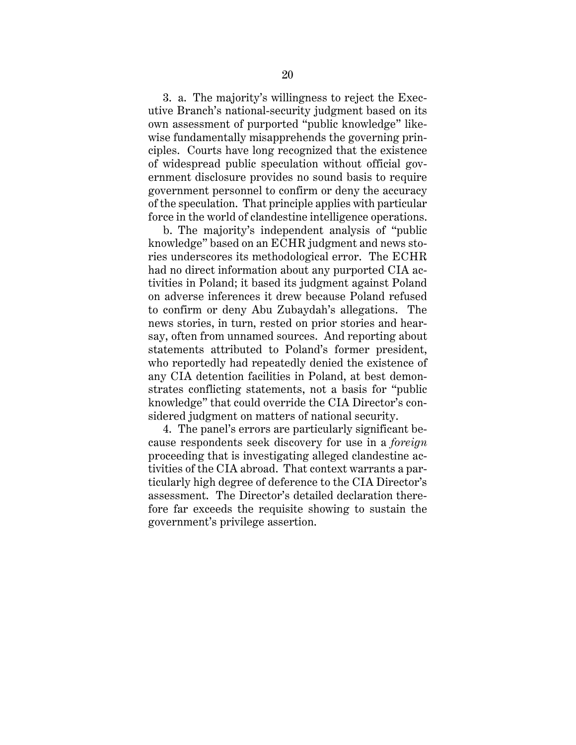3. a. The majority's willingness to reject the Executive Branch's national-security judgment based on its own assessment of purported "public knowledge" likewise fundamentally misapprehends the governing principles. Courts have long recognized that the existence of widespread public speculation without official government disclosure provides no sound basis to require government personnel to confirm or deny the accuracy of the speculation. That principle applies with particular force in the world of clandestine intelligence operations.

b. The majority's independent analysis of "public knowledge" based on an ECHR judgment and news stories underscores its methodological error. The ECHR had no direct information about any purported CIA activities in Poland; it based its judgment against Poland on adverse inferences it drew because Poland refused to confirm or deny Abu Zubaydah's allegations. The news stories, in turn, rested on prior stories and hearsay, often from unnamed sources. And reporting about statements attributed to Poland's former president, who reportedly had repeatedly denied the existence of any CIA detention facilities in Poland, at best demonstrates conflicting statements, not a basis for "public knowledge" that could override the CIA Director's considered judgment on matters of national security.

4. The panel's errors are particularly significant because respondents seek discovery for use in a *foreign* proceeding that is investigating alleged clandestine activities of the CIA abroad. That context warrants a particularly high degree of deference to the CIA Director's assessment. The Director's detailed declaration therefore far exceeds the requisite showing to sustain the government's privilege assertion.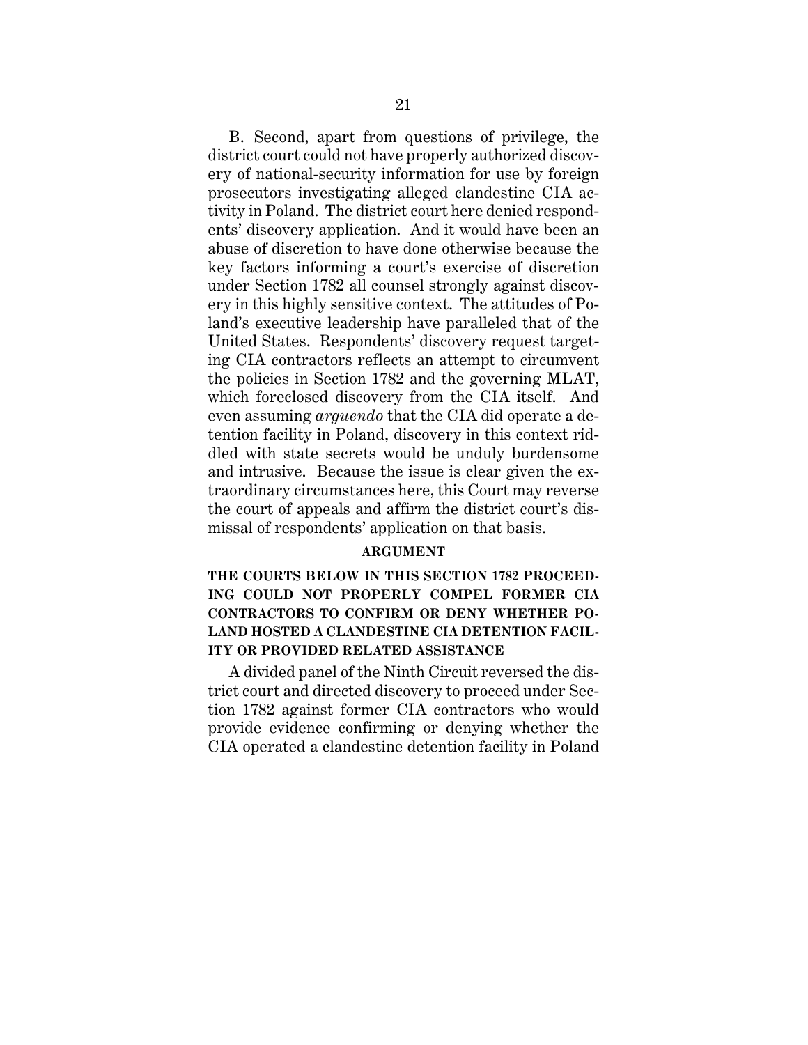B. Second, apart from questions of privilege, the district court could not have properly authorized discovery of national-security information for use by foreign prosecutors investigating alleged clandestine CIA activity in Poland. The district court here denied respondents' discovery application. And it would have been an abuse of discretion to have done otherwise because the key factors informing a court's exercise of discretion under Section 1782 all counsel strongly against discovery in this highly sensitive context. The attitudes of Poland's executive leadership have paralleled that of the United States. Respondents' discovery request targeting CIA contractors reflects an attempt to circumvent the policies in Section 1782 and the governing MLAT, which foreclosed discovery from the CIA itself. And even assuming *arguendo* that the CIA did operate a detention facility in Poland, discovery in this context riddled with state secrets would be unduly burdensome and intrusive. Because the issue is clear given the extraordinary circumstances here, this Court may reverse the court of appeals and affirm the district court's dismissal of respondents' application on that basis.

## ARGUMENT

### THE COURTS BELOW IN THIS SECTION 1782 PROCEEDING COULD NOT PROPERLY COMPEL FORMER CIA CONTRACTORS TO CONFIRM OR DENY WHETHER POLAND HOSTED A CLANDESTINE CIA DETENTION FACILITY OR PROVIDED RELATED ASSISTANCE

A divided panel of the Ninth Circuit reversed the district court and directed discovery to proceed under Section 1782 against former CIA contractors who would provide evidence confirming or denying whether the CIA operated a clandestine detention facility in Poland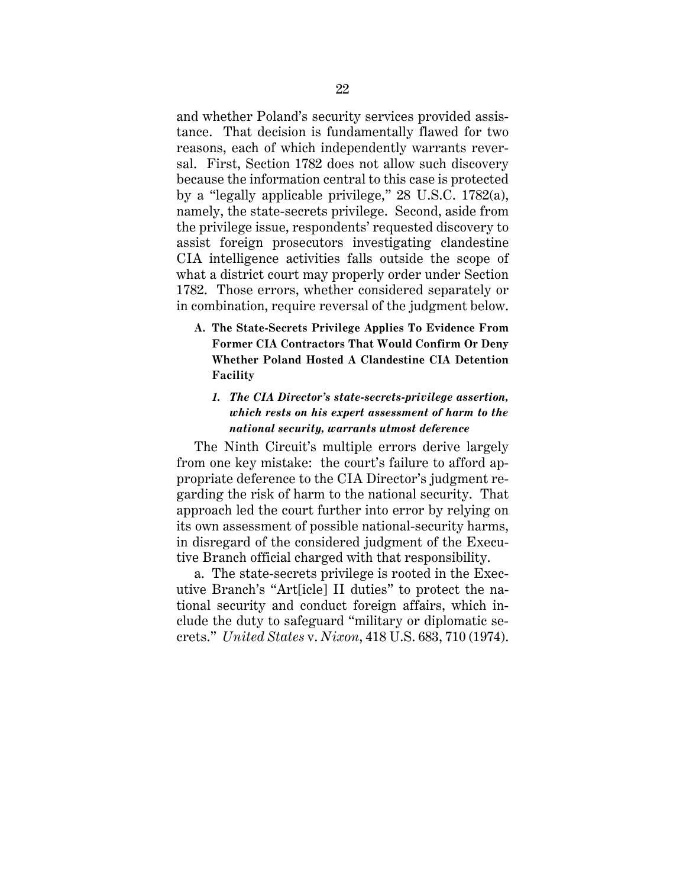and whether Poland's security services provided assistance. That decision is fundamentally flawed for two reasons, each of which independently warrants reversal. First, Section 1782 does not allow such discovery because the information central to this case is protected by a "legally applicable privilege," 28 U.S.C. 1782(a), namely, the state-secrets privilege. Second, aside from the privilege issue, respondents' requested discovery to assist foreign prosecutors investigating clandestine CIA intelligence activities falls outside the scope of what a district court may properly order under Section 1782. Those errors, whether considered separately or in combination, require reversal of the judgment below.

### A. The State-Secrets Privilege Applies To Evidence From Former CIA Contractors That Would Confirm Or Deny Whether Poland Hosted A Clandestine CIA Detention Facility

#### *1. The CIA Director's state-secrets-privilege assertion, which rests on his expert assessment of harm to the national security, warrants utmost deference*

The Ninth Circuit's multiple errors derive largely from one key mistake: the court's failure to afford appropriate deference to the CIA Director's judgment regarding the risk of harm to the national security. That approach led the court further into error by relying on its own assessment of possible national-security harms, in disregard of the considered judgment of the Executive Branch official charged with that responsibility.

a. The state-secrets privilege is rooted in the Executive Branch's "Art[icle] II duties" to protect the national security and conduct foreign affairs, which include the duty to safeguard "military or diplomatic secrets." *United States* v. *Nixon*, 418 U.S. 683, 710 (1974).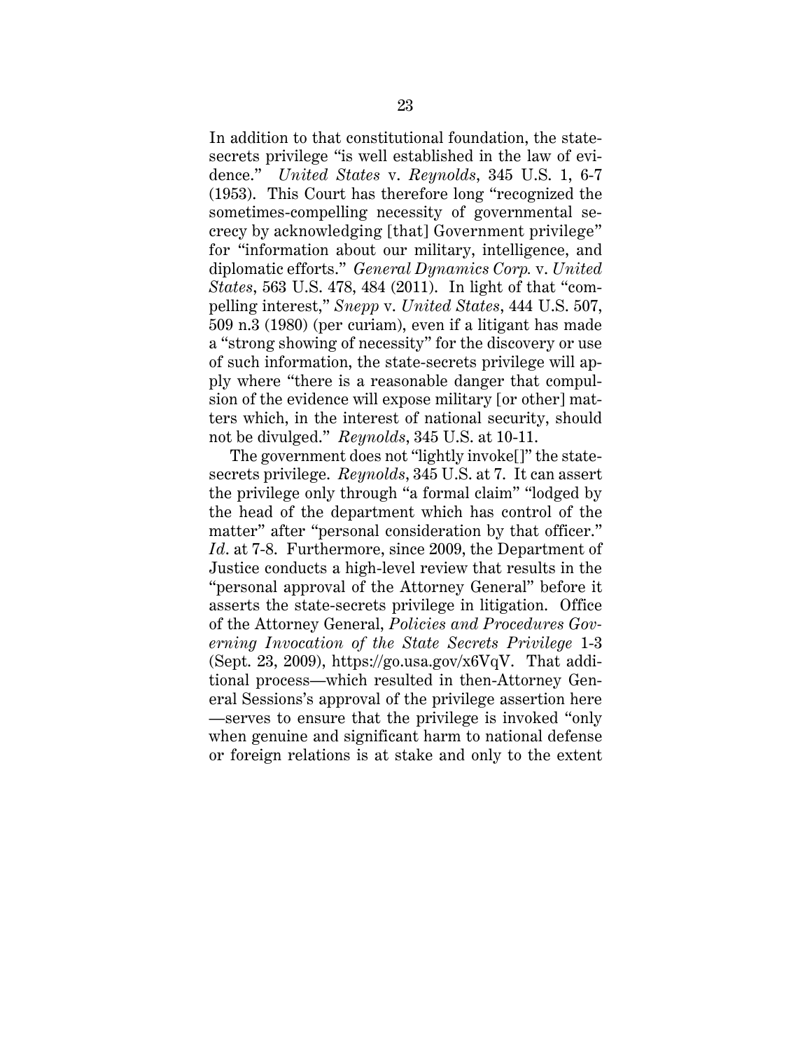In addition to that constitutional foundation, the state-secrets privilege "is well established in the law of evidence." *United States* v. *Reynolds*, 345 U.S. 1, 6-7 (1953). This Court has therefore long "recognized the sometimes-compelling necessity of governmental secrecy by acknowledging [that] Government privilege" for "information about our military, intelligence, and diplomatic efforts." *General Dynamics Corp.* v. *United States*, 563 U.S. 478, 484 (2011). In light of that "compelling interest," *Snepp* v. *United States*, 444 U.S. 507, 509 n.3 (1980) (per curiam), even if a litigant has made a "strong showing of necessity" for the discovery or use of such information, the state-secrets privilege will apply where "there is a reasonable danger that compulsion of the evidence will expose military [or other] matters which, in the interest of national security, should not be divulged." *Reynolds*, 345 U.S. at 10-11.

The government does not "lightly invoke[]" the state-secrets privilege. *Reynolds*, 345 U.S. at 7. It can assert the privilege only through "a formal claim" "lodged by the head of the department which has control of the matter" after "personal consideration by that officer." *Id*. at 7-8. Furthermore, since 2009, the Department of Justice conducts a high-level review that results in the "personal approval of the Attorney General" before it asserts the state-secrets privilege in litigation. Office of the Attorney General, *Policies and Procedures Governing Invocation of the State Secrets Privilege* 1-3 (Sept. 23, 2009), https://go.usa.gov/x6VqV. That additional process—which resulted in then-Attorney General Sessions's approval of the privilege assertion here—serves to ensure that the privilege is invoked "only when genuine and significant harm to national defense or foreign relations is at stake and only to the extent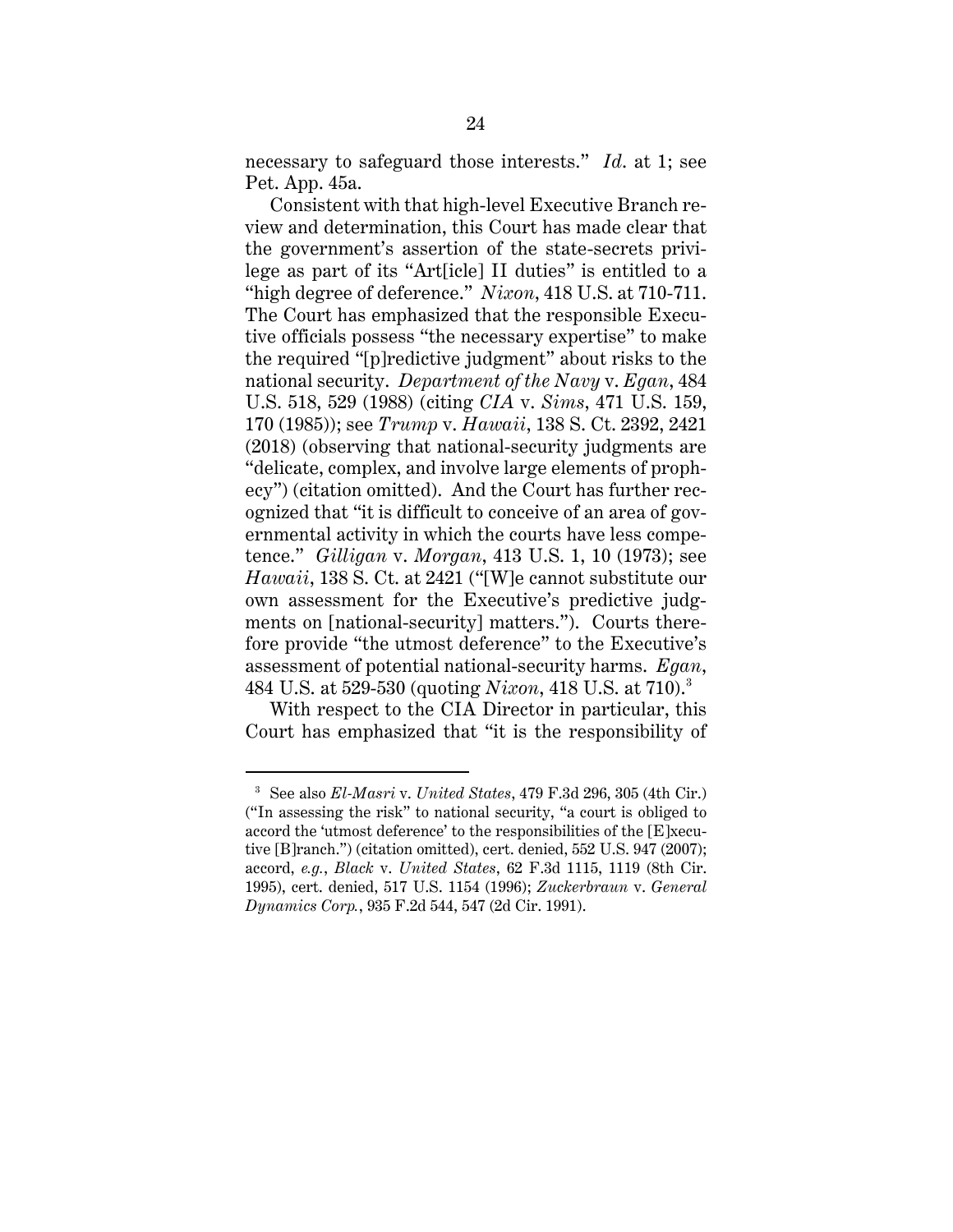necessary to safeguard those interests." *Id.* at 1; see Pet. App. 45a.

Consistent with that high-level Executive Branch review and determination, this Court has made clear that the government's assertion of the state-secrets privilege as part of its "Art[icle] II duties" is entitled to a "high degree of deference." *Nixon*, 418 U.S. at 710-711. The Court has emphasized that the responsible Executive officials possess "the necessary expertise" to make the required "[p]redictive judgment" about risks to the national security. *Department of the Navy* v. *Egan*, 484 U.S. 518, 529 (1988) (citing *CIA* v. *Sims*, 471 U.S. 159, 170 (1985)); see *Trump* v. *Hawaii*, 138 S. Ct. 2392, 2421 (2018) (observing that national-security judgments are "delicate, complex, and involve large elements of prophecy") (citation omitted). And the Court has further recognized that "it is difficult to conceive of an area of governmental activity in which the courts have less competence." *Gilligan* v. *Morgan*, 413 U.S. 1, 10 (1973); see *Hawaii*, 138 S. Ct. at 2421 ("[W]e cannot substitute our own assessment for the Executive's predictive judgments on [national-security] matters."). Courts therefore provide "the utmost deference" to the Executive's assessment of potential national-security harms. *Egan*, 484 U.S. at 529-530 (quoting *Nixon*, 418 U.S. at 710).[3]

With respect to the CIA Director in particular, this Court has emphasized that "it is the responsibility of

---

[3] See also *El-Masri* v. *United States*, 479 F.3d 296, 305 (4th Cir.) ("In assessing the risk" to national security, "a court is obliged to accord the 'utmost deference' to the responsibilities of the [E]xecutive [B]ranch.") (citation omitted), cert. denied, 552 U.S. 947 (2007); accord, *e.g.*, *Black* v. *United States*, 62 F.3d 1115, 1119 (8th Cir. 1995), cert. denied, 517 U.S. 1154 (1996); *Zuckerbraun* v. *General Dynamics Corp.*, 935 F.2d 544, 547 (2d Cir. 1991).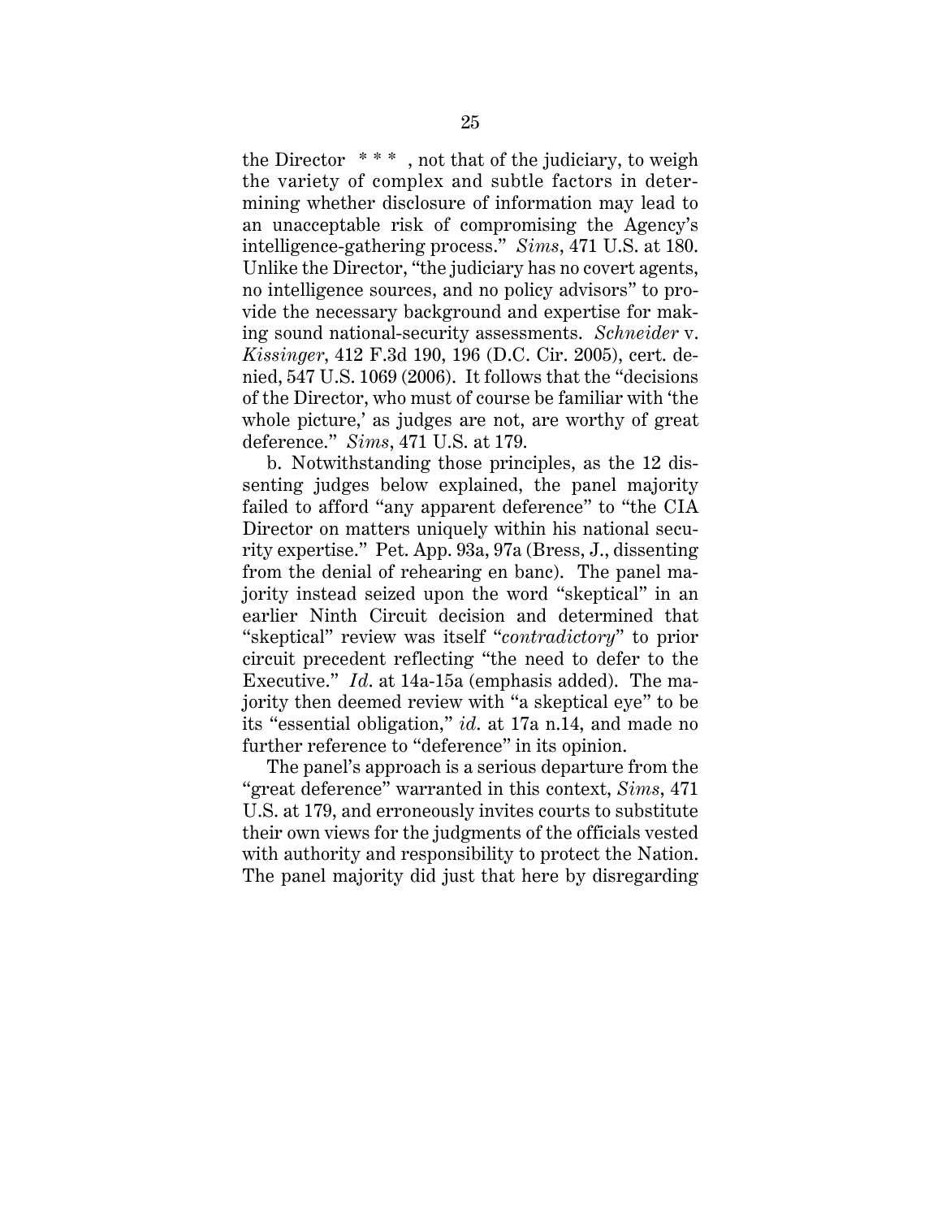the Director * * * , not that of the judiciary, to weigh the variety of complex and subtle factors in determining whether disclosure of information may lead to an unacceptable risk of compromising the Agency's intelligence-gathering process." *Sims*, 471 U.S. at 180. Unlike the Director, "the judiciary has no covert agents, no intelligence sources, and no policy advisors" to provide the necessary background and expertise for making sound national-security assessments. *Schneider* v. *Kissinger*, 412 F.3d 190, 196 (D.C. Cir. 2005), cert. denied, 547 U.S. 1069 (2006). It follows that the "decisions of the Director, who must of course be familiar with 'the whole picture,' as judges are not, are worthy of great deference." *Sims*, 471 U.S. at 179.

b. Notwithstanding those principles, as the 12 dissenting judges below explained, the panel majority failed to afford "any apparent deference" to "the CIA Director on matters uniquely within his national security expertise." Pet. App. 93a, 97a (Bress, J., dissenting from the denial of rehearing en banc). The panel majority instead seized upon the word "skeptical" in an earlier Ninth Circuit decision and determined that "skeptical" review was itself "*contradictory*" to prior circuit precedent reflecting "the need to defer to the Executive." *Id.* at 14a-15a (emphasis added). The majority then deemed review with "a skeptical eye" to be its "essential obligation," *id.* at 17a n.14, and made no further reference to "deference" in its opinion.

The panel's approach is a serious departure from the "great deference" warranted in this context, *Sims*, 471 U.S. at 179, and erroneously invites courts to substitute their own views for the judgments of the officials vested with authority and responsibility to protect the Nation. The panel majority did just that here by disregarding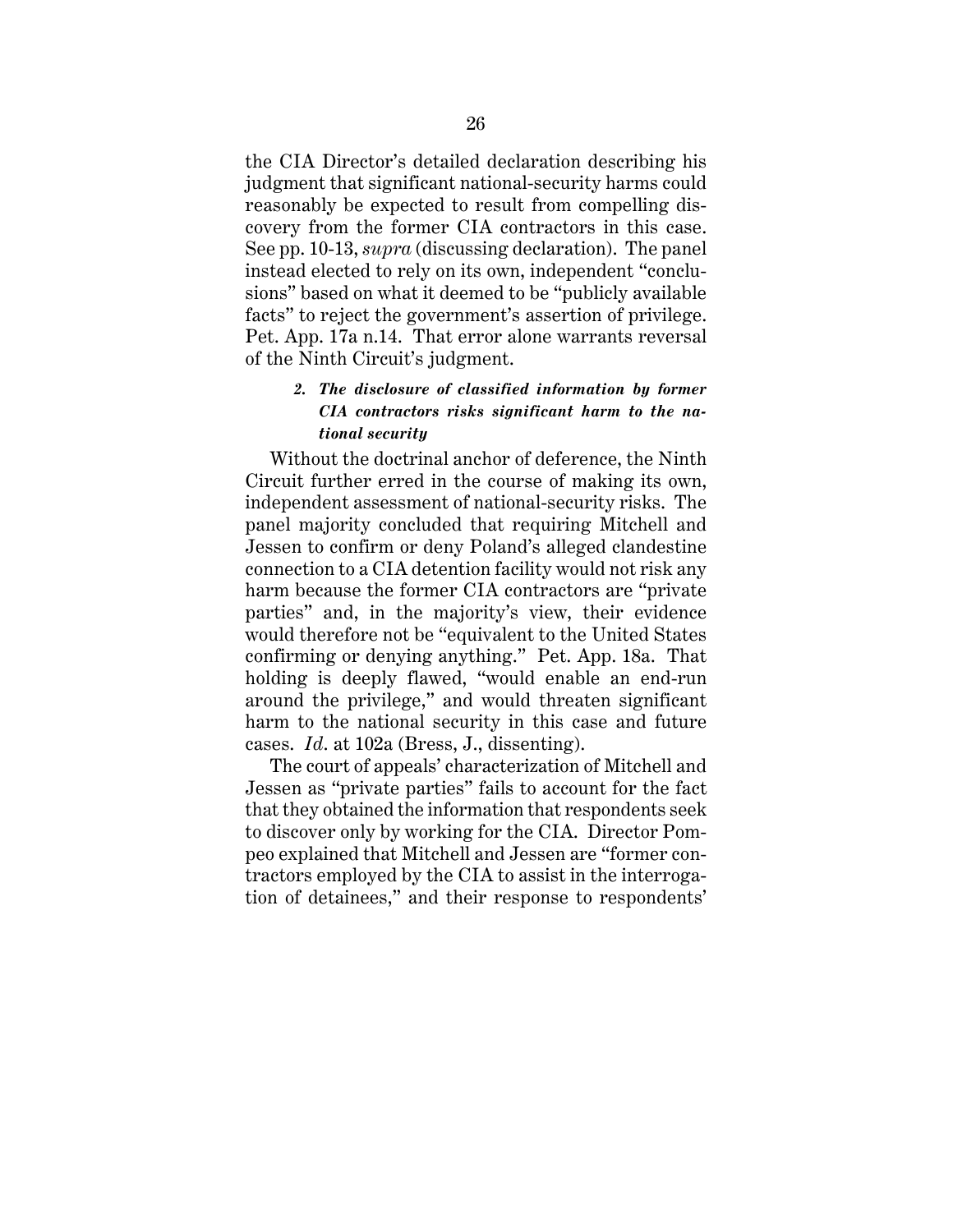the CIA Director's detailed declaration describing his judgment that significant national-security harms could reasonably be expected to result from compelling discovery from the former CIA contractors in this case. See pp. 10-13, *supra* (discussing declaration). The panel instead elected to rely on its own, independent "conclusions" based on what it deemed to be "publicly available facts" to reject the government's assertion of privilege. Pet. App. 17a n.14. That error alone warrants reversal of the Ninth Circuit's judgment.

#### *2. The disclosure of classified information by former CIA contractors risks significant harm to the national security*

Without the doctrinal anchor of deference, the Ninth Circuit further erred in the course of making its own, independent assessment of national-security risks. The panel majority concluded that requiring Mitchell and Jessen to confirm or deny Poland's alleged clandestine connection to a CIA detention facility would not risk any harm because the former CIA contractors are "private parties" and, in the majority's view, their evidence would therefore not be "equivalent to the United States confirming or denying anything." Pet. App. 18a. That holding is deeply flawed, "would enable an end-run around the privilege," and would threaten significant harm to the national security in this case and future cases. *Id.* at 102a (Bress, J., dissenting).

The court of appeals' characterization of Mitchell and Jessen as "private parties" fails to account for the fact that they obtained the information that respondents seek to discover only by working for the CIA. Director Pompeo explained that Mitchell and Jessen are "former contractors employed by the CIA to assist in the interrogation of detainees," and their response to respondents'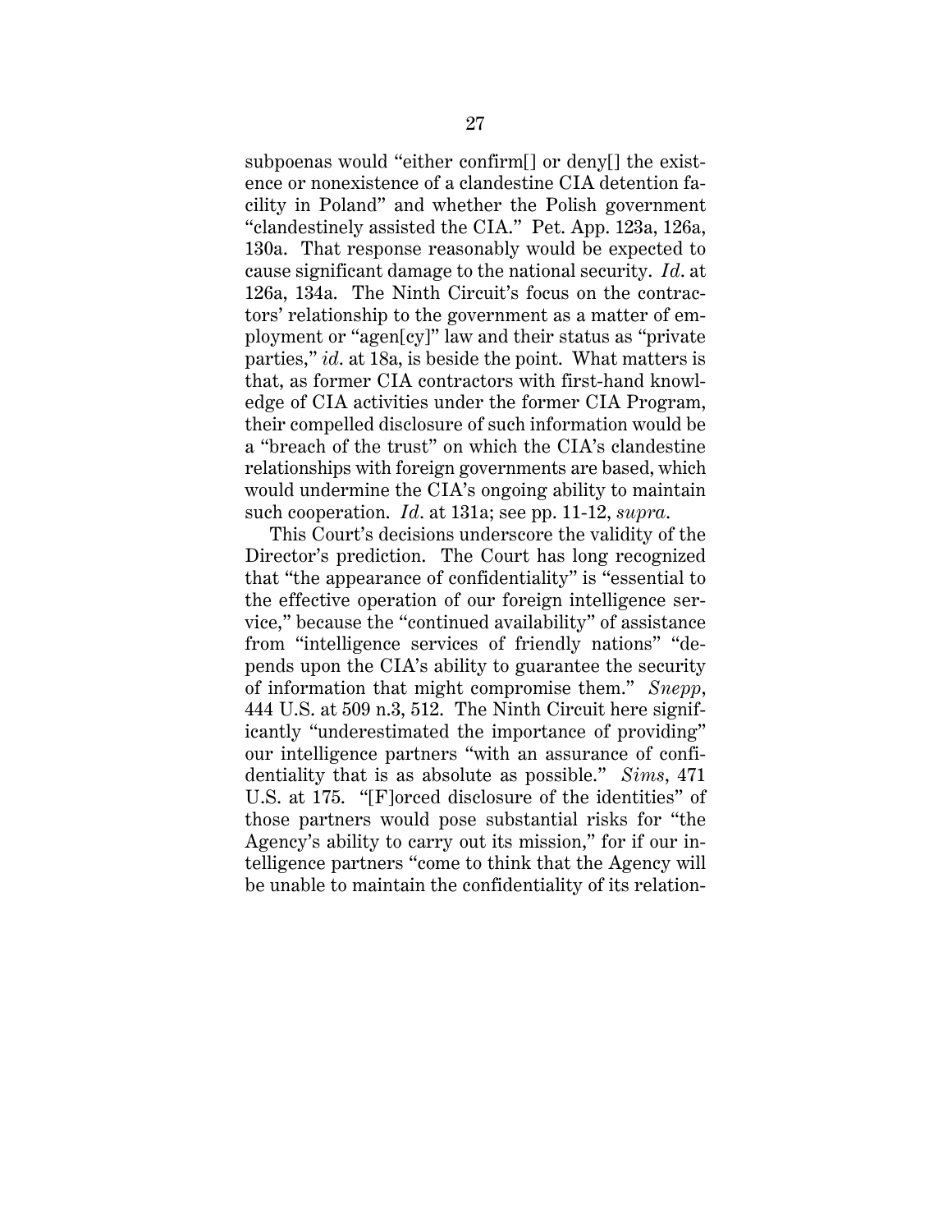subpoenas would "either confirm[] or deny[] the existence or nonexistence of a clandestine CIA detention facility in Poland" and whether the Polish government "clandestinely assisted the CIA." Pet. App. 123a, 126a, 130a. That response reasonably would be expected to cause significant damage to the national security. *Id.* at 126a, 134a. The Ninth Circuit's focus on the contractors' relationship to the government as a matter of employment or "agen[cy]" law and their status as "private parties," *id.* at 18a, is beside the point. What matters is that, as former CIA contractors with first-hand knowledge of CIA activities under the former CIA Program, their compelled disclosure of such information would be a "breach of the trust" on which the CIA's clandestine relationships with foreign governments are based, which would undermine the CIA's ongoing ability to maintain such cooperation. *Id.* at 131a; see pp. 11-12, *supra*.

This Court's decisions underscore the validity of the Director's prediction. The Court has long recognized that "the appearance of confidentiality" is "essential to the effective operation of our foreign intelligence service," because the "continued availability" of assistance from "intelligence services of friendly nations" "depends upon the CIA's ability to guarantee the security of information that might compromise them." *Snepp*, 444 U.S. at 509 n.3, 512. The Ninth Circuit here significantly "underestimated the importance of providing" our intelligence partners "with an assurance of confidentiality that is as absolute as possible." *Sims*, 471 U.S. at 175. "[F]orced disclosure of the identities" of those partners would pose substantial risks for "the Agency's ability to carry out its mission," for if our intelligence partners "come to think that the Agency will be unable to maintain the confidentiality of its relation-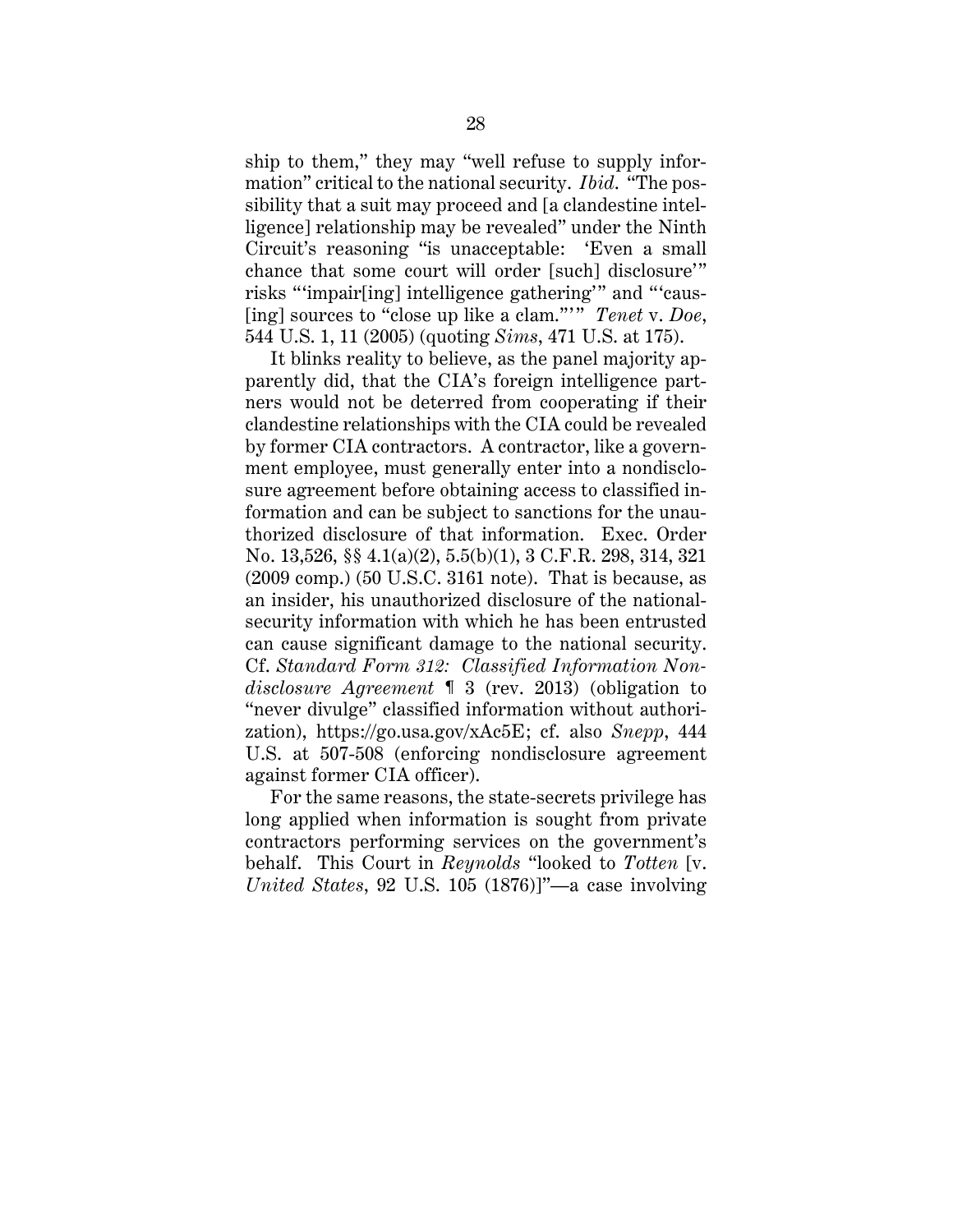ship to them," they may "well refuse to supply information" critical to the national security. *Ibid.* "The possibility that a suit may proceed and [a clandestine intelligence] relationship may be revealed" under the Ninth Circuit's reasoning "is unacceptable: 'Even a small chance that some court will order [such] disclosure'" risks "'impair[ing] intelligence gathering'" and "'causing] sources to "close up like a clam."'" *Tenet* v. *Doe*, 544 U.S. 1, 11 (2005) (quoting *Sims*, 471 U.S. at 175).

It blinks reality to believe, as the panel majority apparently did, that the CIA's foreign intelligence partners would not be deterred from cooperating if their clandestine relationships with the CIA could be revealed by former CIA contractors. A contractor, like a government employee, must generally enter into a nondisclosure agreement before obtaining access to classified information and can be subject to sanctions for the unauthorized disclosure of that information. Exec. Order No. 13,526, §§ 4.1(a)(2), 5.5(b)(1), 3 C.F.R. 298, 314, 321 (2009 comp.) (50 U.S.C. 3161 note). That is because, as an insider, his unauthorized disclosure of the national-security information with which he has been entrusted can cause significant damage to the national security. Cf. *Standard Form 312: Classified Information Nondisclosure Agreement* ¶ 3 (rev. 2013) (obligation to "never divulge" classified information without authorization), https://go.usa.gov/xAc5E; cf. also *Snepp*, 444 U.S. at 507-508 (enforcing nondisclosure agreement against former CIA officer).

For the same reasons, the state-secrets privilege has long applied when information is sought from private contractors performing services on the government's behalf. This Court in *Reynolds* "looked to *Totten* [v. *United States*, 92 U.S. 105 (1876)]"—a case involving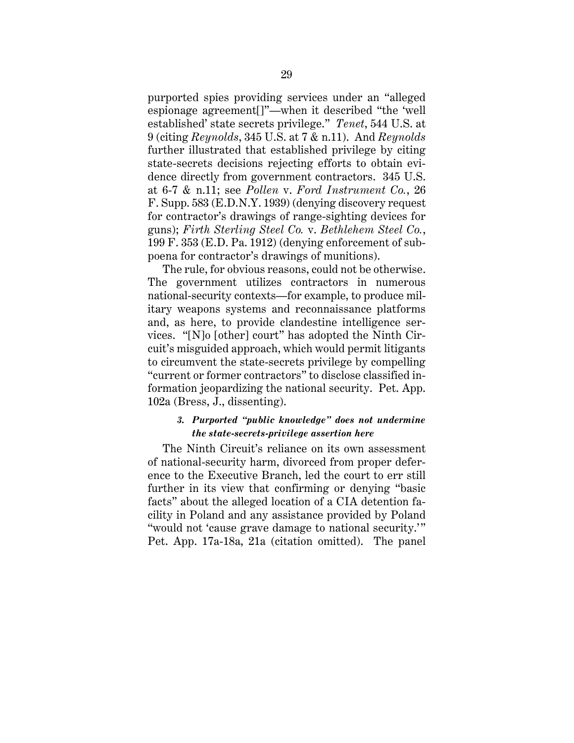purported spies providing services under an "alleged espionage agreement[]"—when it described "the 'well established' state secrets privilege." *Tenet*, 544 U.S. at 9 (citing *Reynolds*, 345 U.S. at 7 & n.11). And *Reynolds* further illustrated that established privilege by citing state-secrets decisions rejecting efforts to obtain evidence directly from government contractors. 345 U.S. at 6-7 & n.11; see *Pollen* v. *Ford Instrument Co.*, 26 F. Supp. 583 (E.D.N.Y. 1939) (denying discovery request for contractor's drawings of range-sighting devices for guns); *Firth Sterling Steel Co.* v. *Bethlehem Steel Co.*, 199 F. 353 (E.D. Pa. 1912) (denying enforcement of subpoena for contractor's drawings of munitions).

The rule, for obvious reasons, could not be otherwise. The government utilizes contractors in numerous national-security contexts—for example, to produce military weapons systems and reconnaissance platforms and, as here, to provide clandestine intelligence services. "[N]o [other] court" has adopted the Ninth Circuit's misguided approach, which would permit litigants to circumvent the state-secrets privilege by compelling "current or former contractors" to disclose classified information jeopardizing the national security. Pet. App. 102a (Bress, J., dissenting).

#### *3. Purported "public knowledge" does not undermine the state-secrets-privilege assertion here*

The Ninth Circuit's reliance on its own assessment of national-security harm, divorced from proper deference to the Executive Branch, led the court to err still further in its view that confirming or denying "basic facts" about the alleged location of a CIA detention facility in Poland and any assistance provided by Poland "would not 'cause grave damage to national security.'" Pet. App. 17a-18a, 21a (citation omitted). The panel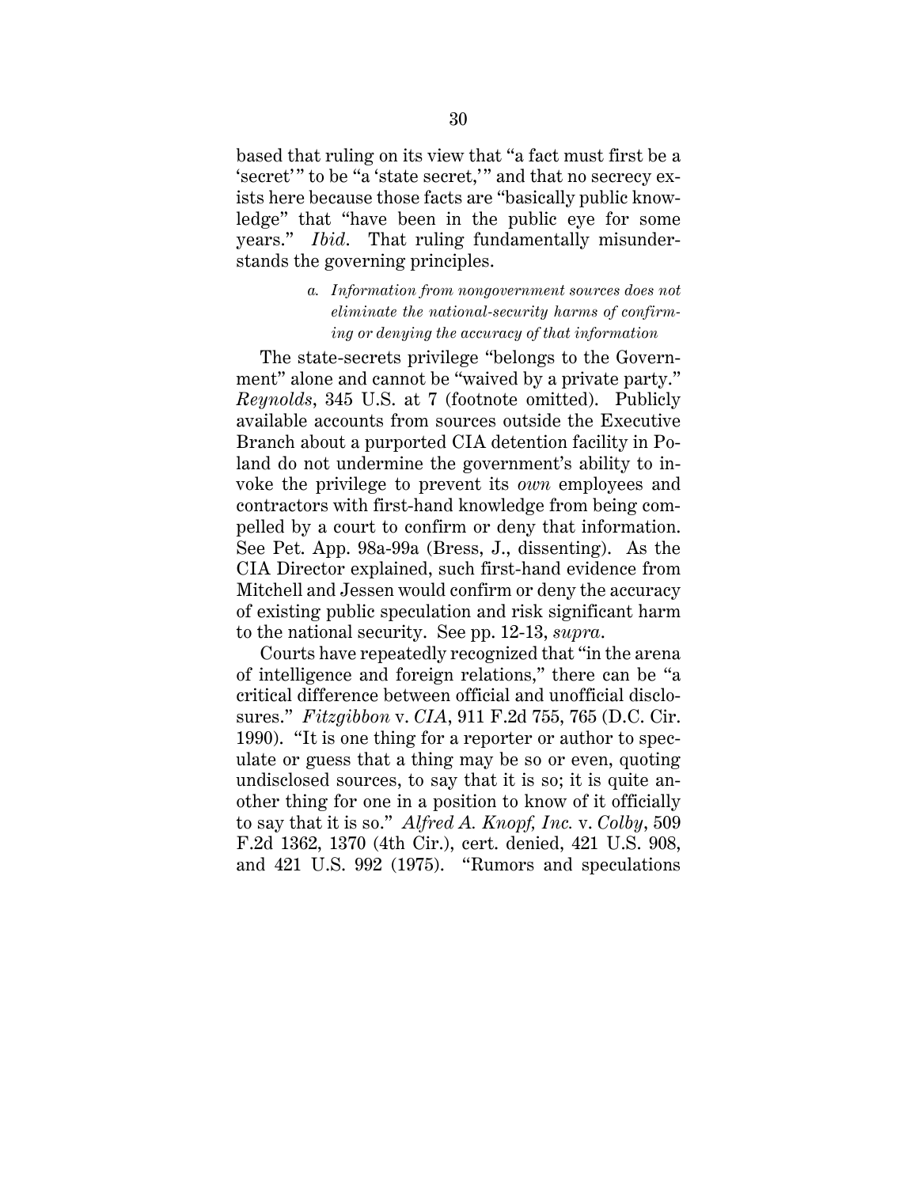based that ruling on its view that "a fact must first be a 'secret'" to be "a 'state secret,'" and that no secrecy exists here because those facts are "basically public knowledge" that "have been in the public eye for some years." *Ibid*. That ruling fundamentally misunderstands the governing principles.

*a. Information from nongovernment sources does not eliminate the national-security harms of confirming or denying the accuracy of that information*

The state-secrets privilege "belongs to the Government" alone and cannot be "waived by a private party." *Reynolds*, 345 U.S. at 7 (footnote omitted). Publicly available accounts from sources outside the Executive Branch about a purported CIA detention facility in Poland do not undermine the government's ability to invoke the privilege to prevent its *own* employees and contractors with first-hand knowledge from being compelled by a court to confirm or deny that information. See Pet. App. 98a-99a (Bress, J., dissenting). As the CIA Director explained, such first-hand evidence from Mitchell and Jessen would confirm or deny the accuracy of existing public speculation and risk significant harm to the national security. See pp. 12-13, *supra*.

Courts have repeatedly recognized that "in the arena of intelligence and foreign relations," there can be "a critical difference between official and unofficial disclosures." *Fitzgibbon* v. *CIA*, 911 F.2d 755, 765 (D.C. Cir. 1990). "It is one thing for a reporter or author to speculate or guess that a thing may be so or even, quoting undisclosed sources, to say that it is so; it is quite another thing for one in a position to know of it officially to say that it is so." *Alfred A. Knopf, Inc.* v. *Colby*, 509 F.2d 1362, 1370 (4th Cir.), cert. denied, 421 U.S. 908, and 421 U.S. 992 (1975). "Rumors and speculations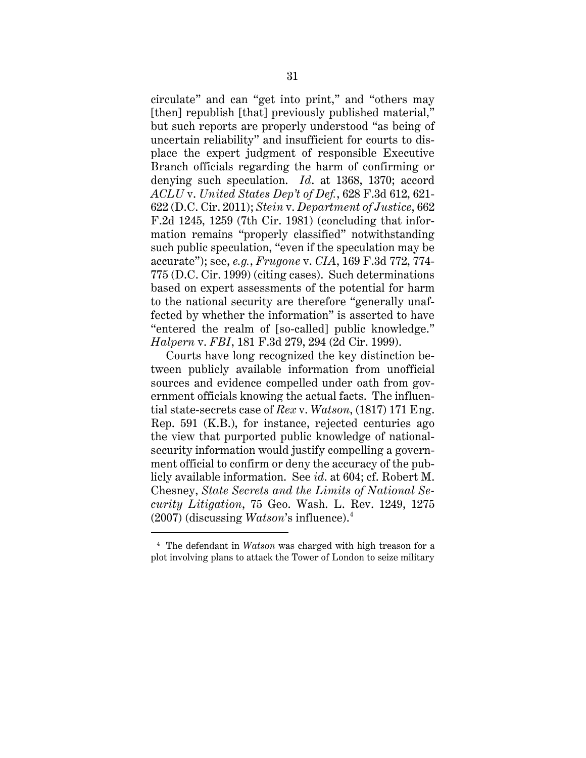circulate" and can "get into print," and "others may [then] republish [that] previously published material," but such reports are properly understood "as being of uncertain reliability" and insufficient for courts to displace the expert judgment of responsible Executive Branch officials regarding the harm of confirming or denying such speculation. *Id*. at 1368, 1370; accord *ACLU* v. *United States Dep't of Def.*, 628 F.3d 612, 621-622 (D.C. Cir. 2011); *Stein* v. *Department of Justice*, 662 F.2d 1245, 1259 (7th Cir. 1981) (concluding that information remains "properly classified" notwithstanding such public speculation, "even if the speculation may be accurate"); see, *e.g.*, *Frugone* v. *CIA*, 169 F.3d 772, 774-775 (D.C. Cir. 1999) (citing cases). Such determinations based on expert assessments of the potential for harm to the national security are therefore "generally unaffected by whether the information" is asserted to have "entered the realm of [so-called] public knowledge." *Halpern* v. *FBI*, 181 F.3d 279, 294 (2d Cir. 1999).

Courts have long recognized the key distinction between publicly available information from unofficial sources and evidence compelled under oath from government officials knowing the actual facts. The influential state-secrets case of *Rex* v. *Watson*, (1817) 171 Eng. Rep. 591 (K.B.), for instance, rejected centuries ago the view that purported public knowledge of national-security information would justify compelling a government official to confirm or deny the accuracy of the publicly available information. See *id*. at 604; cf. Robert M. Chesney, *State Secrets and the Limits of National Security Litigation*, 75 Geo. Wash. L. Rev. 1249, 1275 (2007) (discussing *Watson*'s influence).[4]

---

[4] The defendant in *Watson* was charged with high treason for a plot involving plans to attack the Tower of London to seize military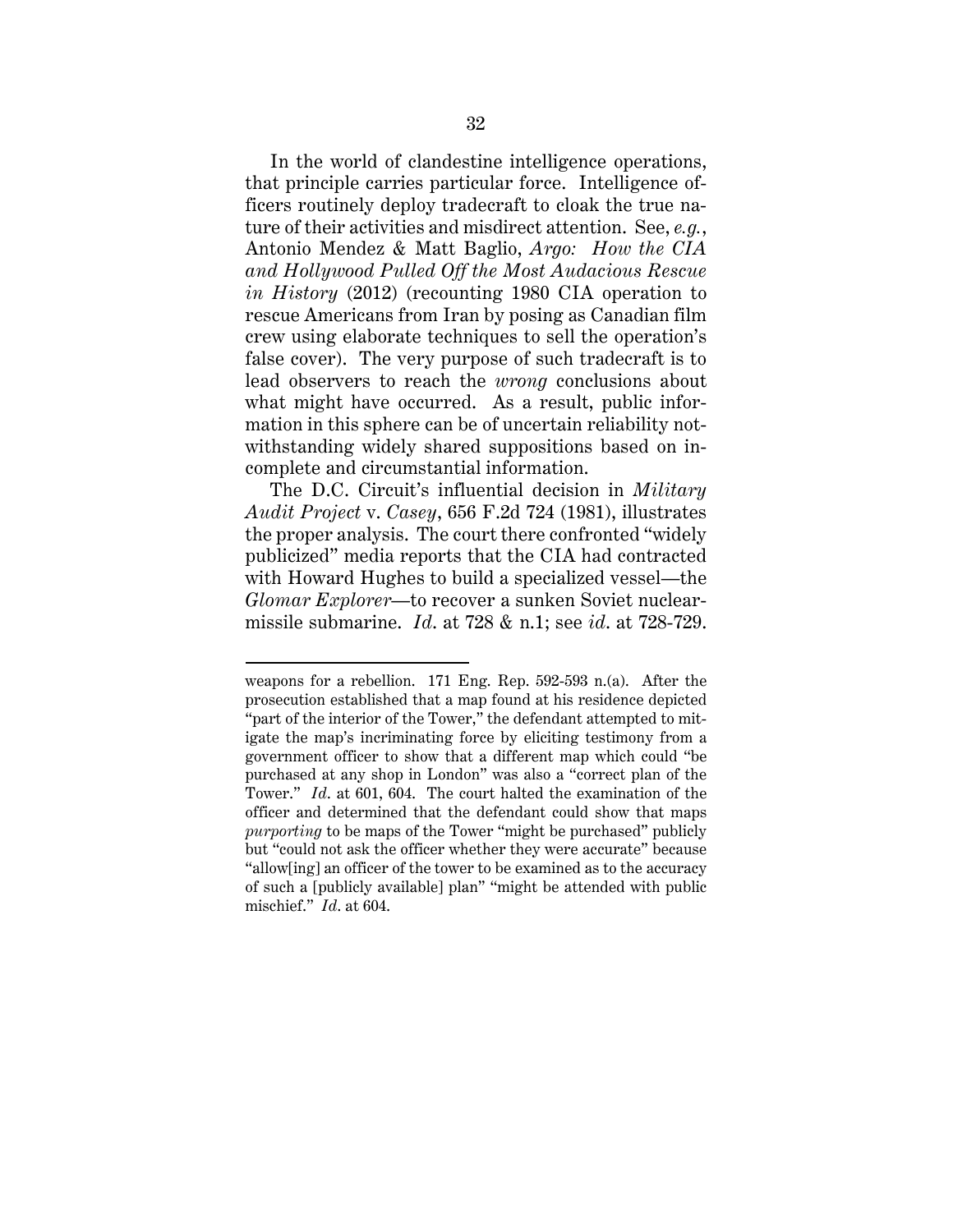In the world of clandestine intelligence operations, that principle carries particular force. Intelligence officers routinely deploy tradecraft to cloak the true nature of their activities and misdirect attention. See, *e.g.*, Antonio Mendez & Matt Baglio, *Argo: How the CIA and Hollywood Pulled Off the Most Audacious Rescue in History* (2012) (recounting 1980 CIA operation to rescue Americans from Iran by posing as Canadian film crew using elaborate techniques to sell the operation's false cover). The very purpose of such tradecraft is to lead observers to reach the *wrong* conclusions about what might have occurred. As a result, public information in this sphere can be of uncertain reliability notwithstanding widely shared suppositions based on incomplete and circumstantial information.

The D.C. Circuit's influential decision in *Military Audit Project* v. *Casey*, 656 F.2d 724 (1981), illustrates the proper analysis. The court there confronted "widely publicized" media reports that the CIA had contracted with Howard Hughes to build a specialized vessel—the *Glomar Explorer*—to recover a sunken Soviet nuclear-missile submarine. *Id.* at 728 & n.1; see *id.* at 728-729.

---

weapons for a rebellion. 171 Eng. Rep. 592-593 n.(a). After the prosecution established that a map found at his residence depicted "part of the interior of the Tower," the defendant attempted to mitigate the map's incriminating force by eliciting testimony from a government officer to show that a different map which could "be purchased at any shop in London" was also a "correct plan of the Tower." *Id.* at 601, 604. The court halted the examination of the officer and determined that the defendant could show that maps *purporting* to be maps of the Tower "might be purchased" publicly but "could not ask the officer whether they were accurate" because "allow[ing] an officer of the tower to be examined as to the accuracy of such a [publicly available] plan" "might be attended with public mischief." *Id.* at 604.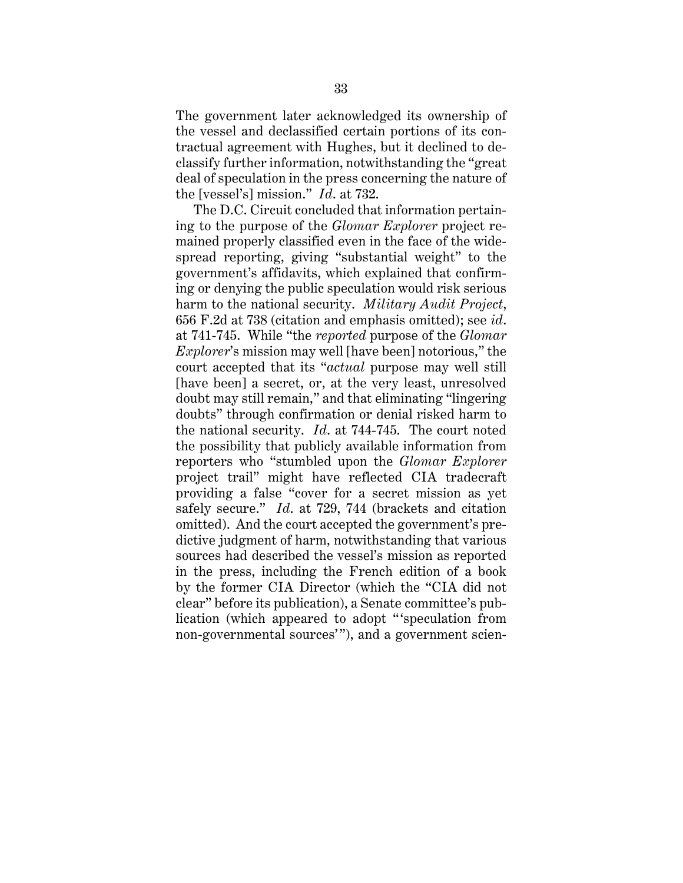The government later acknowledged its ownership of the vessel and declassified certain portions of its contractual agreement with Hughes, but it declined to declassify further information, notwithstanding the "great deal of speculation in the press concerning the nature of the [vessel's] mission." *Id.* at 732.

The D.C. Circuit concluded that information pertaining to the purpose of the *Glomar Explorer* project remained properly classified even in the face of the widespread reporting, giving "substantial weight" to the government's affidavits, which explained that confirming or denying the public speculation would risk serious harm to the national security. *Military Audit Project*, 656 F.2d at 738 (citation and emphasis omitted); see *id.* at 741-745. While "the *reported* purpose of the *Glomar Explorer*'s mission may well [have been] notorious," the court accepted that its "*actual* purpose may well still [have been] a secret, or, at the very least, unresolved doubt may still remain," and that eliminating "lingering doubts" through confirmation or denial risked harm to the national security. *Id.* at 744-745. The court noted the possibility that publicly available information from reporters who "stumbled upon the *Glomar Explorer* project trail" might have reflected CIA tradecraft providing a false "cover for a secret mission as yet safely secure." *Id.* at 729, 744 (brackets and citation omitted). And the court accepted the government's predictive judgment of harm, notwithstanding that various sources had described the vessel's mission as reported in the press, including the French edition of a book by the former CIA Director (which the "CIA did not clear" before its publication), a Senate committee's publication (which appeared to adopt "'speculation from non-governmental sources'"), and a government scien-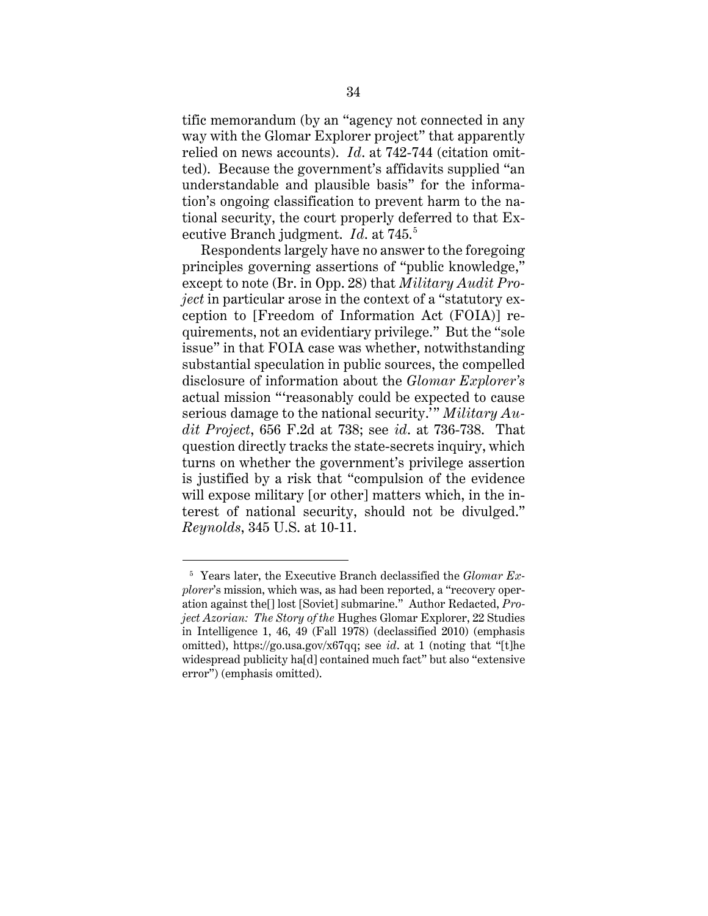tific memorandum (by an "agency not connected in any way with the Glomar Explorer project" that apparently relied on news accounts). *Id*. at 742-744 (citation omitted). Because the government's affidavits supplied "an understandable and plausible basis" for the information's ongoing classification to prevent harm to the national security, the court properly deferred to that Executive Branch judgment. *Id*. at 745.[5]

Respondents largely have no answer to the foregoing principles governing assertions of "public knowledge," except to note (Br. in Opp. 28) that *Military Audit Project* in particular arose in the context of a "statutory exception to [Freedom of Information Act (FOIA)] requirements, not an evidentiary privilege." But the "sole issue" in that FOIA case was whether, notwithstanding substantial speculation in public sources, the compelled disclosure of information about the *Glomar Explorer's* actual mission "'reasonably could be expected to cause serious damage to the national security.'" *Military Audit Project*, 656 F.2d at 738; see *id*. at 736-738. That question directly tracks the state-secrets inquiry, which turns on whether the government's privilege assertion is justified by a risk that "compulsion of the evidence will expose military [or other] matters which, in the interest of national security, should not be divulged." *Reynolds*, 345 U.S. at 10-11.

---

[5] Years later, the Executive Branch declassified the *Glomar Explorer*'s mission, which was, as had been reported, a "recovery operation against the[] lost [Soviet] submarine." Author Redacted, *Project Azorian: The Story of the* Hughes Glomar Explorer, 22 Studies in Intelligence 1, 46, 49 (Fall 1978) (declassified 2010) (emphasis omitted), https://go.usa.gov/x67qq; see *id*. at 1 (noting that "[t]he widespread publicity ha[d] contained much fact" but also "extensive error") (emphasis omitted).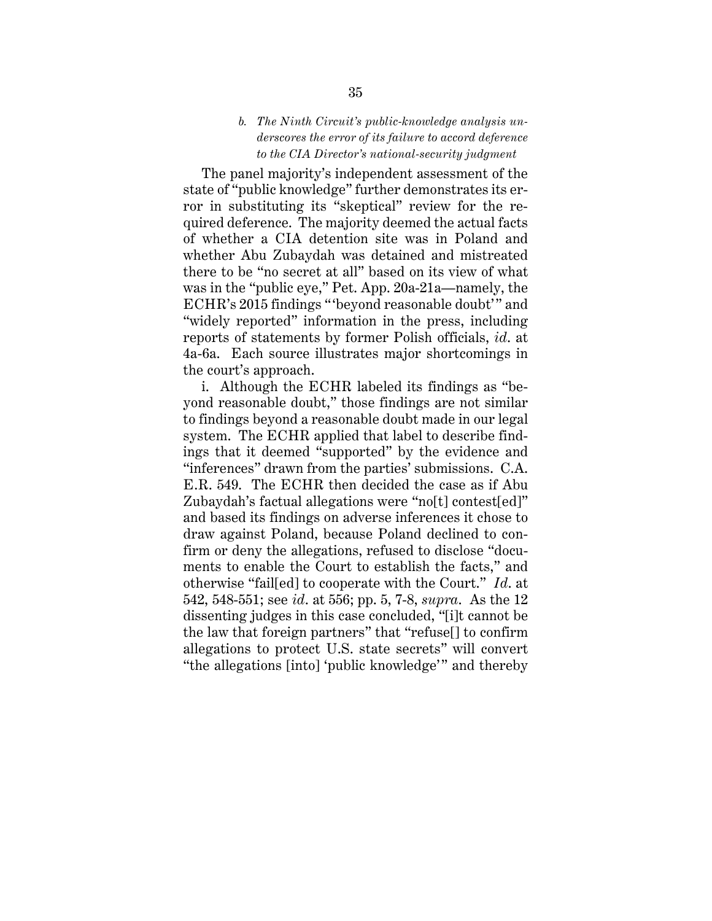### *b. The Ninth Circuit's public-knowledge analysis underscores the error of its failure to accord deference to the CIA Director's national-security judgment*

The panel majority's independent assessment of the state of "public knowledge" further demonstrates its error in substituting its "skeptical" review for the required deference. The majority deemed the actual facts of whether a CIA detention site was in Poland and whether Abu Zubaydah was detained and mistreated there to be "no secret at all" based on its view of what was in the "public eye," Pet. App. 20a-21a—namely, the ECHR's 2015 findings "'beyond reasonable doubt'" and "widely reported" information in the press, including reports of statements by former Polish officials, *id.* at 4a-6a. Each source illustrates major shortcomings in the court's approach.

i. Although the ECHR labeled its findings as "beyond reasonable doubt," those findings are not similar to findings beyond a reasonable doubt made in our legal system. The ECHR applied that label to describe findings that it deemed "supported" by the evidence and "inferences" drawn from the parties' submissions. C.A. E.R. 549. The ECHR then decided the case as if Abu Zubaydah's factual allegations were "no[t] contest[ed]" and based its findings on adverse inferences it chose to draw against Poland, because Poland declined to confirm or deny the allegations, refused to disclose "documents to enable the Court to establish the facts," and otherwise "fail[ed] to cooperate with the Court." *Id.* at 542, 548-551; see *id.* at 556; pp. 5, 7-8, *supra*. As the 12 dissenting judges in this case concluded, "[i]t cannot be the law that foreign partners" that "refuse[] to confirm allegations to protect U.S. state secrets" will convert "the allegations [into] 'public knowledge'" and thereby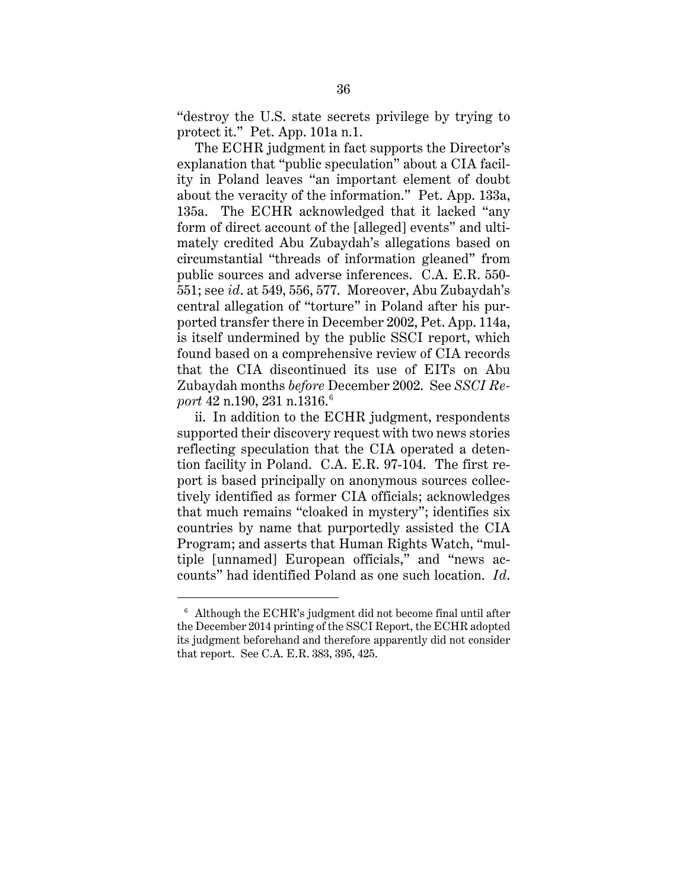"destroy the U.S. state secrets privilege by trying to protect it." Pet. App. 101a n.1.

The ECHR judgment in fact supports the Director's explanation that "public speculation" about a CIA facility in Poland leaves "an important element of doubt about the veracity of the information." Pet. App. 133a, 135a. The ECHR acknowledged that it lacked "any form of direct account of the [alleged] events" and ultimately credited Abu Zubaydah's allegations based on circumstantial "threads of information gleaned" from public sources and adverse inferences. C.A. E.R. 550-551; see *id*. at 549, 556, 577. Moreover, Abu Zubaydah's central allegation of "torture" in Poland after his purported transfer there in December 2002, Pet. App. 114a, is itself undermined by the public SSCI report, which found based on a comprehensive review of CIA records that the CIA discontinued its use of EITs on Abu Zubaydah months *before* December 2002. See *SSCI Report* 42 n.190, 231 n.1316.[6]

ii. In addition to the ECHR judgment, respondents supported their discovery request with two news stories reflecting speculation that the CIA operated a detention facility in Poland. C.A. E.R. 97-104. The first report is based principally on anonymous sources collectively identified as former CIA officials; acknowledges that much remains "cloaked in mystery"; identifies six countries by name that purportedly assisted the CIA Program; and asserts that Human Rights Watch, "multiple [unnamed] European officials," and "news accounts" had identified Poland as one such location. *Id*.

[6] Although the ECHR's judgment did not become final until after the December 2014 printing of the SSCI Report, the ECHR adopted its judgment beforehand and therefore apparently did not consider that report. See C.A. E.R. 383, 395, 425.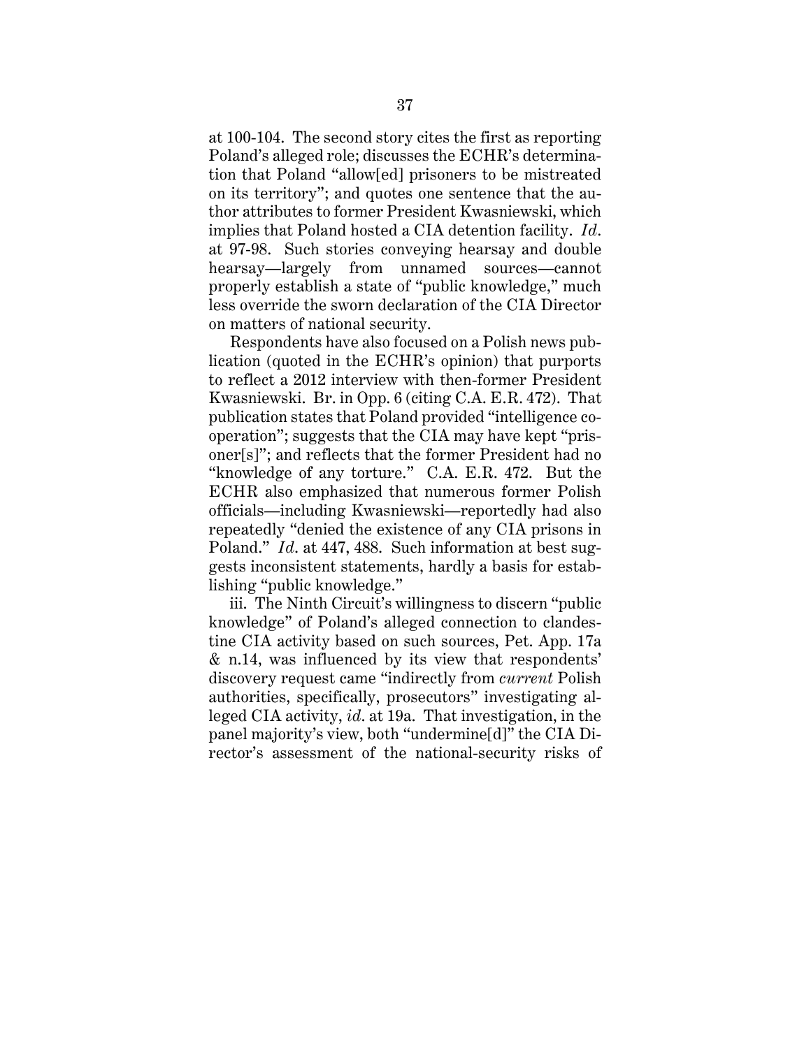at 100-104. The second story cites the first as reporting Poland's alleged role; discusses the ECHR's determination that Poland "allow[ed] prisoners to be mistreated on its territory"; and quotes one sentence that the author attributes to former President Kwasniewski, which implies that Poland hosted a CIA detention facility. *Id.* at 97-98. Such stories conveying hearsay and double hearsay—largely from unnamed sources—cannot properly establish a state of "public knowledge," much less override the sworn declaration of the CIA Director on matters of national security.

Respondents have also focused on a Polish news publication (quoted in the ECHR's opinion) that purports to reflect a 2012 interview with then-former President Kwasniewski. Br. in Opp. 6 (citing C.A. E.R. 472). That publication states that Poland provided "intelligence cooperation"; suggests that the CIA may have kept "prisoner[s]"; and reflects that the former President had no "knowledge of any torture." C.A. E.R. 472. But the ECHR also emphasized that numerous former Polish officials—including Kwasniewski—reportedly had also repeatedly "denied the existence of any CIA prisons in Poland." *Id.* at 447, 488. Such information at best suggests inconsistent statements, hardly a basis for establishing "public knowledge."

iii. The Ninth Circuit's willingness to discern "public knowledge" of Poland's alleged connection to clandestine CIA activity based on such sources, Pet. App. 17a & n.14, was influenced by its view that respondents' discovery request came "indirectly from *current* Polish authorities, specifically, prosecutors" investigating alleged CIA activity, *id.* at 19a. That investigation, in the panel majority's view, both "undermine[d]" the CIA Director's assessment of the national-security risks of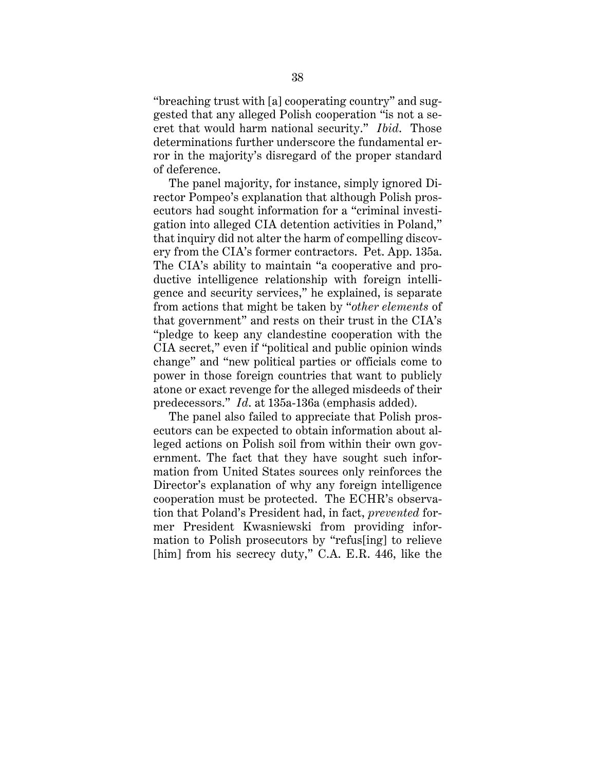"breaching trust with [a] cooperating country" and suggested that any alleged Polish cooperation "is not a secret that would harm national security." *Ibid.* Those determinations further underscore the fundamental error in the majority's disregard of the proper standard of deference.

The panel majority, for instance, simply ignored Director Pompeo's explanation that although Polish prosecutors had sought information for a "criminal investigation into alleged CIA detention activities in Poland," that inquiry did not alter the harm of compelling discovery from the CIA's former contractors. Pet. App. 135a. The CIA's ability to maintain "a cooperative and productive intelligence relationship with foreign intelligence and security services," he explained, is separate from actions that might be taken by "*other elements* of that government" and rests on their trust in the CIA's "pledge to keep any clandestine cooperation with the CIA secret," even if "political and public opinion winds change" and "new political parties or officials come to power in those foreign countries that want to publicly atone or exact revenge for the alleged misdeeds of their predecessors." *Id.* at 135a-136a (emphasis added).

The panel also failed to appreciate that Polish prosecutors can be expected to obtain information about alleged actions on Polish soil from within their own government. The fact that they have sought such information from United States sources only reinforces the Director's explanation of why any foreign intelligence cooperation must be protected. The ECHR's observation that Poland's President had, in fact, *prevented* former President Kwasniewski from providing information to Polish prosecutors by "refus[ing] to relieve [him] from his secrecy duty," C.A. E.R. 446, like the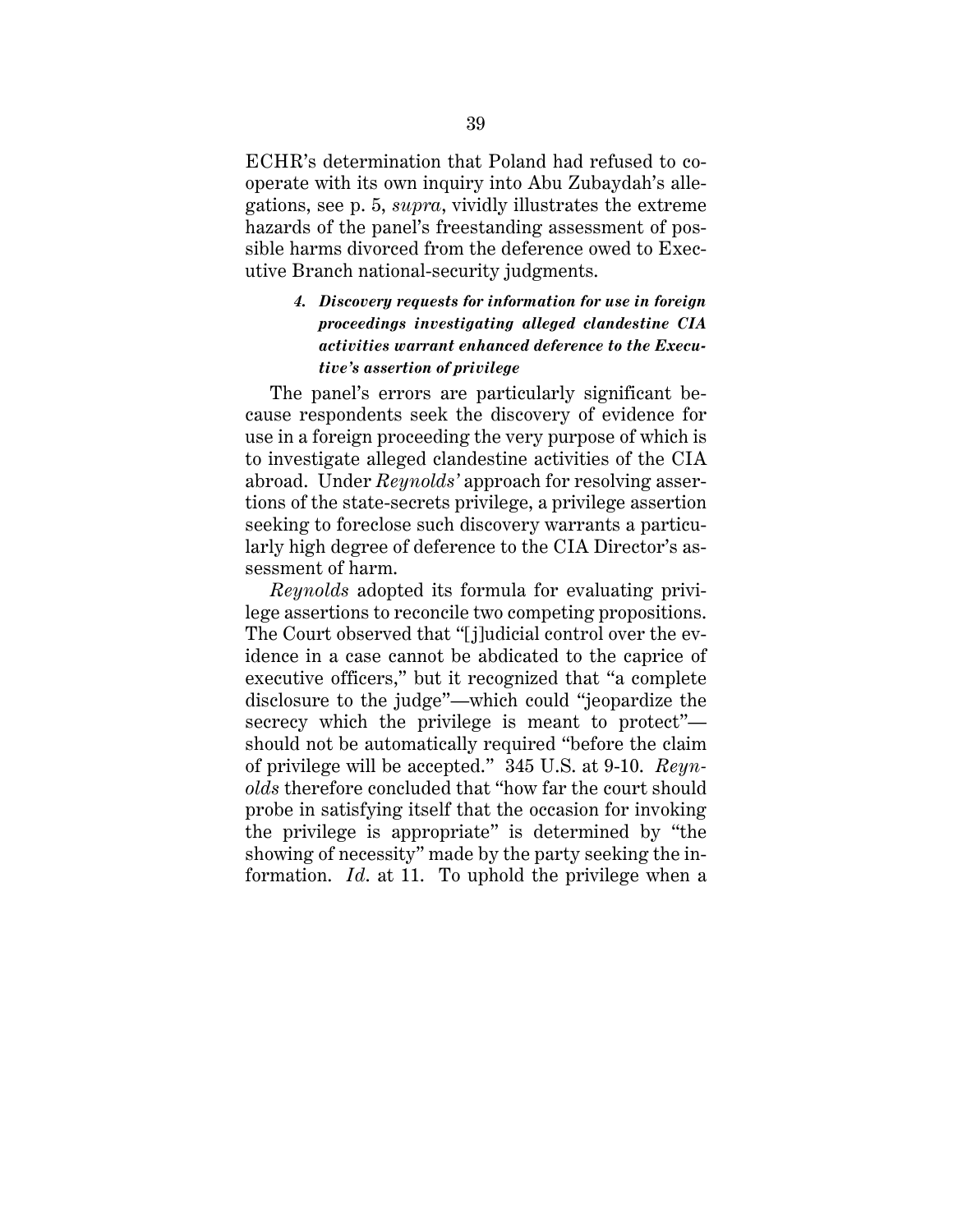ECHR's determination that Poland had refused to cooperate with its own inquiry into Abu Zubaydah's allegations, see p. 5, *supra*, vividly illustrates the extreme hazards of the panel's freestanding assessment of possible harms divorced from the deference owed to Executive Branch national-security judgments.

#### *4. Discovery requests for information for use in foreign proceedings investigating alleged clandestine CIA activities warrant enhanced deference to the Executive's assertion of privilege*

The panel's errors are particularly significant because respondents seek the discovery of evidence for use in a foreign proceeding the very purpose of which is to investigate alleged clandestine activities of the CIA abroad. Under *Reynolds'* approach for resolving assertions of the state-secrets privilege, a privilege assertion seeking to foreclose such discovery warrants a particularly high degree of deference to the CIA Director's assessment of harm.

*Reynolds* adopted its formula for evaluating privilege assertions to reconcile two competing propositions. The Court observed that "[j]udicial control over the evidence in a case cannot be abdicated to the caprice of executive officers," but it recognized that "a complete disclosure to the judge"—which could "jeopardize the secrecy which the privilege is meant to protect"—should not be automatically required "before the claim of privilege will be accepted." 345 U.S. at 9-10. *Reynolds* therefore concluded that "how far the court should probe in satisfying itself that the occasion for invoking the privilege is appropriate" is determined by "the showing of necessity" made by the party seeking the information. *Id.* at 11. To uphold the privilege when a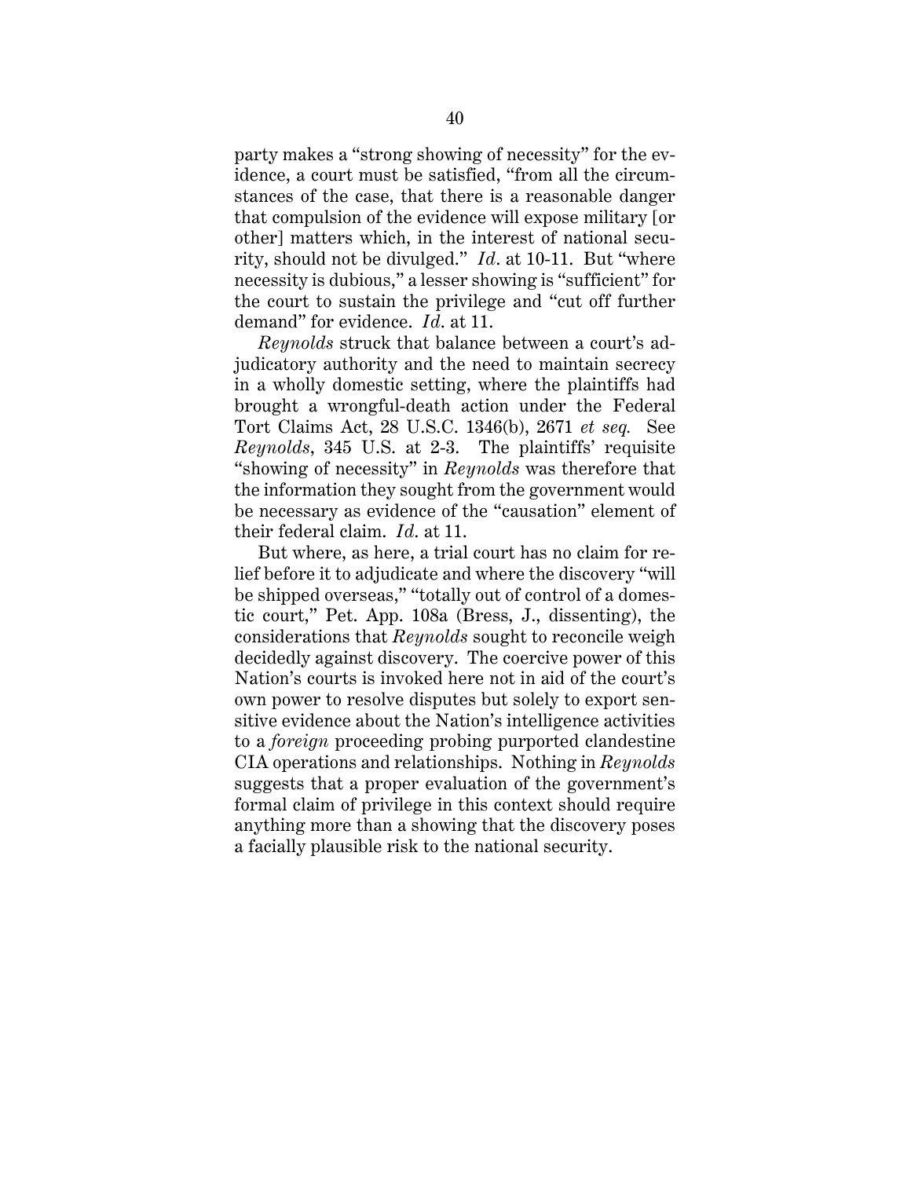party makes a "strong showing of necessity" for the evidence, a court must be satisfied, "from all the circumstances of the case, that there is a reasonable danger that compulsion of the evidence will expose military [or other] matters which, in the interest of national security, should not be divulged." *Id*. at 10-11. But "where necessity is dubious," a lesser showing is "sufficient" for the court to sustain the privilege and "cut off further demand" for evidence. *Id*. at 11.

*Reynolds* struck that balance between a court's adjudicatory authority and the need to maintain secrecy in a wholly domestic setting, where the plaintiffs had brought a wrongful-death action under the Federal Tort Claims Act, 28 U.S.C. 1346(b), 2671 *et seq.* See *Reynolds*, 345 U.S. at 2-3. The plaintiffs' requisite "showing of necessity" in *Reynolds* was therefore that the information they sought from the government would be necessary as evidence of the "causation" element of their federal claim. *Id*. at 11.

But where, as here, a trial court has no claim for relief before it to adjudicate and where the discovery "will be shipped overseas," "totally out of control of a domestic court," Pet. App. 108a (Bress, J., dissenting), the considerations that *Reynolds* sought to reconcile weigh decidedly against discovery. The coercive power of this Nation's courts is invoked here not in aid of the court's own power to resolve disputes but solely to export sensitive evidence about the Nation's intelligence activities to a *foreign* proceeding probing purported clandestine CIA operations and relationships. Nothing in *Reynolds* suggests that a proper evaluation of the government's formal claim of privilege in this context should require anything more than a showing that the discovery poses a facially plausible risk to the national security.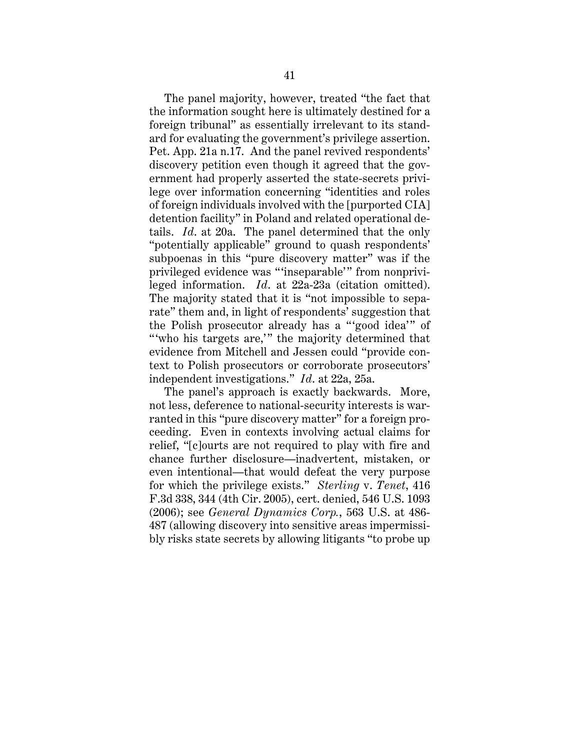The panel majority, however, treated "the fact that the information sought here is ultimately destined for a foreign tribunal" as essentially irrelevant to its standard for evaluating the government's privilege assertion. Pet. App. 21a n.17. And the panel revived respondents' discovery petition even though it agreed that the government had properly asserted the state-secrets privilege over information concerning "identities and roles of foreign individuals involved with the [purported CIA] detention facility" in Poland and related operational details. *Id*. at 20a. The panel determined that the only "potentially applicable" ground to quash respondents' subpoenas in this "pure discovery matter" was if the privileged evidence was "'inseparable'" from nonprivileged information. *Id*. at 22a-23a (citation omitted). The majority stated that it is "not impossible to separate" them and, in light of respondents' suggestion that the Polish prosecutor already has a "'good idea'" of "'who his targets are,'" the majority determined that evidence from Mitchell and Jessen could "provide context to Polish prosecutors or corroborate prosecutors' independent investigations." *Id*. at 22a, 25a.

The panel's approach is exactly backwards. More, not less, deference to national-security interests is warranted in this "pure discovery matter" for a foreign proceeding. Even in contexts involving actual claims for relief, "[c]ourts are not required to play with fire and chance further disclosure—inadvertent, mistaken, or even intentional—that would defeat the very purpose for which the privilege exists." *Sterling* v. *Tenet*, 416 F.3d 338, 344 (4th Cir. 2005), cert. denied, 546 U.S. 1093 (2006); see *General Dynamics Corp.*, 563 U.S. at 486-487 (allowing discovery into sensitive areas impermissibly risks state secrets by allowing litigants "to probe up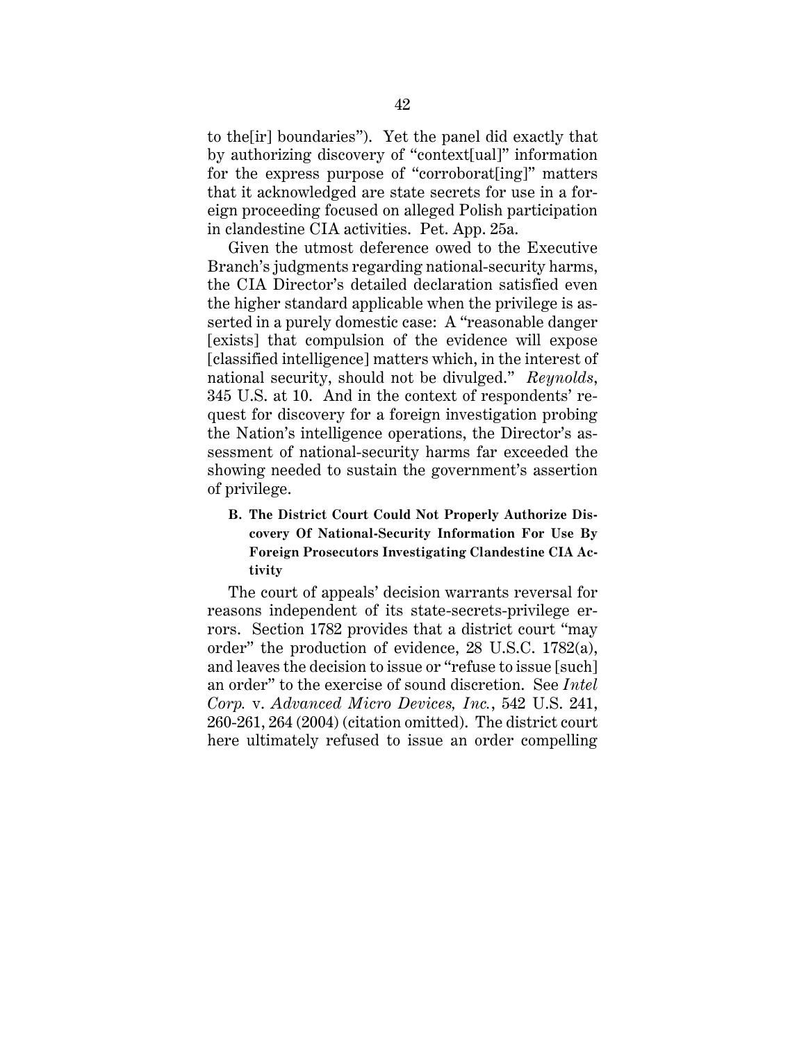to the[ir] boundaries"). Yet the panel did exactly that by authorizing discovery of "context[ual]" information for the express purpose of "corroborat[ing]" matters that it acknowledged are state secrets for use in a foreign proceeding focused on alleged Polish participation in clandestine CIA activities. Pet. App. 25a.

Given the utmost deference owed to the Executive Branch's judgments regarding national-security harms, the CIA Director's detailed declaration satisfied even the higher standard applicable when the privilege is asserted in a purely domestic case: A "reasonable danger [exists] that compulsion of the evidence will expose [classified intelligence] matters which, in the interest of national security, should not be divulged." *Reynolds*, 345 U.S. at 10. And in the context of respondents' request for discovery for a foreign investigation probing the Nation's intelligence operations, the Director's assessment of national-security harms far exceeded the showing needed to sustain the government's assertion of privilege.

### B. The District Court Could Not Properly Authorize Discovery Of National-Security Information For Use By Foreign Prosecutors Investigating Clandestine CIA Activity

The court of appeals' decision warrants reversal for reasons independent of its state-secrets-privilege errors. Section 1782 provides that a district court "may order" the production of evidence, 28 U.S.C. 1782(a), and leaves the decision to issue or "refuse to issue [such] an order" to the exercise of sound discretion. See *Intel Corp.* v. *Advanced Micro Devices, Inc.*, 542 U.S. 241, 260-261, 264 (2004) (citation omitted). The district court here ultimately refused to issue an order compelling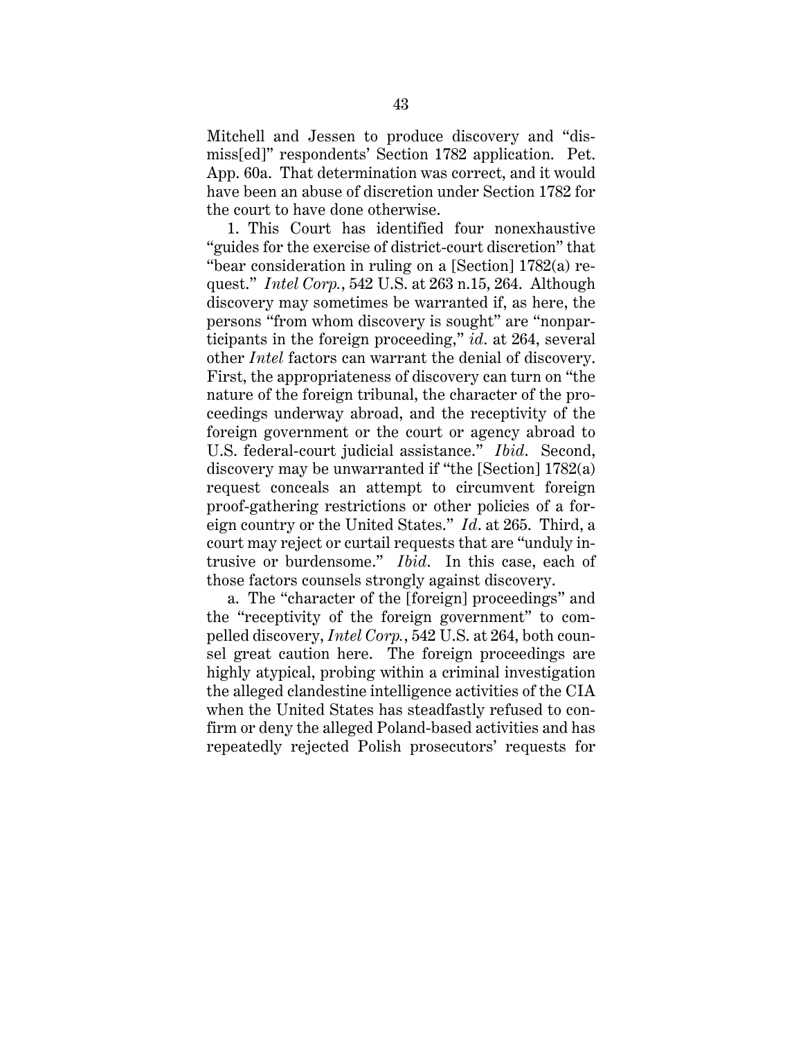Mitchell and Jessen to produce discovery and "dismiss[ed]" respondents' Section 1782 application. Pet. App. 60a. That determination was correct, and it would have been an abuse of discretion under Section 1782 for the court to have done otherwise.

1. This Court has identified four nonexhaustive "guides for the exercise of district-court discretion" that "bear consideration in ruling on a [Section] 1782(a) request." *Intel Corp.*, 542 U.S. at 263 n.15, 264. Although discovery may sometimes be warranted if, as here, the persons "from whom discovery is sought" are "nonparticipants in the foreign proceeding," *id.* at 264, several other *Intel* factors can warrant the denial of discovery. First, the appropriateness of discovery can turn on "the nature of the foreign tribunal, the character of the proceedings underway abroad, and the receptivity of the foreign government or the court or agency abroad to U.S. federal-court judicial assistance." *Ibid.* Second, discovery may be unwarranted if "the [Section] 1782(a) request conceals an attempt to circumvent foreign proof-gathering restrictions or other policies of a foreign country or the United States." *Id.* at 265. Third, a court may reject or curtail requests that are "unduly intrusive or burdensome." *Ibid.* In this case, each of those factors counsels strongly against discovery.

a. The "character of the [foreign] proceedings" and the "receptivity of the foreign government" to compelled discovery, *Intel Corp.*, 542 U.S. at 264, both counsel great caution here. The foreign proceedings are highly atypical, probing within a criminal investigation the alleged clandestine intelligence activities of the CIA when the United States has steadfastly refused to confirm or deny the alleged Poland-based activities and has repeatedly rejected Polish prosecutors' requests for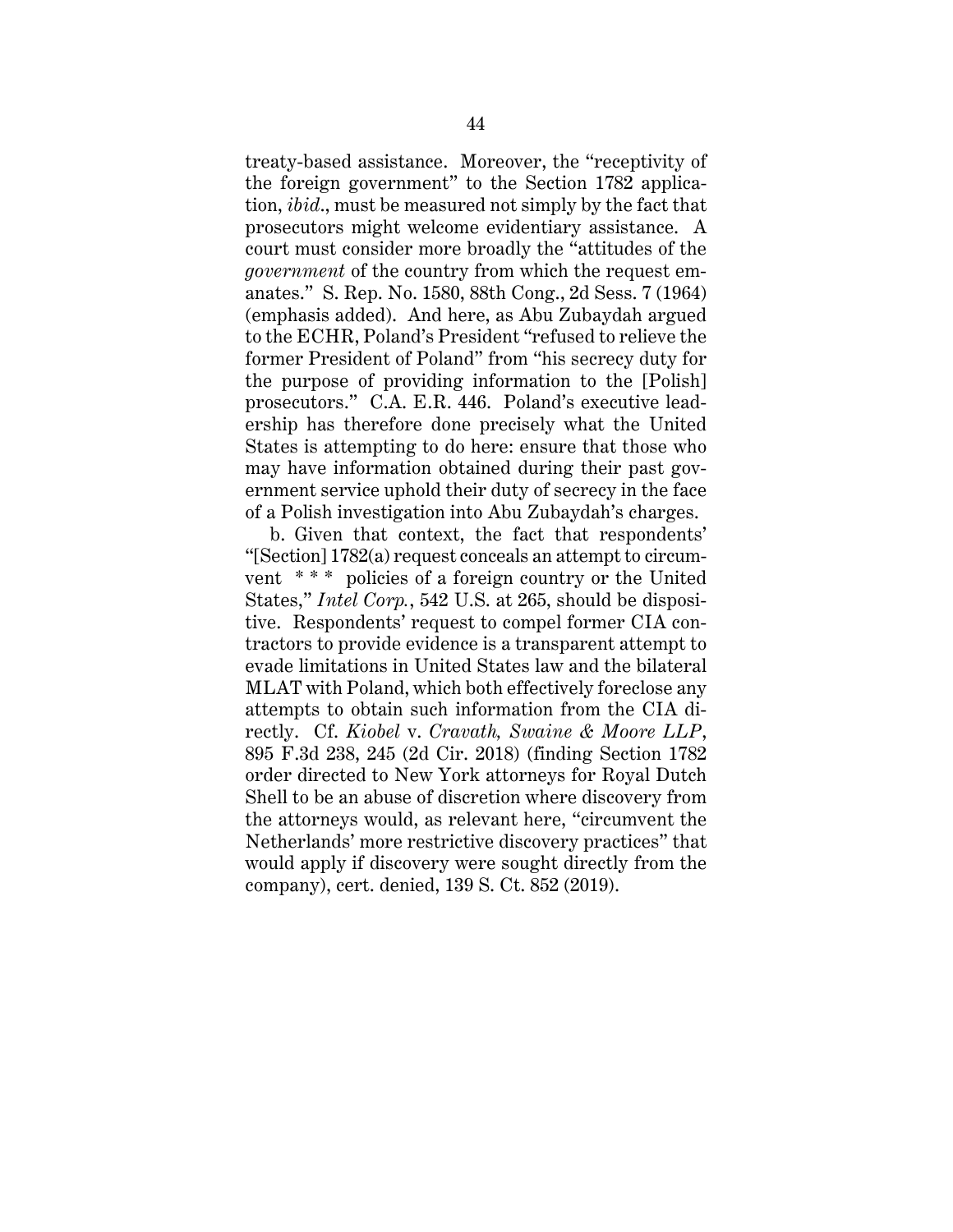treaty-based assistance. Moreover, the "receptivity of the foreign government" to the Section 1782 application, *ibid.*, must be measured not simply by the fact that prosecutors might welcome evidentiary assistance. A court must consider more broadly the "attitudes of the *government* of the country from which the request emanates." S. Rep. No. 1580, 88th Cong., 2d Sess. 7 (1964) (emphasis added). And here, as Abu Zubaydah argued to the ECHR, Poland's President "refused to relieve the former President of Poland" from "his secrecy duty for the purpose of providing information to the [Polish] prosecutors." C.A. E.R. 446. Poland's executive leadership has therefore done precisely what the United States is attempting to do here: ensure that those who may have information obtained during their past government service uphold their duty of secrecy in the face of a Polish investigation into Abu Zubaydah's charges.

b. Given that context, the fact that respondents' "[Section] 1782(a) request conceals an attempt to circumvent * * * policies of a foreign country or the United States," *Intel Corp.*, 542 U.S. at 265, should be dispositive. Respondents' request to compel former CIA contractors to provide evidence is a transparent attempt to evade limitations in United States law and the bilateral MLAT with Poland, which both effectively foreclose any attempts to obtain such information from the CIA directly. Cf. *Kiobel* v. *Cravath, Swaine & Moore LLP*, 895 F.3d 238, 245 (2d Cir. 2018) (finding Section 1782 order directed to New York attorneys for Royal Dutch Shell to be an abuse of discretion where discovery from the attorneys would, as relevant here, "circumvent the Netherlands' more restrictive discovery practices" that would apply if discovery were sought directly from the company), cert. denied, 139 S. Ct. 852 (2019).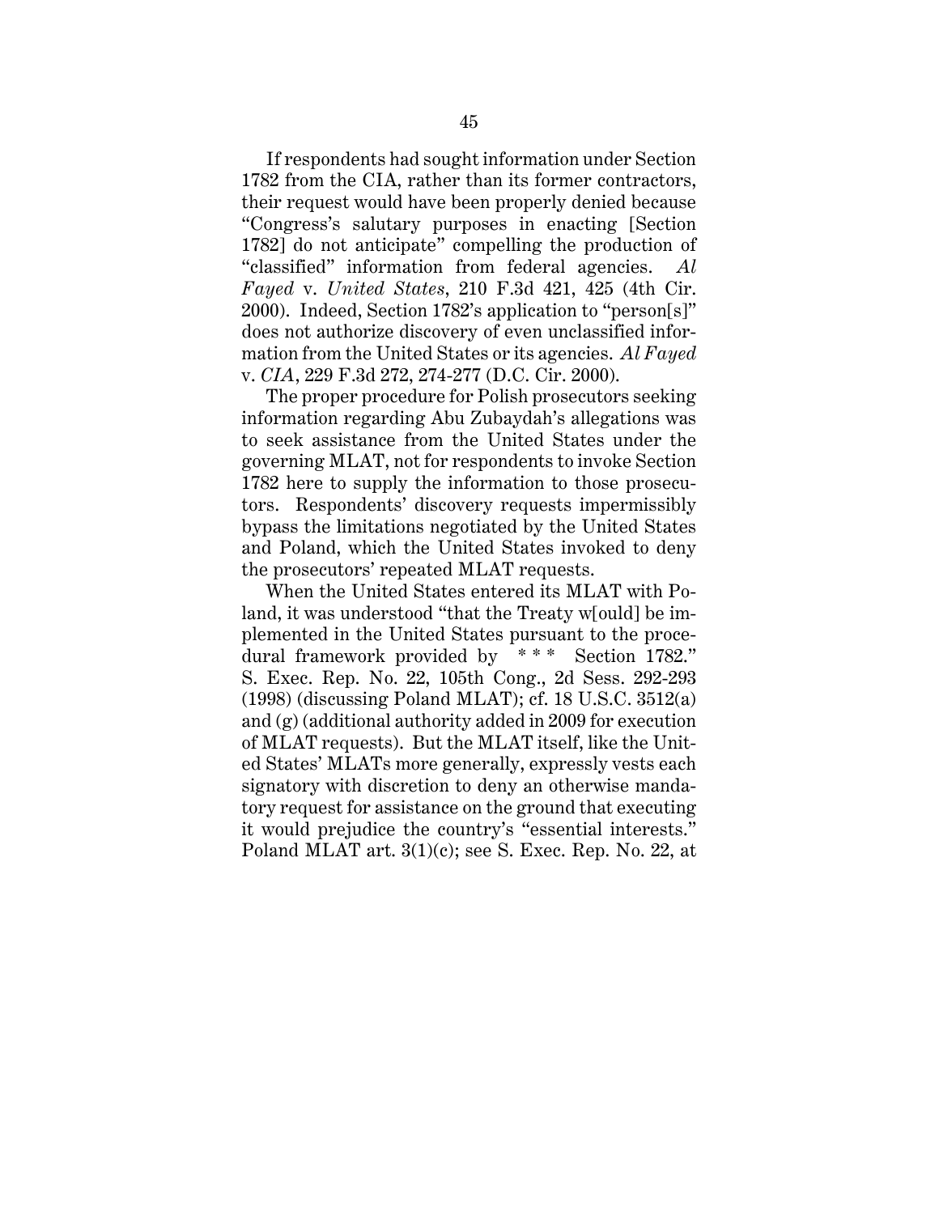If respondents had sought information under Section 1782 from the CIA, rather than its former contractors, their request would have been properly denied because "Congress's salutary purposes in enacting [Section 1782] do not anticipate" compelling the production of "classified" information from federal agencies. *Al Fayed* v. *United States*, 210 F.3d 421, 425 (4th Cir. 2000). Indeed, Section 1782's application to "person[s]" does not authorize discovery of even unclassified information from the United States or its agencies. *Al Fayed* v. *CIA*, 229 F.3d 272, 274-277 (D.C. Cir. 2000).

The proper procedure for Polish prosecutors seeking information regarding Abu Zubaydah's allegations was to seek assistance from the United States under the governing MLAT, not for respondents to invoke Section 1782 here to supply the information to those prosecutors. Respondents' discovery requests impermissibly bypass the limitations negotiated by the United States and Poland, which the United States invoked to deny the prosecutors' repeated MLAT requests.

When the United States entered its MLAT with Poland, it was understood "that the Treaty w[ould] be implemented in the United States pursuant to the procedural framework provided by \* \* \* Section 1782." S. Exec. Rep. No. 22, 105th Cong., 2d Sess. 292-293 (1998) (discussing Poland MLAT); cf. 18 U.S.C. 3512(a) and (g) (additional authority added in 2009 for execution of MLAT requests). But the MLAT itself, like the United States' MLATs more generally, expressly vests each signatory with discretion to deny an otherwise mandatory request for assistance on the ground that executing it would prejudice the country's "essential interests." Poland MLAT art. 3(1)(c); see S. Exec. Rep. No. 22, at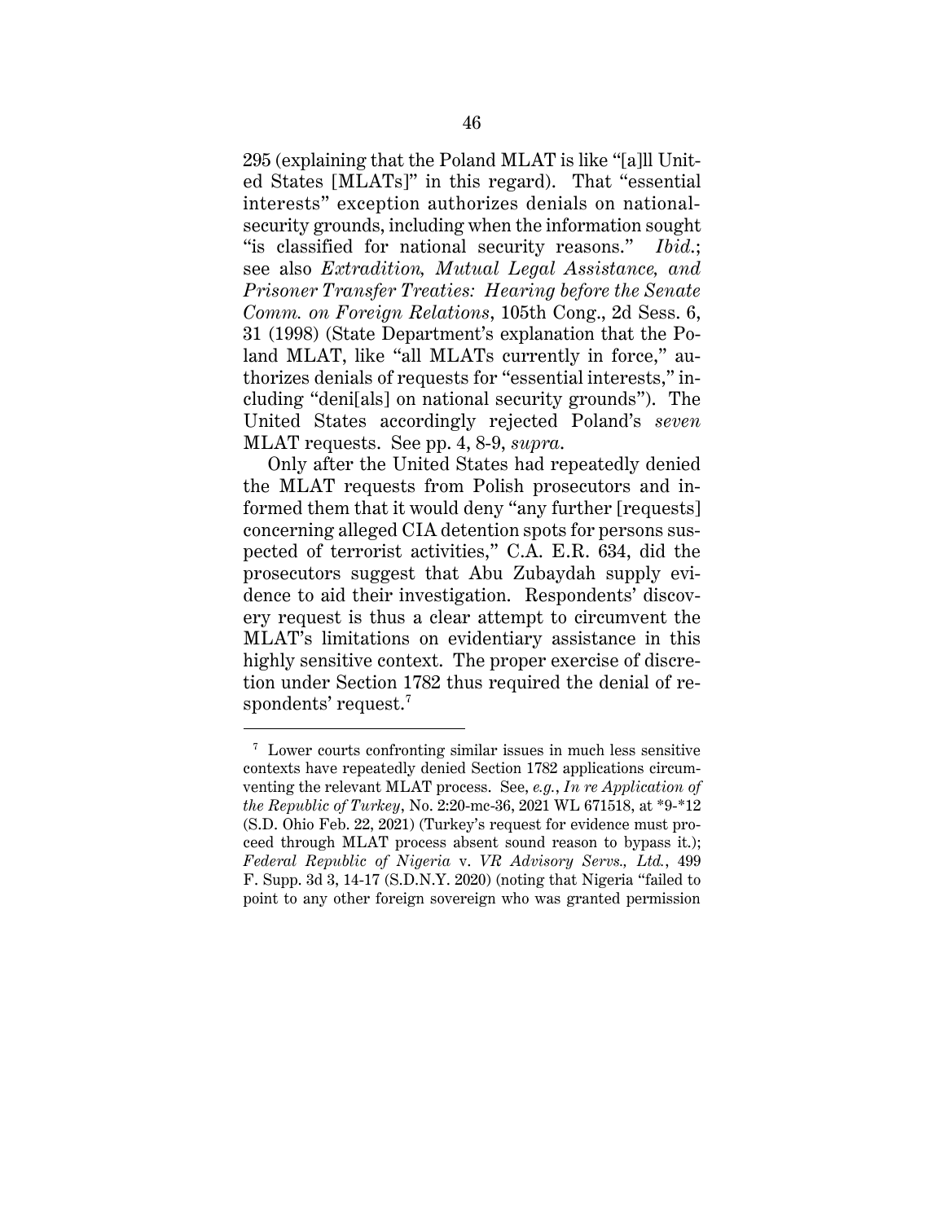295 (explaining that the Poland MLAT is like "[a]ll United States [MLATs]" in this regard). That "essential interests" exception authorizes denials on national-security grounds, including when the information sought "is classified for national security reasons." *Ibid.*; see also *Extradition, Mutual Legal Assistance, and Prisoner Transfer Treaties: Hearing before the Senate Comm. on Foreign Relations*, 105th Cong., 2d Sess. 6, 31 (1998) (State Department's explanation that the Poland MLAT, like "all MLATs currently in force," authorizes denials of requests for "essential interests," including "deni[als] on national security grounds"). The United States accordingly rejected Poland's *seven* MLAT requests. See pp. 4, 8-9, *supra*.

Only after the United States had repeatedly denied the MLAT requests from Polish prosecutors and informed them that it would deny "any further [requests] concerning alleged CIA detention spots for persons suspected of terrorist activities," C.A. E.R. 634, did the prosecutors suggest that Abu Zubaydah supply evidence to aid their investigation. Respondents' discovery request is thus a clear attempt to circumvent the MLAT's limitations on evidentiary assistance in this highly sensitive context. The proper exercise of discretion under Section 1782 thus required the denial of respondents' request.[7]

---

[7] Lower courts confronting similar issues in much less sensitive contexts have repeatedly denied Section 1782 applications circumventing the relevant MLAT process. See, *e.g.*, *In re Application of the Republic of Turkey*, No. 2:20-mc-36, 2021 WL 671518, at *9-*12 (S.D. Ohio Feb. 22, 2021) (Turkey's request for evidence must proceed through MLAT process absent sound reason to bypass it.); *Federal Republic of Nigeria* v. *VR Advisory Servs., Ltd.*, 499 F. Supp. 3d 3, 14-17 (S.D.N.Y. 2020) (noting that Nigeria "failed to point to any other foreign sovereign who was granted permission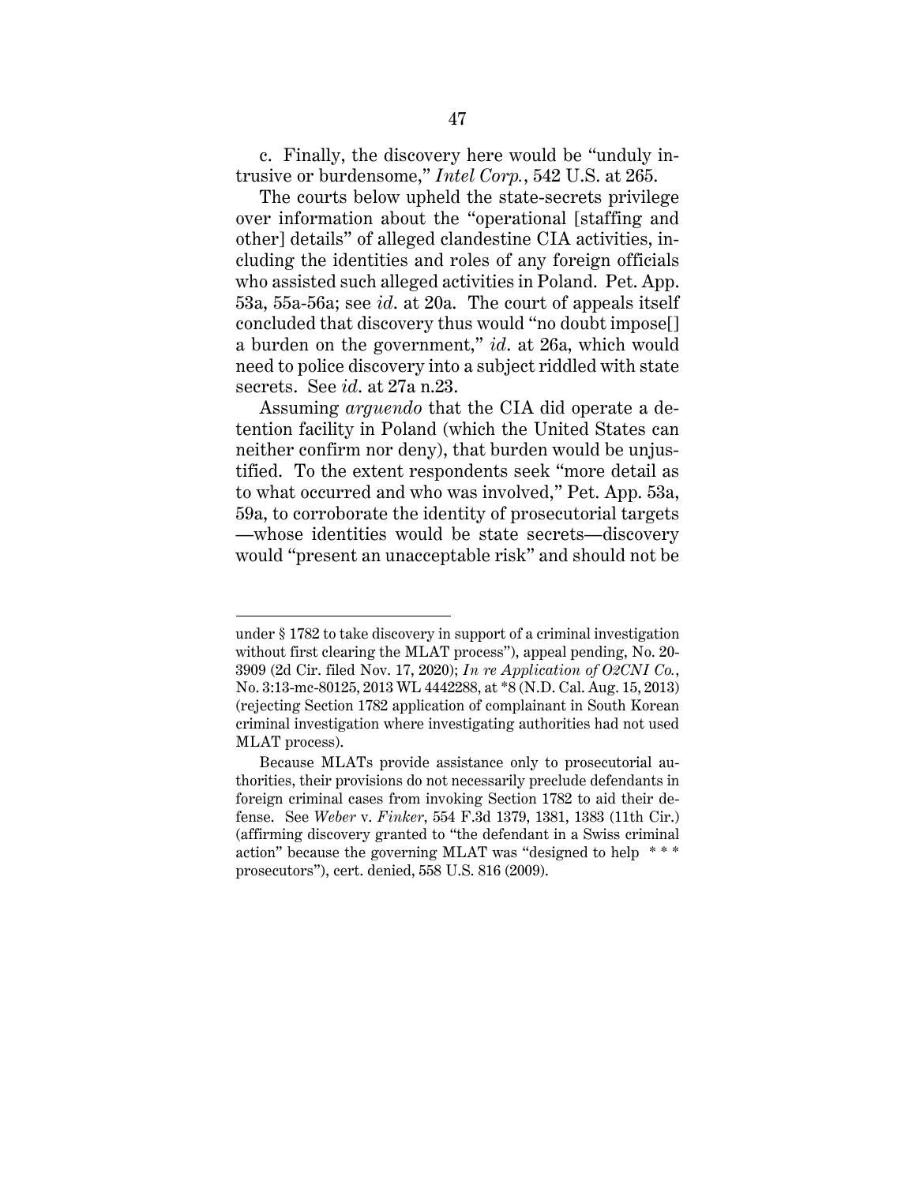c. Finally, the discovery here would be "unduly intrusive or burdensome," *Intel Corp.*, 542 U.S. at 265.

The courts below upheld the state-secrets privilege over information about the "operational [staffing and other] details" of alleged clandestine CIA activities, including the identities and roles of any foreign officials who assisted such alleged activities in Poland. Pet. App. 53a, 55a-56a; see *id*. at 20a. The court of appeals itself concluded that discovery thus would "no doubt impose[] a burden on the government," *id*. at 26a, which would need to police discovery into a subject riddled with state secrets. See *id*. at 27a n.23.

Assuming *arguendo* that the CIA did operate a detention facility in Poland (which the United States can neither confirm nor deny), that burden would be unjustified. To the extent respondents seek "more detail as to what occurred and who was involved," Pet. App. 53a, 59a, to corroborate the identity of prosecutorial targets —whose identities would be state secrets—discovery would "present an unacceptable risk" and should not be

---

under § 1782 to take discovery in support of a criminal investigation without first clearing the MLAT process"), appeal pending, No. 20-3909 (2d Cir. filed Nov. 17, 2020); *In re Application of O2CNI Co.*, No. 3:13-mc-80125, 2013 WL 4442288, at *8 (N.D. Cal. Aug. 15, 2013) (rejecting Section 1782 application of complainant in South Korean criminal investigation where investigating authorities had not used MLAT process).

Because MLATs provide assistance only to prosecutorial authorities, their provisions do not necessarily preclude defendants in foreign criminal cases from invoking Section 1782 to aid their defense. See *Weber* v. *Finker*, 554 F.3d 1379, 1381, 1383 (11th Cir.) (affirming discovery granted to "the defendant in a Swiss criminal action" because the governing MLAT was "designed to help * * * prosecutors"), cert. denied, 558 U.S. 816 (2009).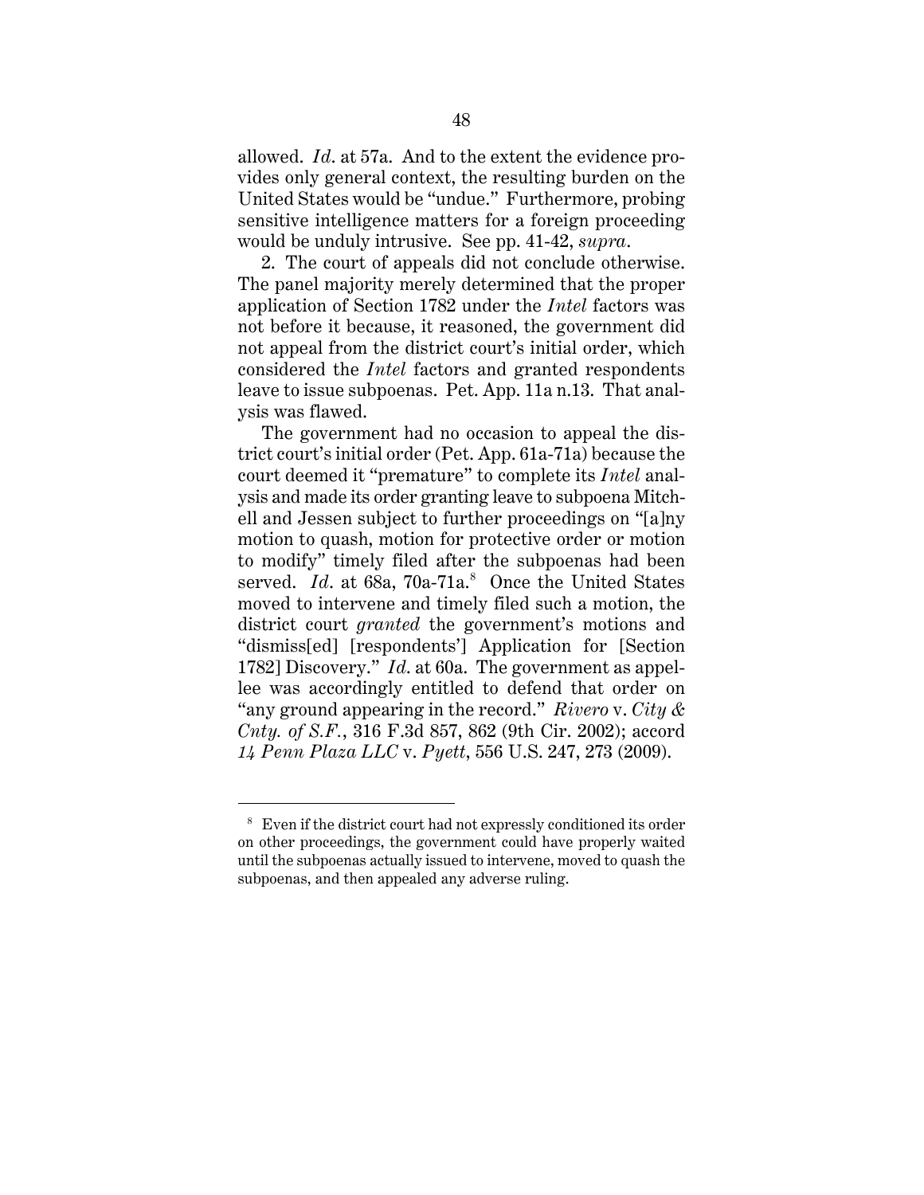allowed. *Id*. at 57a. And to the extent the evidence provides only general context, the resulting burden on the United States would be "undue." Furthermore, probing sensitive intelligence matters for a foreign proceeding would be unduly intrusive. See pp. 41-42, *supra*.

2. The court of appeals did not conclude otherwise. The panel majority merely determined that the proper application of Section 1782 under the *Intel* factors was not before it because, it reasoned, the government did not appeal from the district court's initial order, which considered the *Intel* factors and granted respondents leave to issue subpoenas. Pet. App. 11a n.13. That analysis was flawed.

The government had no occasion to appeal the district court's initial order (Pet. App. 61a-71a) because the court deemed it "premature" to complete its *Intel* analysis and made its order granting leave to subpoena Mitchell and Jessen subject to further proceedings on "[a]ny motion to quash, motion for protective order or motion to modify" timely filed after the subpoenas had been served. *Id*. at 68a, 70a-71a.[8] Once the United States moved to intervene and timely filed such a motion, the district court *granted* the government's motions and "dismiss[ed] [respondents'] Application for [Section 1782] Discovery." *Id*. at 60a. The government as appellee was accordingly entitled to defend that order on "any ground appearing in the record." *Rivero* v. *City & Cnty. of S.F.*, 316 F.3d 857, 862 (9th Cir. 2002); accord *14 Penn Plaza LLC* v. *Pyett*, 556 U.S. 247, 273 (2009).

---

[8] Even if the district court had not expressly conditioned its order on other proceedings, the government could have properly waited until the subpoenas actually issued to intervene, moved to quash the subpoenas, and then appealed any adverse ruling.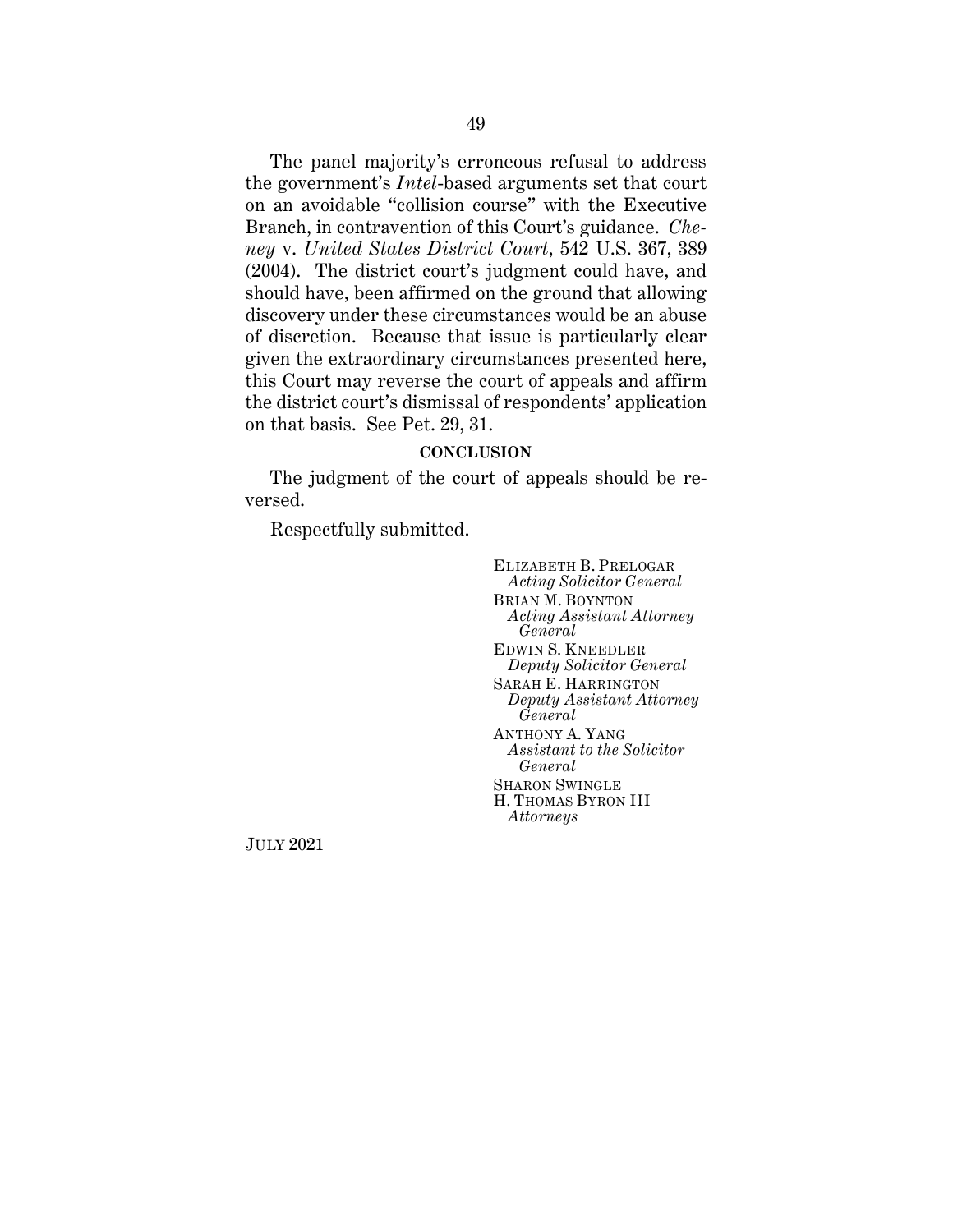The panel majority's erroneous refusal to address the government's *Intel*-based arguments set that court on an avoidable "collision course" with the Executive Branch, in contravention of this Court's guidance. *Cheney* v. *United States District Court*, 542 U.S. 367, 389 (2004). The district court's judgment could have, and should have, been affirmed on the ground that allowing discovery under these circumstances would be an abuse of discretion. Because that issue is particularly clear given the extraordinary circumstances presented here, this Court may reverse the court of appeals and affirm the district court's dismissal of respondents' application on that basis. See Pet. 29, 31.

## CONCLUSION

The judgment of the court of appeals should be reversed.

Respectfully submitted.

ELIZABETH B. PRELOGAR
*Acting Solicitor General*
BRIAN M. BOYNTON
*Acting Assistant Attorney General*
EDWIN S. KNEEDLER
*Deputy Solicitor General*
SARAH E. HARRINGTON
*Deputy Assistant Attorney General*
ANTHONY A. YANG
*Assistant to the Solicitor General*
SHARON SWINGLE
H. THOMAS BYRON III
*Attorneys*

JULY 2021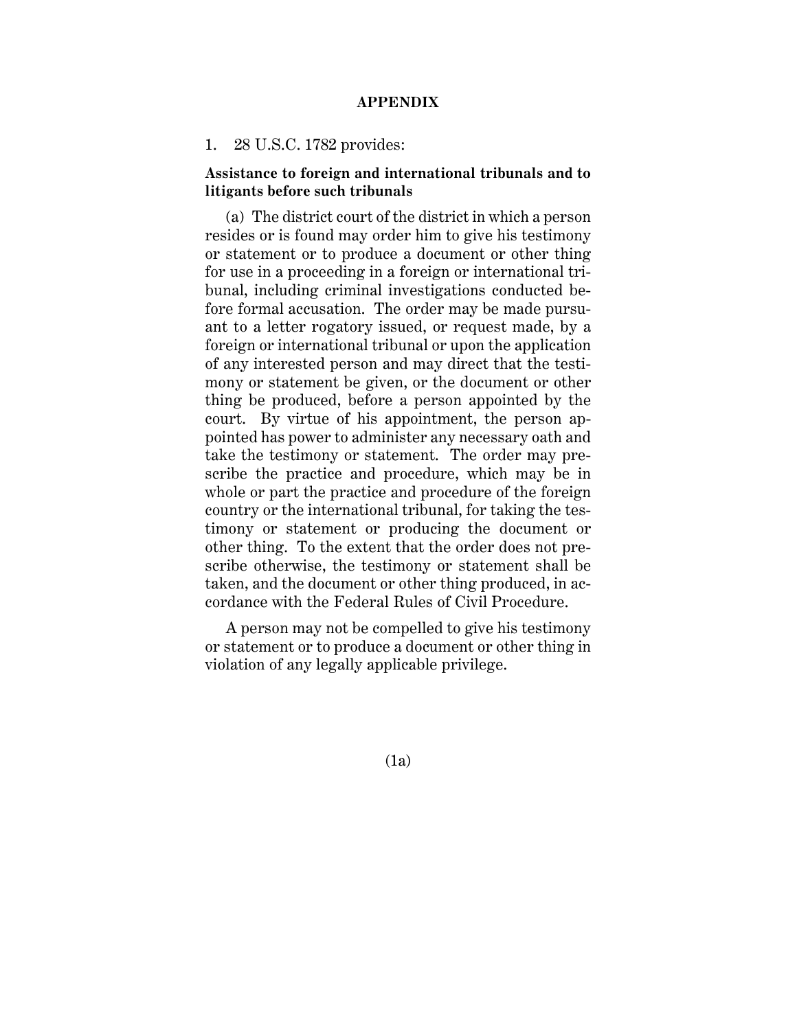# APPENDIX

1. 28 U.S.C. 1782 provides:

**Assistance to foreign and international tribunals and to litigants before such tribunals**

(a) The district court of the district in which a person resides or is found may order him to give his testimony or statement or to produce a document or other thing for use in a proceeding in a foreign or international tribunal, including criminal investigations conducted before formal accusation. The order may be made pursuant to a letter rogatory issued, or request made, by a foreign or international tribunal or upon the application of any interested person and may direct that the testimony or statement be given, or the document or other thing be produced, before a person appointed by the court. By virtue of his appointment, the person appointed has power to administer any necessary oath and take the testimony or statement. The order may prescribe the practice and procedure, which may be in whole or part the practice and procedure of the foreign country or the international tribunal, for taking the testimony or statement or producing the document or other thing. To the extent that the order does not prescribe otherwise, the testimony or statement shall be taken, and the document or other thing produced, in accordance with the Federal Rules of Civil Procedure.

A person may not be compelled to give his testimony or statement or to produce a document or other thing in violation of any legally applicable privilege.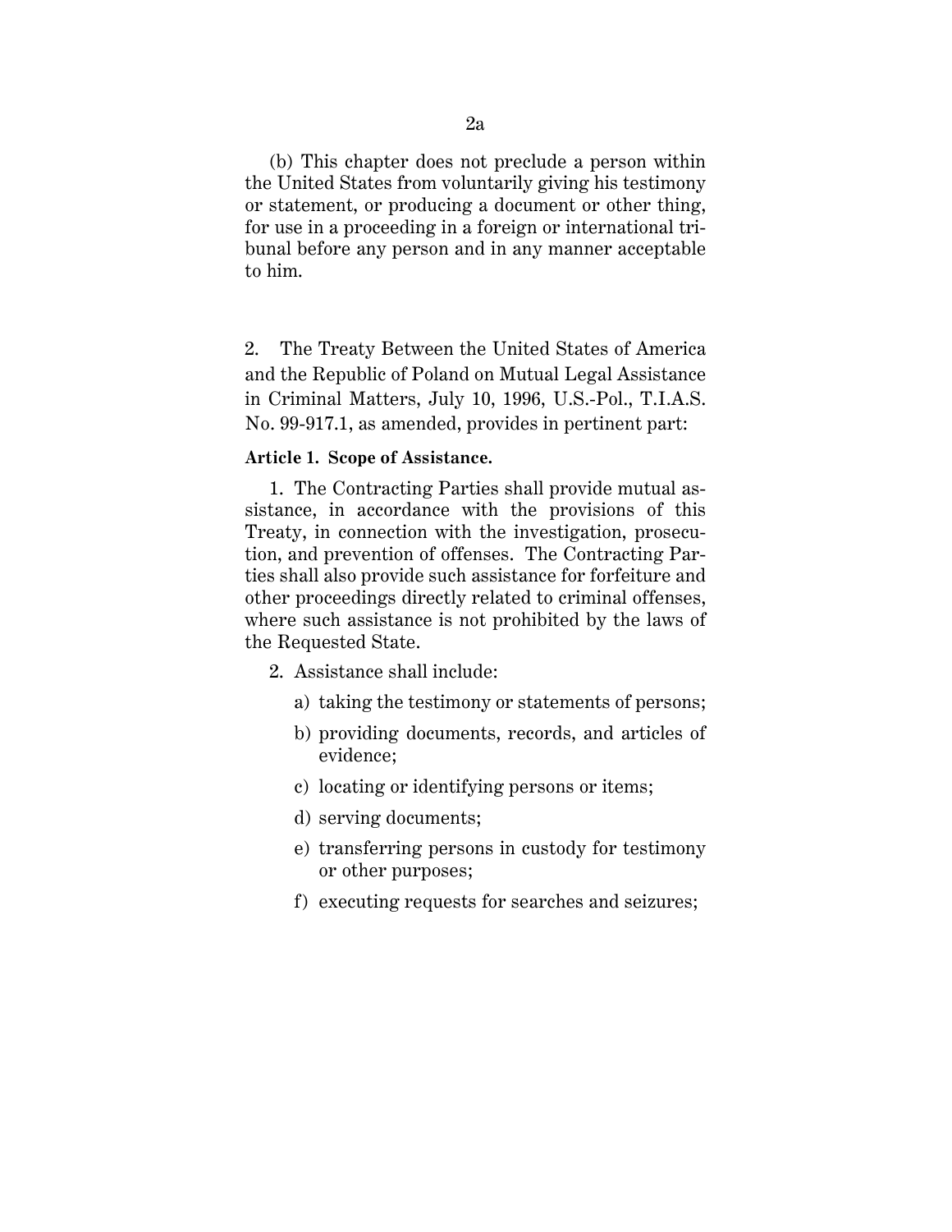(b) This chapter does not preclude a person within the United States from voluntarily giving his testimony or statement, or producing a document or other thing, for use in a proceeding in a foreign or international tribunal before any person and in any manner acceptable to him.

2. The Treaty Between the United States of America and the Republic of Poland on Mutual Legal Assistance in Criminal Matters, July 10, 1996, U.S.-Pol., T.I.A.S. No. 99-917.1, as amended, provides in pertinent part:

**Article 1. Scope of Assistance.**

1. The Contracting Parties shall provide mutual assistance, in accordance with the provisions of this Treaty, in connection with the investigation, prosecution, and prevention of offenses. The Contracting Parties shall also provide such assistance for forfeiture and other proceedings directly related to criminal offenses, where such assistance is not prohibited by the laws of the Requested State.

2. Assistance shall include:

   a) taking the testimony or statements of persons;

   b) providing documents, records, and articles of evidence;

   c) locating or identifying persons or items;

   d) serving documents;

   e) transferring persons in custody for testimony or other purposes;

   f) executing requests for searches and seizures;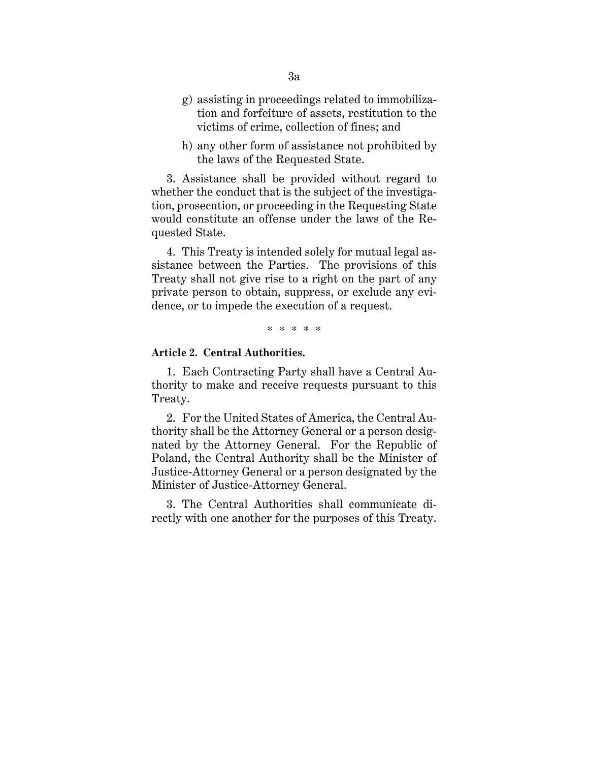g) assisting in proceedings related to immobilization and forfeiture of assets, restitution to the victims of crime, collection of fines; and

h) any other form of assistance not prohibited by the laws of the Requested State.

3. Assistance shall be provided without regard to whether the conduct that is the subject of the investigation, prosecution, or proceeding in the Requesting State would constitute an offense under the laws of the Requested State.

4. This Treaty is intended solely for mutual legal assistance between the Parties. The provisions of this Treaty shall not give rise to a right on the part of any private person to obtain, suppress, or exclude any evidence, or to impede the execution of a request.

\* \* \* \* \*

**Article 2. Central Authorities.**

1. Each Contracting Party shall have a Central Authority to make and receive requests pursuant to this Treaty.

2. For the United States of America, the Central Authority shall be the Attorney General or a person designated by the Attorney General. For the Republic of Poland, the Central Authority shall be the Minister of Justice-Attorney General or a person designated by the Minister of Justice-Attorney General.

3. The Central Authorities shall communicate directly with one another for the purposes of this Treaty.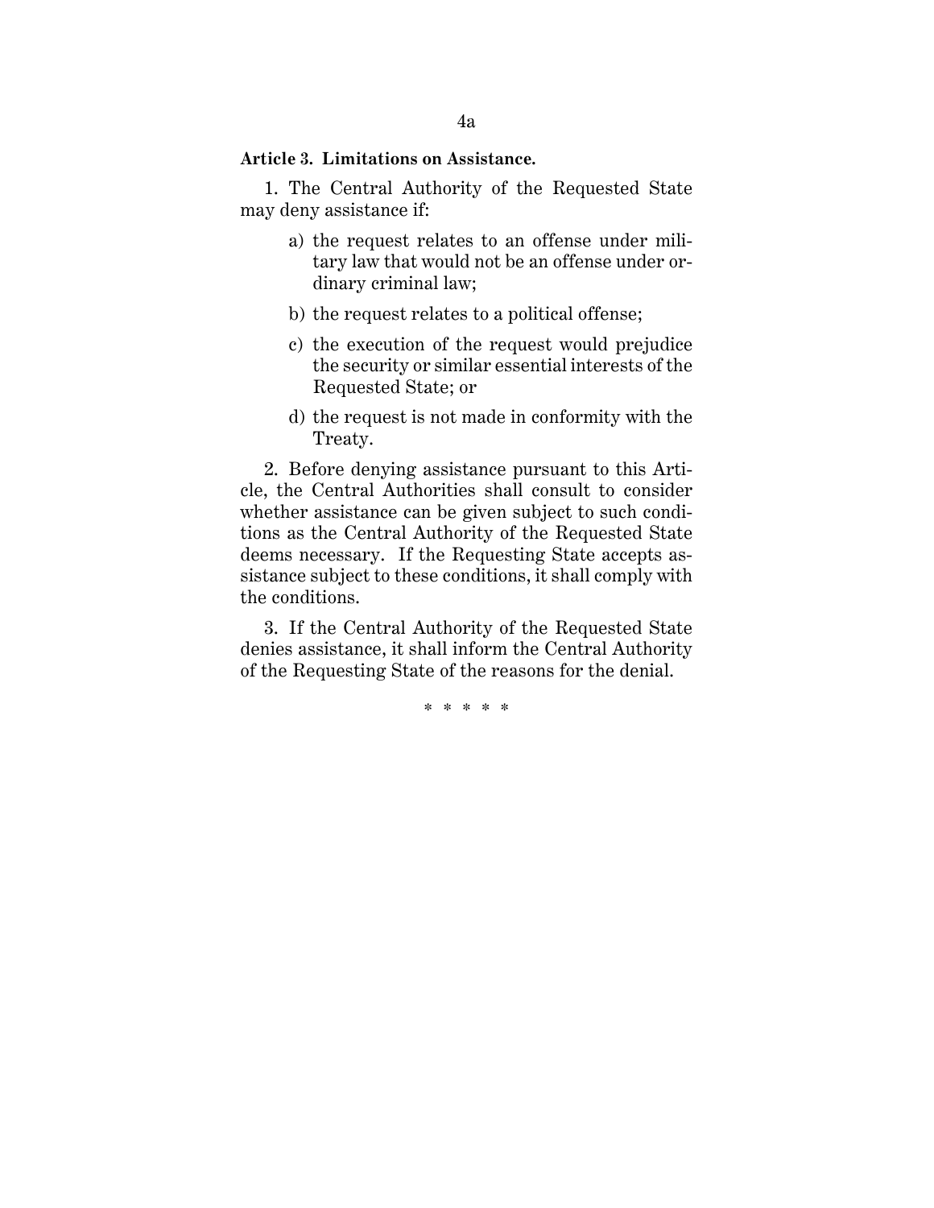**Article 3. Limitations on Assistance.**

1. The Central Authority of the Requested State may deny assistance if:

   a) the request relates to an offense under military law that would not be an offense under ordinary criminal law;

   b) the request relates to a political offense;

   c) the execution of the request would prejudice the security or similar essential interests of the Requested State; or

   d) the request is not made in conformity with the Treaty.

2. Before denying assistance pursuant to this Article, the Central Authorities shall consult to consider whether assistance can be given subject to such conditions as the Central Authority of the Requested State deems necessary. If the Requesting State accepts assistance subject to these conditions, it shall comply with the conditions.

3. If the Central Authority of the Requested State denies assistance, it shall inform the Central Authority of the Requesting State of the reasons for the denial.

\* \* \* \* \*